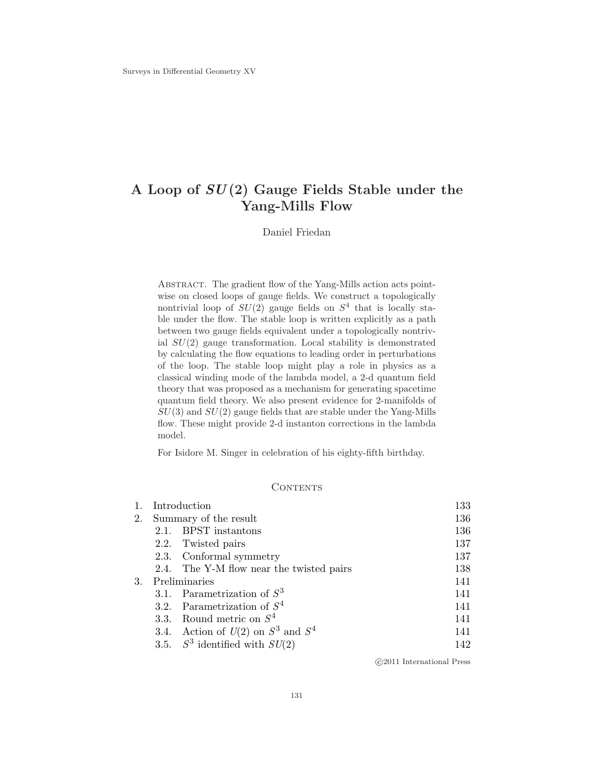# A Loop of $SU(2)$ Gauge Fields Stable under the Yang-Mills Flow

Daniel Friedan

Abstract. The gradient flow of the Yang-Mills action acts pointwise on closed loops of gauge fields. We construct a topologically nontrivial loop of $SU(2)$ gauge fields on $S^4$ that is locally stable under the flow. The stable loop is written explicitly as a path between two gauge fields equivalent under a topologically nontrivial $SU(2)$ gauge transformation. Local stability is demonstrated by calculating the flow equations to leading order in perturbations of the loop. The stable loop might play a role in physics as a classical winding mode of the lambda model, a 2-d quantum field theory that was proposed as a mechanism for generating spacetime quantum field theory. We also present evidence for 2-manifolds of $SU(3)$ and $SU(2)$ gauge fields that are stable under the Yang-Mills flow. These might provide 2-d instanton corrections in the lambda model.

For Isidore M. Singer in celebration of his eighty-fifth birthday.

## Contents

| | | |
|---|---|---|
| 1. | Introduction | 133 |
| 2. | Summary of the result | 136 |
| | 2.1. BPST instantons | 136 |
| | 2.2. Twisted pairs | 137 |
| | 2.3. Conformal symmetry | 137 |
| | 2.4. The Y-M flow near the twisted pairs | 138 |
| 3. | Preliminaries | 141 |
| | 3.1. Parametrization of $S^3$ | 141 |
| | 3.2. Parametrization of $S^4$ | 141 |
| | 3.3. Round metric on $S^4$ | 141 |
| | 3.4. Action of $U(2)$ on $S^3$ and $S^4$ | 141 |
| | 3.5. $S^3$ identified with $SU(2)$ | 142 |

©2011 International Press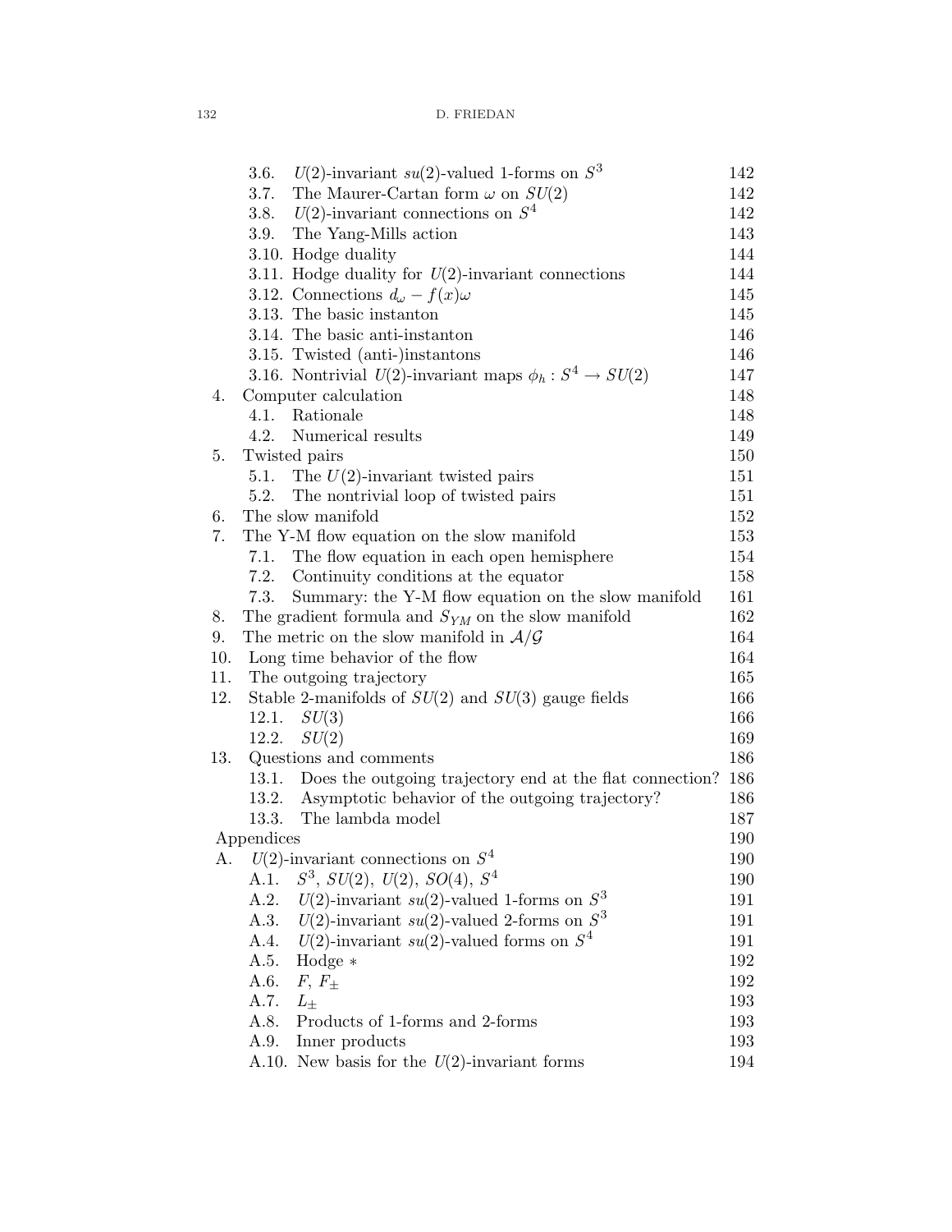| | | |
|---|---|---|
| 3.6. | $U(2)$-invariant $su(2)$-valued 1-forms on $S^3$ | 142 |
| 3.7. | The Maurer-Cartan form $\omega$ on $SU(2)$ | 142 |
| 3.8. | $U(2)$-invariant connections on $S^4$ | 142 |
| 3.9. | The Yang-Mills action | 143 |
| 3.10. | Hodge duality | 144 |
| 3.11. | Hodge duality for $U(2)$-invariant connections | 144 |
| 3.12. | Connections $d_\omega - f(x)\omega$ | 145 |
| 3.13. | The basic instanton | 145 |
| 3.14. | The basic anti-instanton | 146 |
| 3.15. | Twisted (anti-)instantons | 146 |
| 3.16. | Nontrivial $U(2)$-invariant maps $\phi_h : S^4 \to SU(2)$ | 147 |
| 4. | Computer calculation | 148 |
| 4.1. | Rationale | 148 |
| 4.2. | Numerical results | 149 |
| 5. | Twisted pairs | 150 |
| 5.1. | The $U(2)$-invariant twisted pairs | 151 |
| 5.2. | The nontrivial loop of twisted pairs | 151 |
| 6. | The slow manifold | 152 |
| 7. | The Y-M flow equation on the slow manifold | 153 |
| 7.1. | The flow equation in each open hemisphere | 154 |
| 7.2. | Continuity conditions at the equator | 158 |
| 7.3. | Summary: the Y-M flow equation on the slow manifold | 161 |
| 8. | The gradient formula and $S_{YM}$ on the slow manifold | 162 |
| 9. | The metric on the slow manifold in $\mathcal{A}/\mathcal{G}$ | 164 |
| 10. | Long time behavior of the flow | 164 |
| 11. | The outgoing trajectory | 165 |
| 12. | Stable 2-manifolds of $SU(2)$ and $SU(3)$ gauge fields | 166 |
| 12.1. | $SU(3)$ | 166 |
| 12.2. | $SU(2)$ | 169 |
| 13. | Questions and comments | 186 |
| 13.1. | Does the outgoing trajectory end at the flat connection? | 186 |
| 13.2. | Asymptotic behavior of the outgoing trajectory? | 186 |
| 13.3. | The lambda model | 187 |
| | Appendices | 190 |
| A. | $U(2)$-invariant connections on $S^4$ | 190 |
| A.1. | $S^3$, $SU(2)$, $U(2)$, $SO(4)$, $S^4$ | 190 |
| A.2. | $U(2)$-invariant $su(2)$-valued 1-forms on $S^3$ | 191 |
| A.3. | $U(2)$-invariant $su(2)$-valued 2-forms on $S^3$ | 191 |
| A.4. | $U(2)$-invariant $su(2)$-valued forms on $S^4$ | 191 |
| A.5. | Hodge $*$ | 192 |
| A.6. | $F$, $F_\pm$ | 192 |
| A.7. | $L_\pm$ | 193 |
| A.8. | Products of 1-forms and 2-forms | 193 |
| A.9. | Inner products | 193 |
| A.10. | New basis for the $U(2)$-invariant forms | 194 |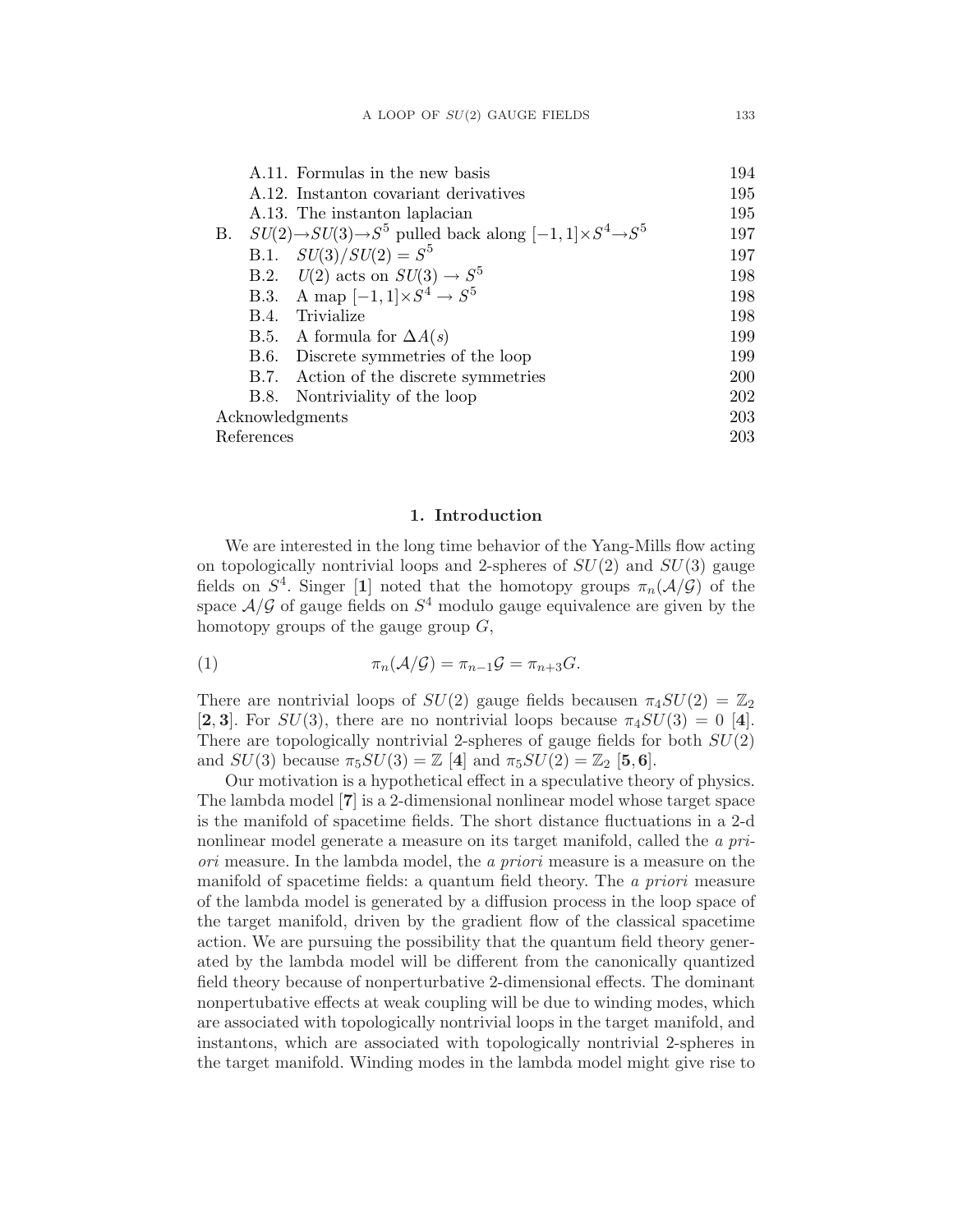A.11. Formulas in the new basis 194

A.12. Instanton covariant derivatives 195

A.13. The instanton laplacian 195

B. $SU(2) \to SU(3) \to S^5$ pulled back along $[-1,1] \times S^4 \to S^5$ 197

B.1. $SU(3)/SU(2) = S^5$ 197

B.2. $U(2)$ acts on $SU(3) \to S^5$ 198

B.3. A map $[-1,1] \times S^4 \to S^5$ 198

B.4. Trivialize 198

B.5. A formula for $\Delta A(s)$ 199

B.6. Discrete symmetries of the loop 199

B.7. Action of the discrete symmetries 200

B.8. Nontriviality of the loop 202

Acknowledgments 203

References 203

## 1. Introduction

We are interested in the long time behavior of the Yang-Mills flow acting on topologically nontrivial loops and 2-spheres of $SU(2)$ and $SU(3)$ gauge fields on $S^4$. Singer [**1**] noted that the homotopy groups $\pi_n(\mathcal{A}/\mathcal{G})$ of the space $\mathcal{A}/\mathcal{G}$ of gauge fields on $S^4$ modulo gauge equivalence are given by the homotopy groups of the gauge group $G$,

$$\pi_n(\mathcal{A}/\mathcal{G}) = \pi_{n-1}\mathcal{G} = \pi_{n+3}G. \tag{1}$$

There are nontrivial loops of $SU(2)$ gauge fields becausen $\pi_4 SU(2) = \mathbb{Z}_2$ [**2, 3**]. For $SU(3)$, there are no nontrivial loops because $\pi_4 SU(3) = 0$ [**4**]. There are topologically nontrivial 2-spheres of gauge fields for both $SU(2)$ and $SU(3)$ because $\pi_5 SU(3) = \mathbb{Z}$ [**4**] and $\pi_5 SU(2) = \mathbb{Z}_2$ [**5, 6**].

Our motivation is a hypothetical effect in a speculative theory of physics. The lambda model [**7**] is a 2-dimensional nonlinear model whose target space is the manifold of spacetime fields. The short distance fluctuations in a 2-d nonlinear model generate a measure on its target manifold, called the *a priori* measure. In the lambda model, the *a priori* measure is a measure on the manifold of spacetime fields: a quantum field theory. The *a priori* measure of the lambda model is generated by a diffusion process in the loop space of the target manifold, driven by the gradient flow of the classical spacetime action. We are pursuing the possibility that the quantum field theory generated by the lambda model will be different from the canonically quantized field theory because of nonperturbative 2-dimensional effects. The dominant nonpertubative effects at weak coupling will be due to winding modes, which are associated with topologically nontrivial loops in the target manifold, and instantons, which are associated with topologically nontrivial 2-spheres in the target manifold. Winding modes in the lambda model might give rise to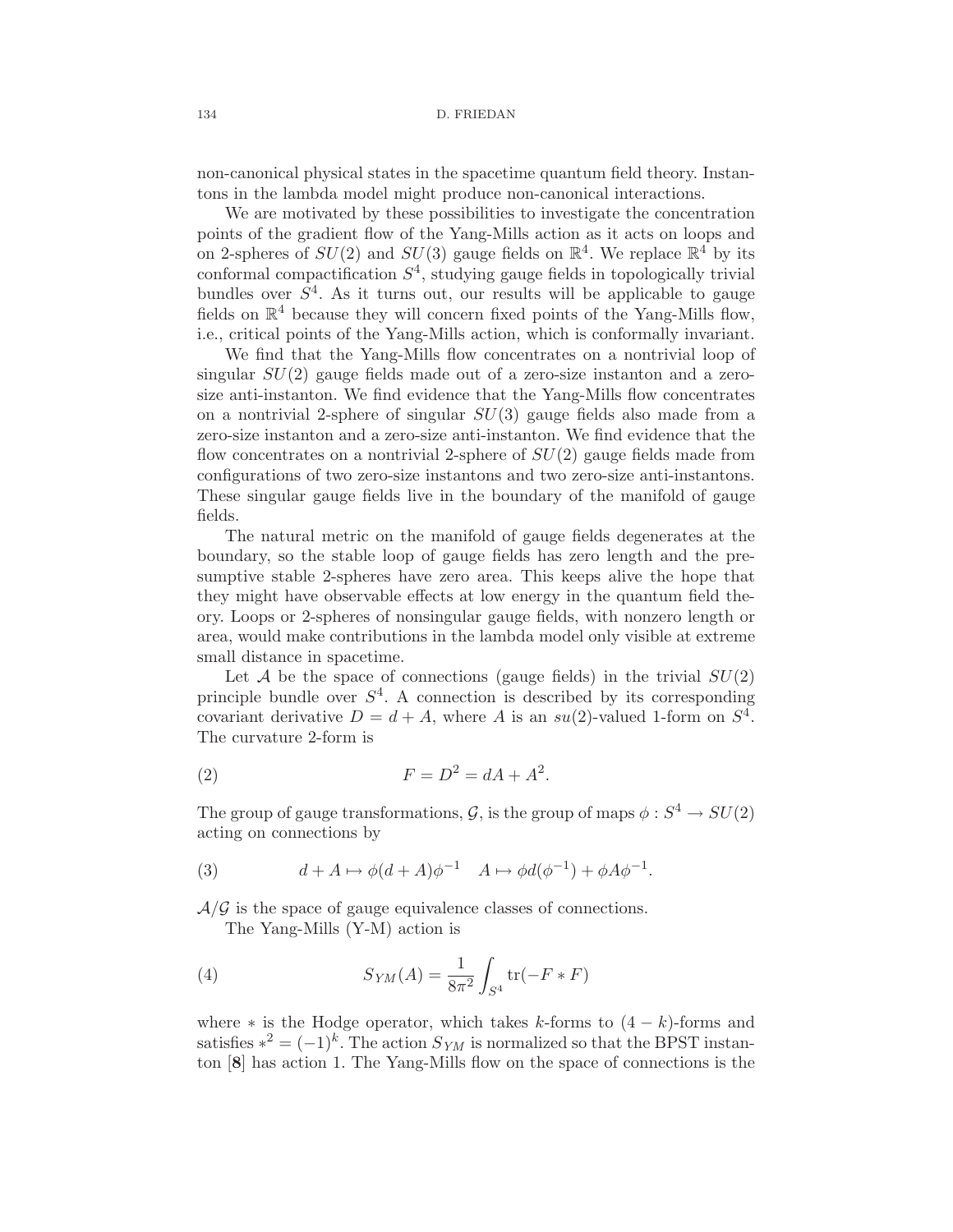non-canonical physical states in the spacetime quantum field theory. Instantons in the lambda model might produce non-canonical interactions.

We are motivated by these possibilities to investigate the concentration points of the gradient flow of the Yang-Mills action as it acts on loops and on 2-spheres of $SU(2)$ and $SU(3)$ gauge fields on $\mathbb{R}^4$. We replace $\mathbb{R}^4$ by its conformal compactification $S^4$, studying gauge fields in topologically trivial bundles over $S^4$. As it turns out, our results will be applicable to gauge fields on $\mathbb{R}^4$ because they will concern fixed points of the Yang-Mills flow, i.e., critical points of the Yang-Mills action, which is conformally invariant.

We find that the Yang-Mills flow concentrates on a nontrivial loop of singular $SU(2)$ gauge fields made out of a zero-size instanton and a zero-size anti-instanton. We find evidence that the Yang-Mills flow concentrates on a nontrivial 2-sphere of singular $SU(3)$ gauge fields also made from a zero-size instanton and a zero-size anti-instanton. We find evidence that the flow concentrates on a nontrivial 2-sphere of $SU(2)$ gauge fields made from configurations of two zero-size instantons and two zero-size anti-instantons. These singular gauge fields live in the boundary of the manifold of gauge fields.

The natural metric on the manifold of gauge fields degenerates at the boundary, so the stable loop of gauge fields has zero length and the presumptive stable 2-spheres have zero area. This keeps alive the hope that they might have observable effects at low energy in the quantum field theory. Loops or 2-spheres of nonsingular gauge fields, with nonzero length or area, would make contributions in the lambda model only visible at extreme small distance in spacetime.

Let $\mathcal{A}$ be the space of connections (gauge fields) in the trivial $SU(2)$ principle bundle over $S^4$. A connection is described by its corresponding covariant derivative $D = d + A$, where $A$ is an $su(2)$-valued 1-form on $S^4$. The curvature 2-form is

$$F = D^2 = dA + A^2. \tag{2}$$

The group of gauge transformations, $\mathcal{G}$, is the group of maps $\phi : S^4 \to SU(2)$ acting on connections by

$$d + A \mapsto \phi(d + A)\phi^{-1} \quad A \mapsto \phi d(\phi^{-1}) + \phi A \phi^{-1}. \tag{3}$$

$\mathcal{A}/\mathcal{G}$ is the space of gauge equivalence classes of connections.

The Yang-Mills (Y-M) action is

$$S_{YM}(A) = \frac{1}{8\pi^2} \int_{S^4} \mathrm{tr}(-F * F) \tag{4}$$

where $*$ is the Hodge operator, which takes $k$-forms to $(4-k)$-forms and satisfies $*^2 = (-1)^k$. The action $S_{YM}$ is normalized so that the BPST instanton [**8**] has action 1. The Yang-Mills flow on the space of connections is the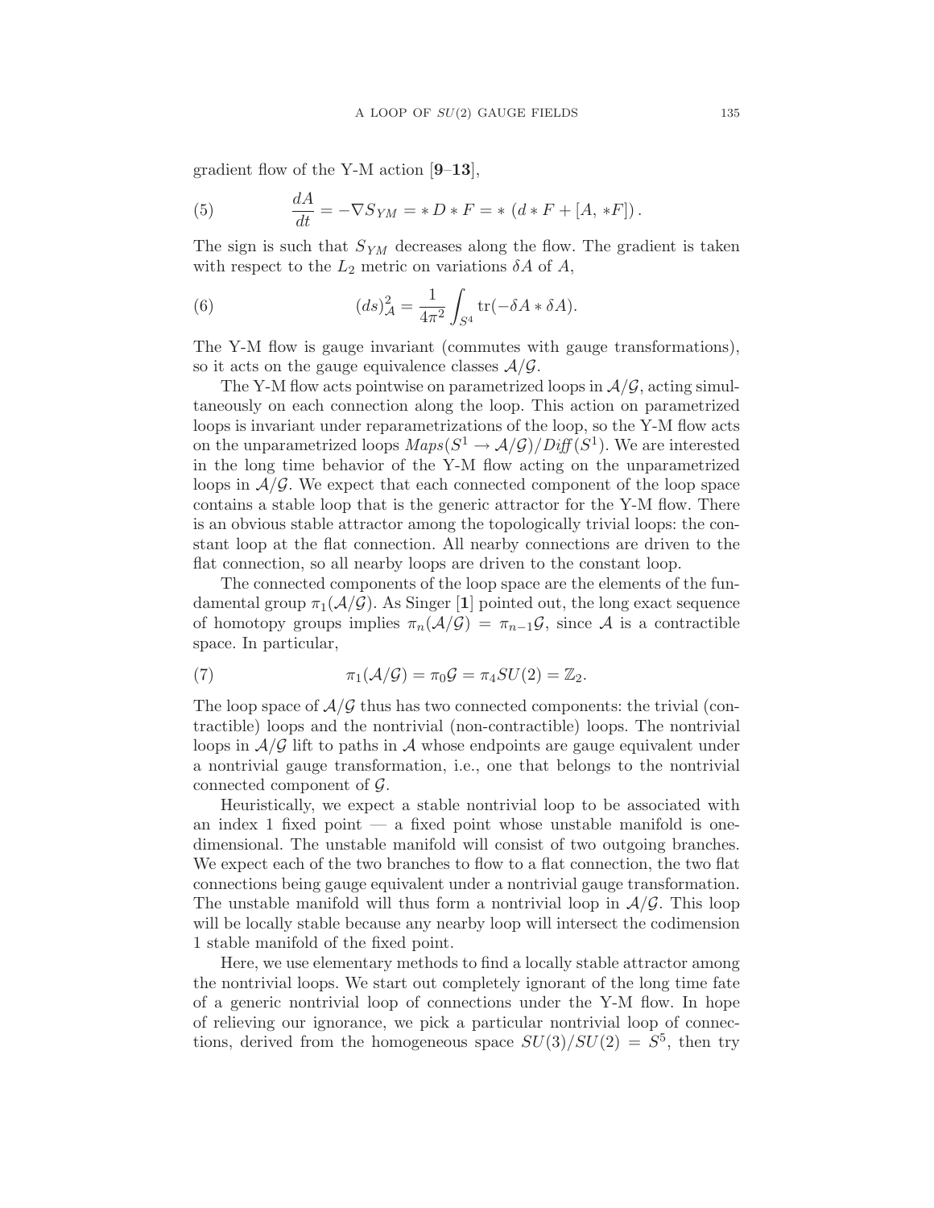gradient flow of the Y-M action [**9**–**13**],

$$\frac{dA}{dt} = -\nabla S_{YM} = *D*F = *\left(d*F + [A,\, *F]\right). \tag{5}$$

The sign is such that $S_{YM}$ decreases along the flow. The gradient is taken with respect to the $L_2$ metric on variations $\delta A$ of $A$,

$$(ds)^2_{\mathcal{A}} = \frac{1}{4\pi^2}\int_{S^4} \mathrm{tr}(-\delta A * \delta A). \tag{6}$$

The Y-M flow is gauge invariant (commutes with gauge transformations), so it acts on the gauge equivalence classes $\mathcal{A}/\mathcal{G}$.

The Y-M flow acts pointwise on parametrized loops in $\mathcal{A}/\mathcal{G}$, acting simultaneously on each connection along the loop. This action on parametrized loops is invariant under reparametrizations of the loop, so the Y-M flow acts on the unparametrized loops $Maps(S^1 \to \mathcal{A}/\mathcal{G})/Diff(S^1)$. We are interested in the long time behavior of the Y-M flow acting on the unparametrized loops in $\mathcal{A}/\mathcal{G}$. We expect that each connected component of the loop space contains a stable loop that is the generic attractor for the Y-M flow. There is an obvious stable attractor among the topologically trivial loops: the constant loop at the flat connection. All nearby connections are driven to the flat connection, so all nearby loops are driven to the constant loop.

The connected components of the loop space are the elements of the fundamental group $\pi_1(\mathcal{A}/\mathcal{G})$. As Singer [**1**] pointed out, the long exact sequence of homotopy groups implies $\pi_n(\mathcal{A}/\mathcal{G}) = \pi_{n-1}\mathcal{G}$, since $\mathcal{A}$ is a contractible space. In particular,

$$\pi_1(\mathcal{A}/\mathcal{G}) = \pi_0\mathcal{G} = \pi_4 SU(2) = \mathbb{Z}_2. \tag{7}$$

The loop space of $\mathcal{A}/\mathcal{G}$ thus has two connected components: the trivial (contractible) loops and the nontrivial (non-contractible) loops. The nontrivial loops in $\mathcal{A}/\mathcal{G}$ lift to paths in $\mathcal{A}$ whose endpoints are gauge equivalent under a nontrivial gauge transformation, i.e., one that belongs to the nontrivial connected component of $\mathcal{G}$.

Heuristically, we expect a stable nontrivial loop to be associated with an index 1 fixed point — a fixed point whose unstable manifold is one-dimensional. The unstable manifold will consist of two outgoing branches. We expect each of the two branches to flow to a flat connection, the two flat connections being gauge equivalent under a nontrivial gauge transformation. The unstable manifold will thus form a nontrivial loop in $\mathcal{A}/\mathcal{G}$. This loop will be locally stable because any nearby loop will intersect the codimension 1 stable manifold of the fixed point.

Here, we use elementary methods to find a locally stable attractor among the nontrivial loops. We start out completely ignorant of the long time fate of a generic nontrivial loop of connections under the Y-M flow. In hope of relieving our ignorance, we pick a particular nontrivial loop of connections, derived from the homogeneous space $SU(3)/SU(2) = S^5$, then try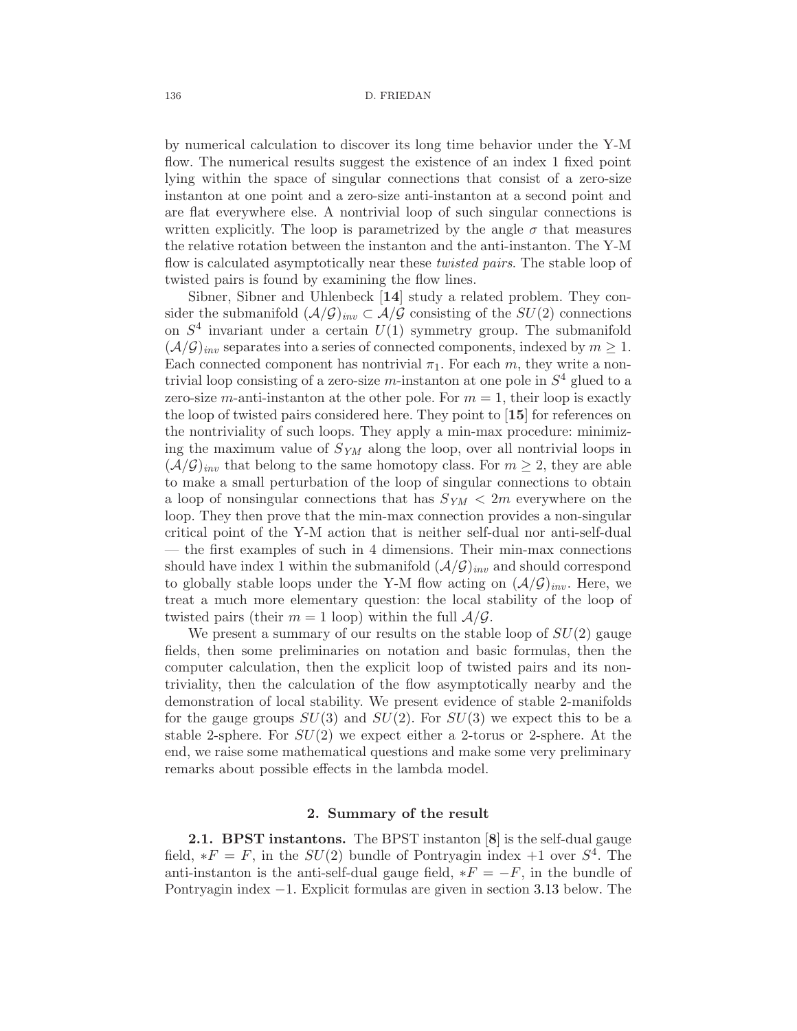by numerical calculation to discover its long time behavior under the Y-M flow. The numerical results suggest the existence of an index 1 fixed point lying within the space of singular connections that consist of a zero-size instanton at one point and a zero-size anti-instanton at a second point and are flat everywhere else. A nontrivial loop of such singular connections is written explicitly. The loop is parametrized by the angle $\sigma$ that measures the relative rotation between the instanton and the anti-instanton. The Y-M flow is calculated asymptotically near these *twisted pairs*. The stable loop of twisted pairs is found by examining the flow lines.

Sibner, Sibner and Uhlenbeck [**14**] study a related problem. They consider the submanifold $(\mathcal{A}/\mathcal{G})_{inv} \subset \mathcal{A}/\mathcal{G}$ consisting of the $SU(2)$ connections on $S^4$ invariant under a certain $U(1)$ symmetry group. The submanifold $(\mathcal{A}/\mathcal{G})_{inv}$ separates into a series of connected components, indexed by $m \geq 1$. Each connected component has nontrivial $\pi_1$. For each $m$, they write a nontrivial loop consisting of a zero-size $m$-instanton at one pole in $S^4$ glued to a zero-size $m$-anti-instanton at the other pole. For $m = 1$, their loop is exactly the loop of twisted pairs considered here. They point to [**15**] for references on the nontriviality of such loops. They apply a min-max procedure: minimizing the maximum value of $S_{YM}$ along the loop, over all nontrivial loops in $(\mathcal{A}/\mathcal{G})_{inv}$ that belong to the same homotopy class. For $m \geq 2$, they are able to make a small perturbation of the loop of singular connections to obtain a loop of nonsingular connections that has $S_{YM} < 2m$ everywhere on the loop. They then prove that the min-max connection provides a non-singular critical point of the Y-M action that is neither self-dual nor anti-self-dual — the first examples of such in 4 dimensions. Their min-max connections should have index 1 within the submanifold $(\mathcal{A}/\mathcal{G})_{inv}$ and should correspond to globally stable loops under the Y-M flow acting on $(\mathcal{A}/\mathcal{G})_{inv}$. Here, we treat a much more elementary question: the local stability of the loop of twisted pairs (their $m = 1$ loop) within the full $\mathcal{A}/\mathcal{G}$.

We present a summary of our results on the stable loop of $SU(2)$ gauge fields, then some preliminaries on notation and basic formulas, then the computer calculation, then the explicit loop of twisted pairs and its nontriviality, then the calculation of the flow asymptotically nearby and the demonstration of local stability. We present evidence of stable 2-manifolds for the gauge groups $SU(3)$ and $SU(2)$. For $SU(3)$ we expect this to be a stable 2-sphere. For $SU(2)$ we expect either a 2-torus or 2-sphere. At the end, we raise some mathematical questions and make some very preliminary remarks about possible effects in the lambda model.

## 2. Summary of the result

**2.1. BPST instantons.** The BPST instanton [**8**] is the self-dual gauge field, $*F = F$, in the $SU(2)$ bundle of Pontryagin index $+1$ over $S^4$. The anti-instanton is the anti-self-dual gauge field, $*F = -F$, in the bundle of Pontryagin index $-1$. Explicit formulas are given in section 3.13 below. The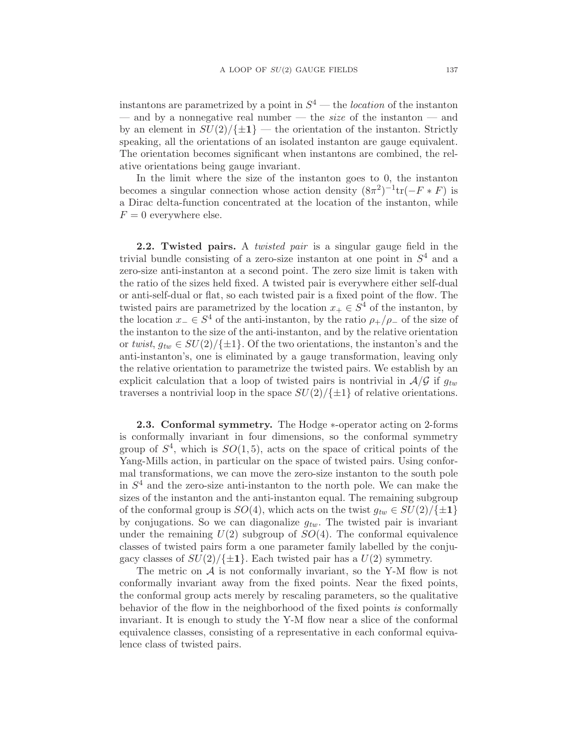instantons are parametrized by a point in $S^4$ — the *location* of the instanton — and by a nonnegative real number — the *size* of the instanton — and by an element in $SU(2)/\{\pm\mathbf{1}\}$ — the orientation of the instanton. Strictly speaking, all the orientations of an isolated instanton are gauge equivalent. The orientation becomes significant when instantons are combined, the relative orientations being gauge invariant.

In the limit where the size of the instanton goes to 0, the instanton becomes a singular connection whose action density $(8\pi^2)^{-1}\mathrm{tr}(-F * F)$ is a Dirac delta-function concentrated at the location of the instanton, while $F = 0$ everywhere else.

**2.2. Twisted pairs.** A *twisted pair* is a singular gauge field in the trivial bundle consisting of a zero-size instanton at one point in $S^4$ and a zero-size anti-instanton at a second point. The zero size limit is taken with the ratio of the sizes held fixed. A twisted pair is everywhere either self-dual or anti-self-dual or flat, so each twisted pair is a fixed point of the flow. The twisted pairs are parametrized by the location $x_+ \in S^4$ of the instanton, by the location $x_- \in S^4$ of the anti-instanton, by the ratio $\rho_+/\rho_-$ of the size of the instanton to the size of the anti-instanton, and by the relative orientation or *twist*, $g_{tw} \in SU(2)/\{\pm 1\}$. Of the two orientations, the instanton's and the anti-instanton's, one is eliminated by a gauge transformation, leaving only the relative orientation to parametrize the twisted pairs. We establish by an explicit calculation that a loop of twisted pairs is nontrivial in $\mathcal{A}/\mathcal{G}$ if $g_{tw}$ traverses a nontrivial loop in the space $SU(2)/\{\pm 1\}$ of relative orientations.

**2.3. Conformal symmetry.** The Hodge $*$-operator acting on 2-forms is conformally invariant in four dimensions, so the conformal symmetry group of $S^4$, which is $SO(1,5)$, acts on the space of critical points of the Yang-Mills action, in particular on the space of twisted pairs. Using conformal transformations, we can move the zero-size instanton to the south pole in $S^4$ and the zero-size anti-instanton to the north pole. We can make the sizes of the instanton and the anti-instanton equal. The remaining subgroup of the conformal group is $SO(4)$, which acts on the twist $g_{tw} \in SU(2)/\{\pm\mathbf{1}\}$ by conjugations. So we can diagonalize $g_{tw}$. The twisted pair is invariant under the remaining $U(2)$ subgroup of $SO(4)$. The conformal equivalence classes of twisted pairs form a one parameter family labelled by the conjugacy classes of $SU(2)/\{\pm\mathbf{1}\}$. Each twisted pair has a $U(2)$ symmetry.

The metric on $\mathcal{A}$ is not conformally invariant, so the Y-M flow is not conformally invariant away from the fixed points. Near the fixed points, the conformal group acts merely by rescaling parameters, so the qualitative behavior of the flow in the neighborhood of the fixed points *is* conformally invariant. It is enough to study the Y-M flow near a slice of the conformal equivalence classes, consisting of a representative in each conformal equivalence class of twisted pairs.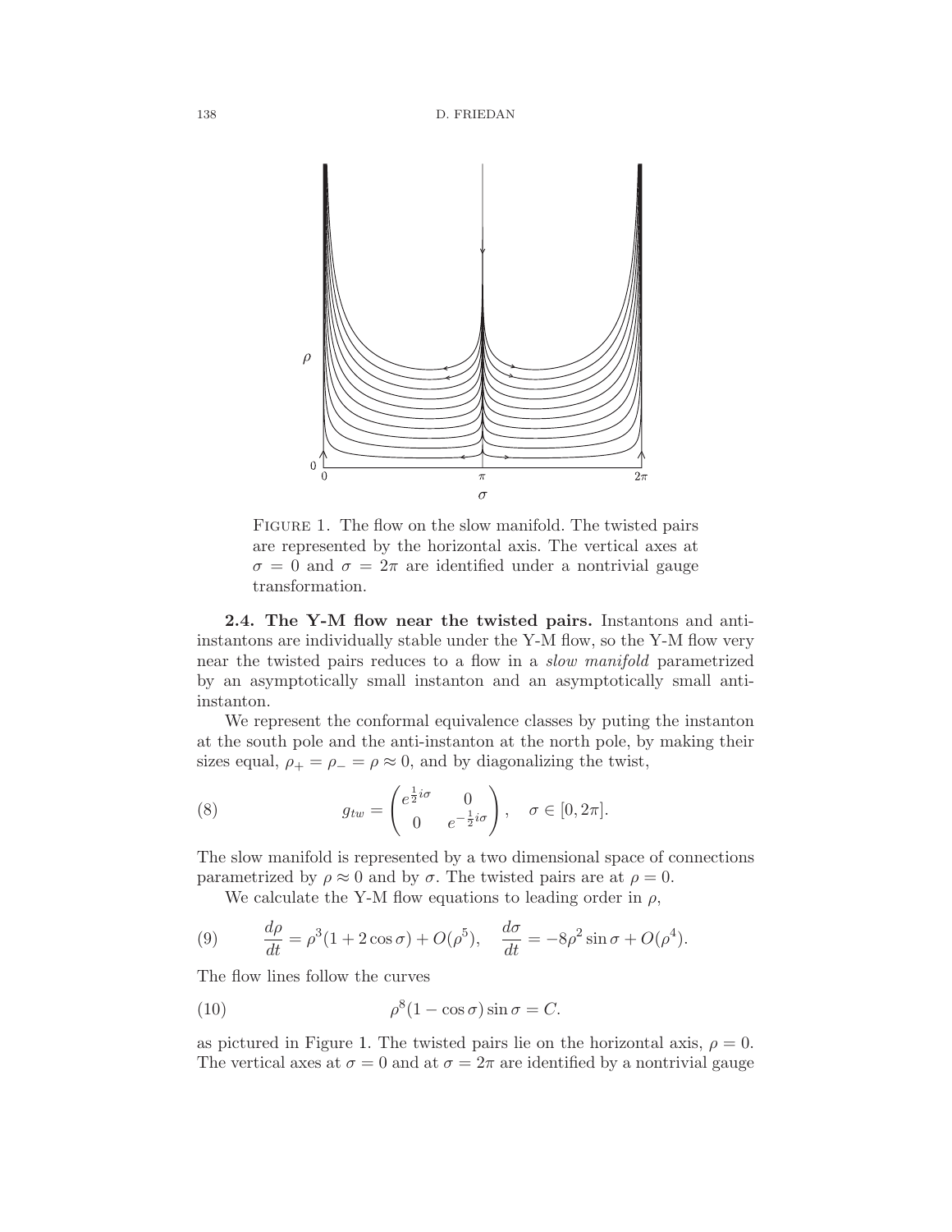FIGURE 1. The flow on the slow manifold. The twisted pairs are represented by the horizontal axis. The vertical axes at $\sigma = 0$ and $\sigma = 2\pi$ are identified under a nontrivial gauge transformation.

**2.4. The Y-M flow near the twisted pairs.** Instantons and anti-instantons are individually stable under the Y-M flow, so the Y-M flow very near the twisted pairs reduces to a flow in a *slow manifold* parametrized by an asymptotically small instanton and an asymptotically small anti-instanton.

We represent the conformal equivalence classes by puting the instanton at the south pole and the anti-instanton at the north pole, by making their sizes equal, $\rho_+ = \rho_- = \rho \approx 0$, and by diagonalizing the twist,

$$g_{tw} = \begin{pmatrix} e^{\frac{1}{2}i\sigma} & 0 \\ 0 & e^{-\frac{1}{2}i\sigma} \end{pmatrix}, \quad \sigma \in [0, 2\pi]. \tag{8}$$

The slow manifold is represented by a two dimensional space of connections parametrized by $\rho \approx 0$ and by $\sigma$. The twisted pairs are at $\rho = 0$.

We calculate the Y-M flow equations to leading order in $\rho$,

$$\frac{d\rho}{dt} = \rho^3(1 + 2\cos\sigma) + O(\rho^5), \quad \frac{d\sigma}{dt} = -8\rho^2 \sin\sigma + O(\rho^4). \tag{9}$$

The flow lines follow the curves

$$\rho^8(1 - \cos\sigma)\sin\sigma = C. \tag{10}$$

as pictured in Figure 1. The twisted pairs lie on the horizontal axis, $\rho = 0$. The vertical axes at $\sigma = 0$ and at $\sigma = 2\pi$ are identified by a nontrivial gauge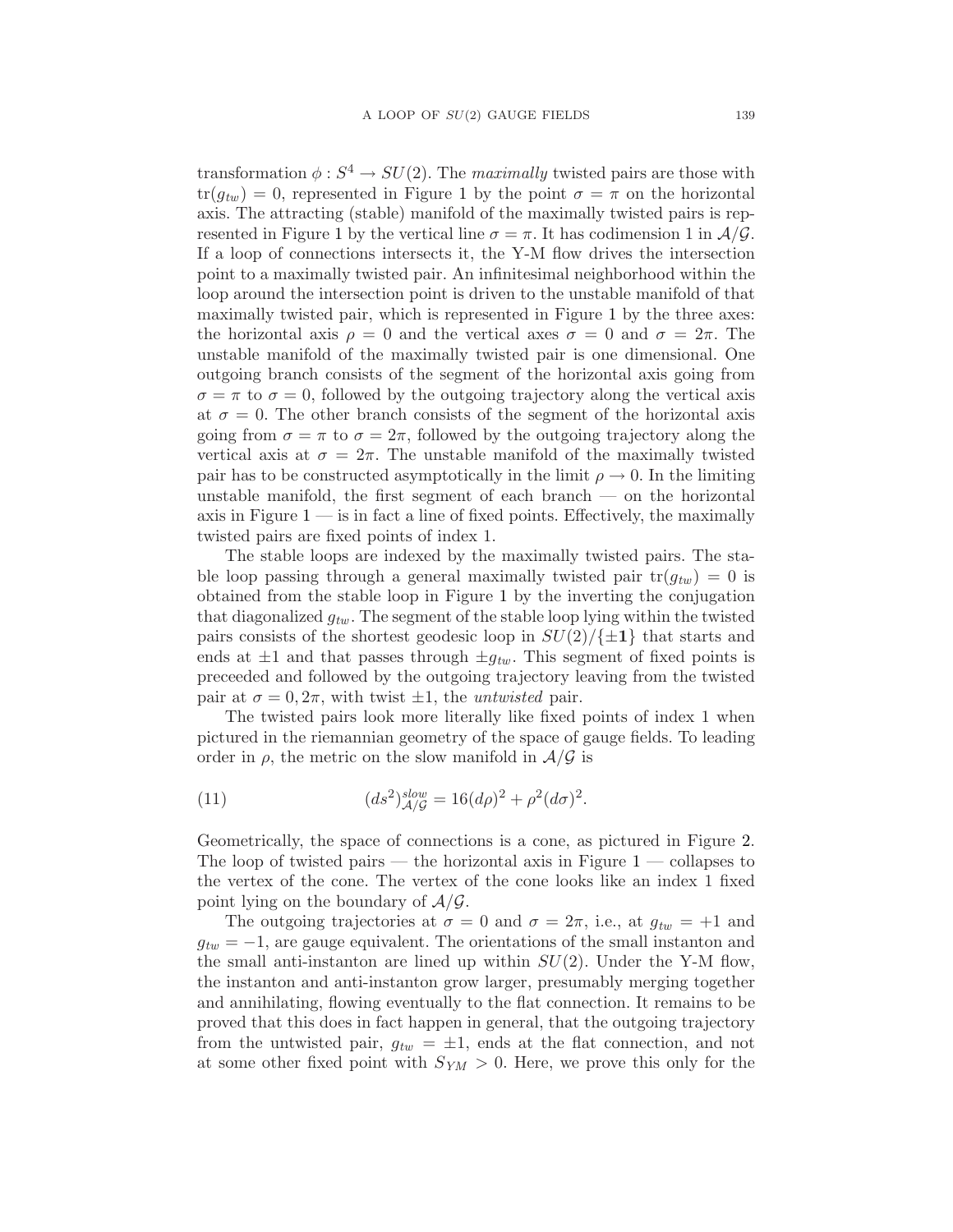transformation $\phi : S^4 \to SU(2)$. The *maximally* twisted pairs are those with $\mathrm{tr}(g_{tw}) = 0$, represented in Figure 1 by the point $\sigma = \pi$ on the horizontal axis. The attracting (stable) manifold of the maximally twisted pairs is represented in Figure 1 by the vertical line $\sigma = \pi$. It has codimension 1 in $\mathcal{A}/\mathcal{G}$. If a loop of connections intersects it, the Y-M flow drives the intersection point to a maximally twisted pair. An infinitesimal neighborhood within the loop around the intersection point is driven to the unstable manifold of that maximally twisted pair, which is represented in Figure 1 by the three axes: the horizontal axis $\rho = 0$ and the vertical axes $\sigma = 0$ and $\sigma = 2\pi$. The unstable manifold of the maximally twisted pair is one dimensional. One outgoing branch consists of the segment of the horizontal axis going from $\sigma = \pi$ to $\sigma = 0$, followed by the outgoing trajectory along the vertical axis at $\sigma = 0$. The other branch consists of the segment of the horizontal axis going from $\sigma = \pi$ to $\sigma = 2\pi$, followed by the outgoing trajectory along the vertical axis at $\sigma = 2\pi$. The unstable manifold of the maximally twisted pair has to be constructed asymptotically in the limit $\rho \to 0$. In the limiting unstable manifold, the first segment of each branch — on the horizontal axis in Figure 1 — is in fact a line of fixed points. Effectively, the maximally twisted pairs are fixed points of index 1.

The stable loops are indexed by the maximally twisted pairs. The stable loop passing through a general maximally twisted pair $\mathrm{tr}(g_{tw}) = 0$ is obtained from the stable loop in Figure 1 by the inverting the conjugation that diagonalized $g_{tw}$. The segment of the stable loop lying within the twisted pairs consists of the shortest geodesic loop in $SU(2)/\{\pm\mathbf{1}\}$ that starts and ends at $\pm 1$ and that passes through $\pm g_{tw}$. This segment of fixed points is preceeded and followed by the outgoing trajectory leaving from the twisted pair at $\sigma = 0, 2\pi$, with twist $\pm 1$, the *untwisted* pair.

The twisted pairs look more literally like fixed points of index 1 when pictured in the riemannian geometry of the space of gauge fields. To leading order in $\rho$, the metric on the slow manifold in $\mathcal{A}/\mathcal{G}$ is

$$(ds^2)^{slow}_{\mathcal{A}/\mathcal{G}} = 16(d\rho)^2 + \rho^2(d\sigma)^2. \tag{11}$$

Geometrically, the space of connections is a cone, as pictured in Figure 2. The loop of twisted pairs — the horizontal axis in Figure 1 — collapses to the vertex of the cone. The vertex of the cone looks like an index 1 fixed point lying on the boundary of $\mathcal{A}/\mathcal{G}$.

The outgoing trajectories at $\sigma = 0$ and $\sigma = 2\pi$, i.e., at $g_{tw} = +1$ and $g_{tw} = -1$, are gauge equivalent. The orientations of the small instanton and the small anti-instanton are lined up within $SU(2)$. Under the Y-M flow, the instanton and anti-instanton grow larger, presumably merging together and annihilating, flowing eventually to the flat connection. It remains to be proved that this does in fact happen in general, that the outgoing trajectory from the untwisted pair, $g_{tw} = \pm 1$, ends at the flat connection, and not at some other fixed point with $S_{YM} > 0$. Here, we prove this only for the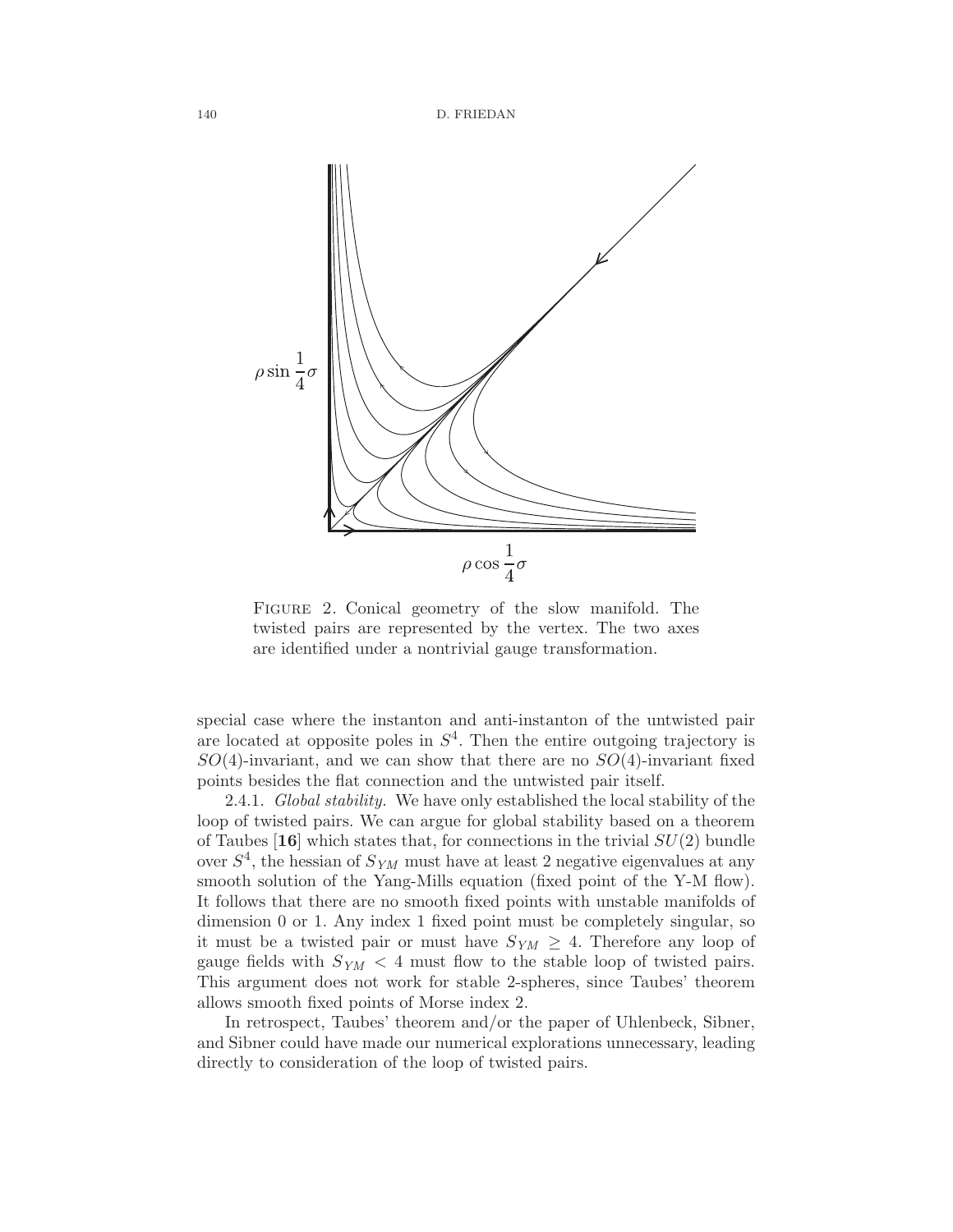FIGURE 2. Conical geometry of the slow manifold. The twisted pairs are represented by the vertex. The two axes are identified under a nontrivial gauge transformation.

special case where the instanton and anti-instanton of the untwisted pair are located at opposite poles in $S^4$. Then the entire outgoing trajectory is $SO(4)$-invariant, and we can show that there are no $SO(4)$-invariant fixed points besides the flat connection and the untwisted pair itself.

2.4.1. *Global stability.* We have only established the local stability of the loop of twisted pairs. We can argue for global stability based on a theorem of Taubes [**16**] which states that, for connections in the trivial $SU(2)$ bundle over $S^4$, the hessian of $S_{YM}$ must have at least 2 negative eigenvalues at any smooth solution of the Yang-Mills equation (fixed point of the Y-M flow). It follows that there are no smooth fixed points with unstable manifolds of dimension 0 or 1. Any index 1 fixed point must be completely singular, so it must be a twisted pair or must have $S_{YM} \geq 4$. Therefore any loop of gauge fields with $S_{YM} < 4$ must flow to the stable loop of twisted pairs. This argument does not work for stable 2-spheres, since Taubes' theorem allows smooth fixed points of Morse index 2.

In retrospect, Taubes' theorem and/or the paper of Uhlenbeck, Sibner, and Sibner could have made our numerical explorations unnecessary, leading directly to consideration of the loop of twisted pairs.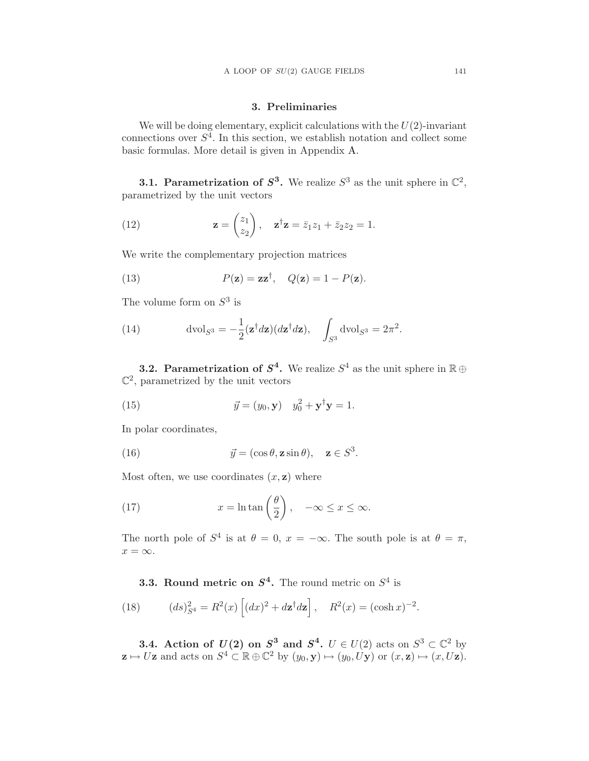## 3. Preliminaries

We will be doing elementary, explicit calculations with the $U(2)$-invariant connections over $S^4$. In this section, we establish notation and collect some basic formulas. More detail is given in Appendix A.

### 3.1. Parametrization of $S^3$.

We realize $S^3$ as the unit sphere in $\mathbb{C}^2$, parametrized by the unit vectors

$$\mathbf{z} = \begin{pmatrix} z_1 \\ z_2 \end{pmatrix}, \quad \mathbf{z}^\dagger \mathbf{z} = \bar{z}_1 z_1 + \bar{z}_2 z_2 = 1. \tag{12}$$

We write the complementary projection matrices

$$P(\mathbf{z}) = \mathbf{z}\mathbf{z}^\dagger, \quad Q(\mathbf{z}) = 1 - P(\mathbf{z}). \tag{13}$$

The volume form on $S^3$ is

$$\mathrm{dvol}_{S^3} = -\frac{1}{2}(\mathbf{z}^\dagger d\mathbf{z})(d\mathbf{z}^\dagger d\mathbf{z}), \quad \int_{S^3} \mathrm{dvol}_{S^3} = 2\pi^2. \tag{14}$$

### 3.2. Parametrization of $S^4$.

We realize $S^4$ as the unit sphere in $\mathbb{R} \oplus \mathbb{C}^2$, parametrized by the unit vectors

$$\vec{y} = (y_0, \mathbf{y}) \quad y_0^2 + \mathbf{y}^\dagger \mathbf{y} = 1. \tag{15}$$

In polar coordinates,

$$\vec{y} = (\cos\theta, \mathbf{z}\sin\theta), \quad \mathbf{z} \in S^3. \tag{16}$$

Most often, we use coordinates $(x, \mathbf{z})$ where

$$x = \ln \tan\left(\frac{\theta}{2}\right), \quad -\infty \le x \le \infty. \tag{17}$$

The north pole of $S^4$ is at $\theta = 0$, $x = -\infty$. The south pole is at $\theta = \pi$, $x = \infty$.

### 3.3. Round metric on $S^4$.

The round metric on $S^4$ is

$$(ds)^2_{S^4} = R^2(x)\left[(dx)^2 + d\mathbf{z}^\dagger d\mathbf{z}\right], \quad R^2(x) = (\cosh x)^{-2}. \tag{18}$$

### 3.4. Action of $U(2)$ on $S^3$ and $S^4$.

$U \in U(2)$ acts on $S^3 \subset \mathbb{C}^2$ by $\mathbf{z} \mapsto U\mathbf{z}$ and acts on $S^4 \subset \mathbb{R} \oplus \mathbb{C}^2$ by $(y_0, \mathbf{y}) \mapsto (y_0, U\mathbf{y})$ or $(x, \mathbf{z}) \mapsto (x, U\mathbf{z})$.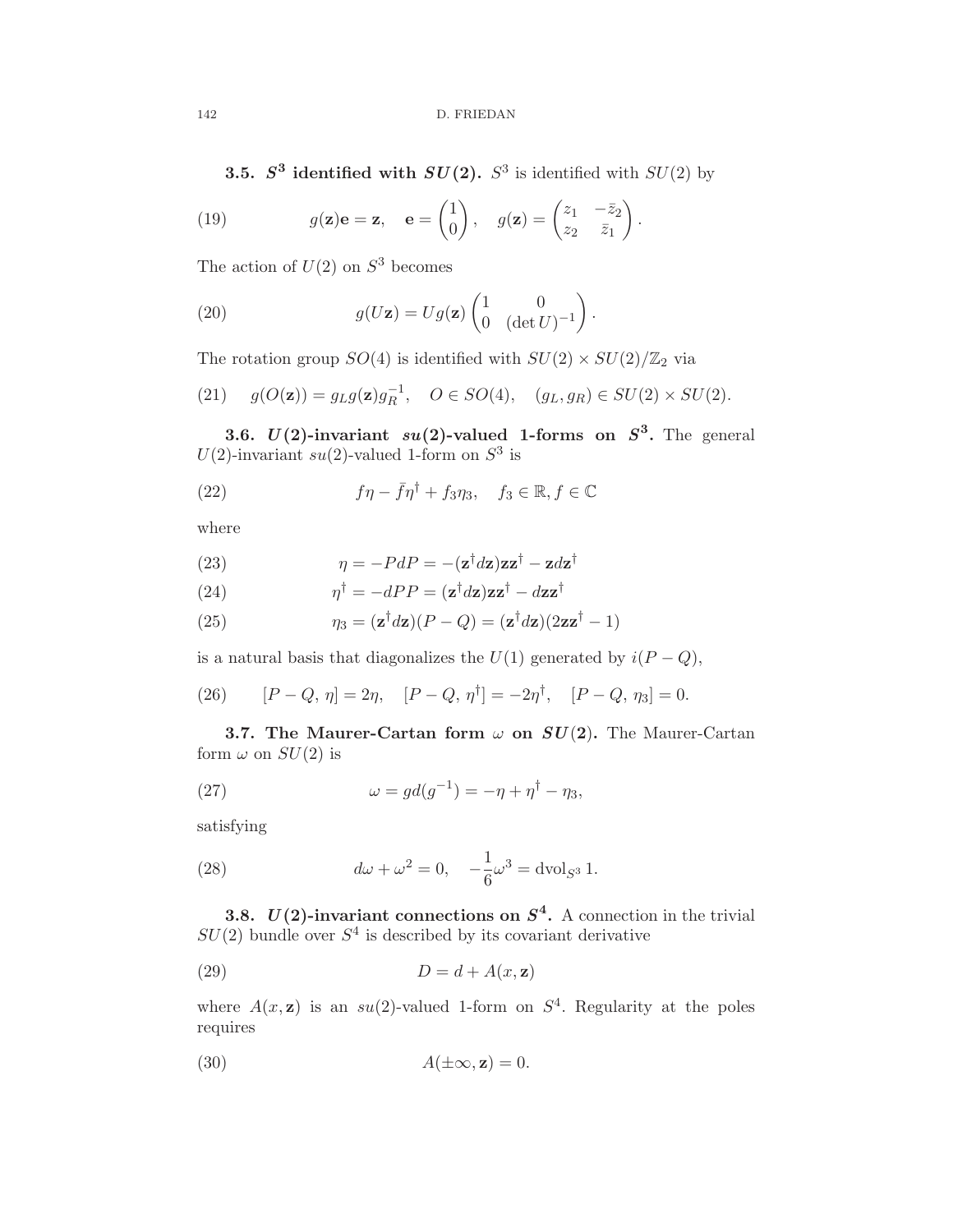### 3.5. $S^3$ identified with $SU(2)$.

$S^3$ is identified with $SU(2)$ by

$$g(\mathbf{z})\mathbf{e} = \mathbf{z}, \quad \mathbf{e} = \begin{pmatrix} 1 \\ 0 \end{pmatrix}, \quad g(\mathbf{z}) = \begin{pmatrix} z_1 & -\bar{z}_2 \\ z_2 & \bar{z}_1 \end{pmatrix}. \tag{19}$$

The action of $U(2)$ on $S^3$ becomes

$$g(U\mathbf{z}) = U g(\mathbf{z}) \begin{pmatrix} 1 & 0 \\ 0 & (\det U)^{-1} \end{pmatrix}. \tag{20}$$

The rotation group $SO(4)$ is identified with $SU(2) \times SU(2)/\mathbb{Z}_2$ via

$$g(O(\mathbf{z})) = g_L g(\mathbf{z}) g_R^{-1}, \quad O \in SO(4), \quad (g_L, g_R) \in SU(2) \times SU(2). \tag{21}$$

### 3.6. $U(2)$-invariant $su(2)$-valued 1-forms on $S^3$.

The general $U(2)$-invariant $su(2)$-valued 1-form on $S^3$ is

$$f\eta - \bar{f}\eta^\dagger + f_3\eta_3, \quad f_3 \in \mathbb{R}, f \in \mathbb{C} \tag{22}$$

where

$$\eta = -PdP = -(\mathbf{z}^\dagger d\mathbf{z})\mathbf{z}\mathbf{z}^\dagger - \mathbf{z}d\mathbf{z}^\dagger \tag{23}$$

$$\eta^\dagger = -dPP = (\mathbf{z}^\dagger d\mathbf{z})\mathbf{z}\mathbf{z}^\dagger - d\mathbf{z}\mathbf{z}^\dagger \tag{24}$$

$$\eta_3 = (\mathbf{z}^\dagger d\mathbf{z})(P - Q) = (\mathbf{z}^\dagger d\mathbf{z})(2\mathbf{z}\mathbf{z}^\dagger - 1) \tag{25}$$

is a natural basis that diagonalizes the $U(1)$ generated by $i(P-Q)$,

$$[P - Q, \eta] = 2\eta, \quad [P - Q, \eta^\dagger] = -2\eta^\dagger, \quad [P - Q, \eta_3] = 0. \tag{26}$$

### 3.7. The Maurer-Cartan form $\omega$ on $SU(2)$.

The Maurer-Cartan form $\omega$ on $SU(2)$ is

$$\omega = g d(g^{-1}) = -\eta + \eta^\dagger - \eta_3, \tag{27}$$

satisfying

$$d\omega + \omega^2 = 0, \quad -\frac{1}{6}\omega^3 = \mathrm{dvol}_{S^3} 1. \tag{28}$$

### 3.8. $U(2)$-invariant connections on $S^4$.

A connection in the trivial $SU(2)$ bundle over $S^4$ is described by its covariant derivative

$$D = d + A(x, \mathbf{z}) \tag{29}$$

where $A(x, \mathbf{z})$ is an $su(2)$-valued 1-form on $S^4$. Regularity at the poles requires

$$A(\pm\infty, \mathbf{z}) = 0. \tag{30}$$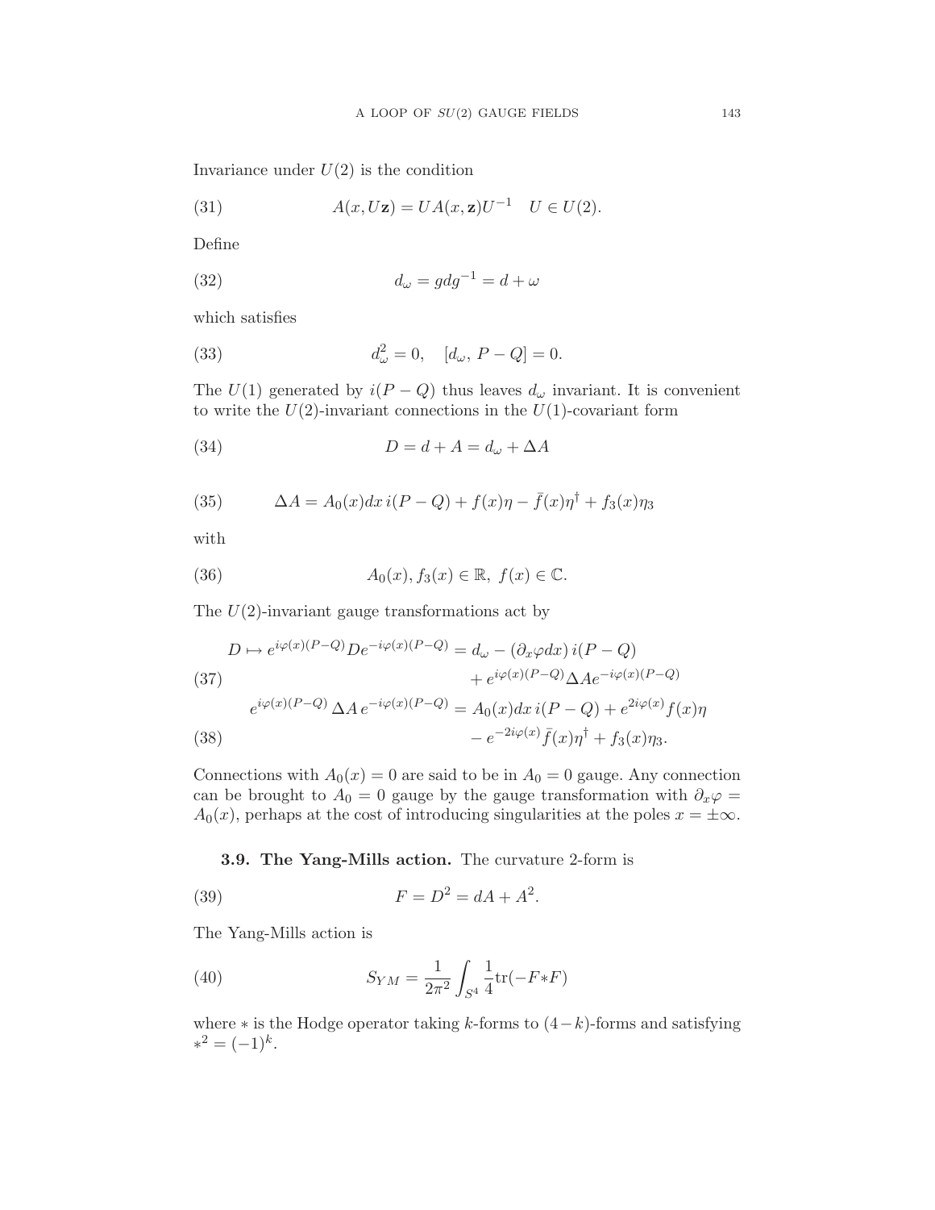Invariance under $U(2)$ is the condition

$$A(x, U\mathbf{z}) = UA(x, \mathbf{z})U^{-1} \quad U \in U(2). \tag{31}$$

Define

$$d_\omega = g d g^{-1} = d + \omega \tag{32}$$

which satisfies

$$d_\omega^2 = 0, \quad [d_\omega,\, P - Q] = 0. \tag{33}$$

The $U(1)$ generated by $i(P-Q)$ thus leaves $d_\omega$ invariant. It is convenient to write the $U(2)$-invariant connections in the $U(1)$-covariant form

$$D = d + A = d_\omega + \Delta A \tag{34}$$

$$\Delta A = A_0(x) dx\, i(P-Q) + f(x)\eta - \bar{f}(x)\eta^\dagger + f_3(x)\eta_3 \tag{35}$$

with

$$A_0(x), f_3(x) \in \mathbb{R},\ f(x) \in \mathbb{C}. \tag{36}$$

The $U(2)$-invariant gauge transformations act by

$$\begin{aligned} D \mapsto e^{i\varphi(x)(P-Q)} D e^{-i\varphi(x)(P-Q)} &= d_\omega - (\partial_x \varphi dx)\, i(P-Q) \\ &\quad + e^{i\varphi(x)(P-Q)} \Delta A e^{-i\varphi(x)(P-Q)} \end{aligned} \tag{37}$$

$$\begin{aligned} e^{i\varphi(x)(P-Q)}\, \Delta A\, e^{-i\varphi(x)(P-Q)} &= A_0(x) dx\, i(P-Q) + e^{2i\varphi(x)} f(x)\eta \\ &\quad - e^{-2i\varphi(x)} \bar{f}(x)\eta^\dagger + f_3(x)\eta_3. \end{aligned} \tag{38}$$

Connections with $A_0(x) = 0$ are said to be in $A_0 = 0$ gauge. Any connection can be brought to $A_0 = 0$ gauge by the gauge transformation with $\partial_x \varphi = A_0(x)$, perhaps at the cost of introducing singularities at the poles $x = \pm\infty$.

### 3.9. The Yang-Mills action.

The curvature 2-form is

$$F = D^2 = dA + A^2. \tag{39}$$

The Yang-Mills action is

$$S_{YM} = \frac{1}{2\pi^2} \int_{S^4} \frac{1}{4} \mathrm{tr}(-F {*} F) \tag{40}$$

where $*$ is the Hodge operator taking $k$-forms to $(4-k)$-forms and satisfying $*^2 = (-1)^k$.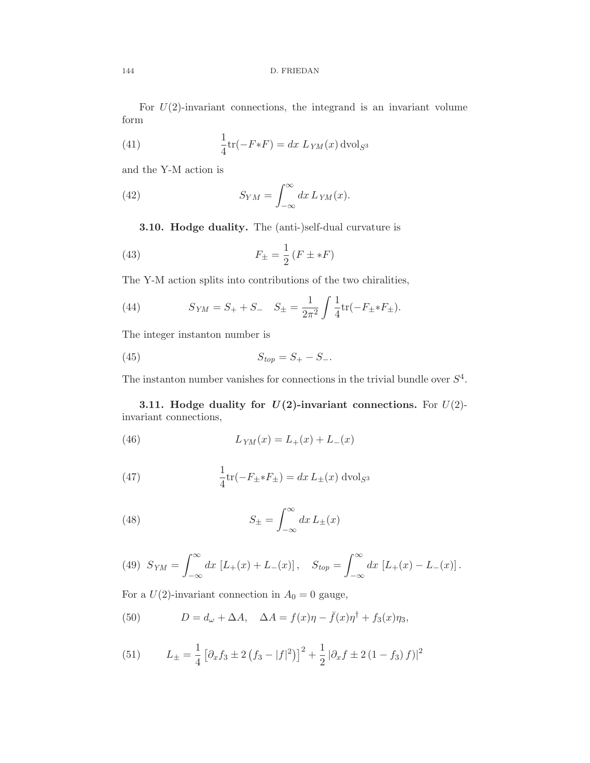For $U(2)$-invariant connections, the integrand is an invariant volume form

$$\frac{1}{4}\mathrm{tr}(-F{*}F) = dx\; L_{YM}(x)\,\mathrm{dvol}_{S^3} \tag{41}$$

and the Y-M action is

$$S_{YM} = \int_{-\infty}^{\infty} dx\, L_{YM}(x). \tag{42}$$

**3.10. Hodge duality.** The (anti-)self-dual curvature is

$$F_{\pm} = \frac{1}{2}\left(F \pm {*F}\right) \tag{43}$$

The Y-M action splits into contributions of the two chiralities,

$$S_{YM} = S_+ + S_- \quad S_{\pm} = \frac{1}{2\pi^2}\int \frac{1}{4}\mathrm{tr}(-F_{\pm}{*}F_{\pm}). \tag{44}$$

The integer instanton number is

$$S_{top} = S_+ - S_-. \tag{45}$$

The instanton number vanishes for connections in the trivial bundle over $S^4$.

**3.11. Hodge duality for $U(2)$-invariant connections.** For $U(2)$-invariant connections,

$$L_{YM}(x) = L_+(x) + L_-(x) \tag{46}$$

$$\frac{1}{4}\mathrm{tr}(-F_{\pm}{*}F_{\pm}) = dx\, L_{\pm}(x)\;\mathrm{dvol}_{S^3} \tag{47}$$

$$S_{\pm} = \int_{-\infty}^{\infty} dx\, L_{\pm}(x) \tag{48}$$

$$S_{YM} = \int_{-\infty}^{\infty} dx\; \left[L_+(x) + L_-(x)\right], \quad S_{top} = \int_{-\infty}^{\infty} dx\; \left[L_+(x) - L_-(x)\right]. \tag{49}$$

For a $U(2)$-invariant connection in $A_0 = 0$ gauge,

$$D = d_{\omega} + \Delta A, \quad \Delta A = f(x)\eta - \bar{f}(x)\eta^{\dagger} + f_3(x)\eta_3, \tag{50}$$

$$L_{\pm} = \frac{1}{4}\left[\partial_x f_3 \pm 2\left(f_3 - |f|^2\right)\right]^2 + \frac{1}{2}\left|\partial_x f \pm 2\left(1 - f_3\right) f\right|^2 \tag{51}$$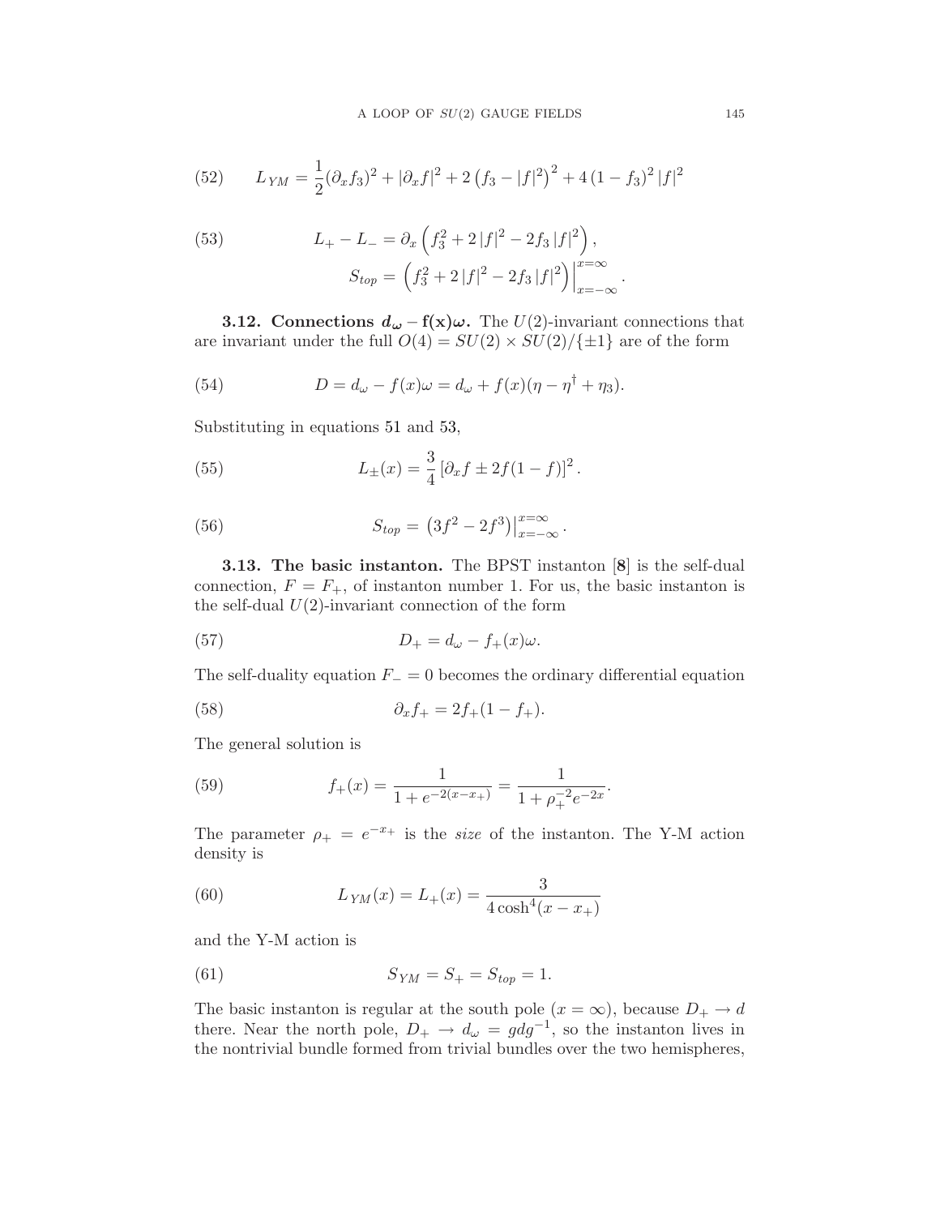$$L_{YM} = \frac{1}{2}(\partial_x f_3)^2 + |\partial_x f|^2 + 2\left(f_3 - |f|^2\right)^2 + 4\left(1 - f_3\right)^2 |f|^2 \tag{52}$$

$$L_+ - L_- = \partial_x \left(f_3^2 + 2\,|f|^2 - 2 f_3\,|f|^2\right), \tag{53}$$
$$S_{top} = \left(f_3^2 + 2\,|f|^2 - 2 f_3\,|f|^2\right)\Big|_{x=-\infty}^{x=\infty}.$$

**3.12. Connections $d_\omega - f(x)\omega$.** The $U(2)$-invariant connections that are invariant under the full $O(4) = SU(2) \times SU(2)/\{\pm 1\}$ are of the form

$$D = d_\omega - f(x)\omega = d_\omega + f(x)(\eta - \eta^\dagger + \eta_3). \tag{54}$$

Substituting in equations 51 and 53,

$$L_\pm(x) = \frac{3}{4}\left[\partial_x f \pm 2f(1-f)\right]^2. \tag{55}$$

$$S_{top} = \left(3f^2 - 2f^3\right)\Big|_{x=-\infty}^{x=\infty}. \tag{56}$$

**3.13. The basic instanton.** The BPST instanton [**8**] is the self-dual connection, $F = F_+$, of instanton number 1. For us, the basic instanton is the self-dual $U(2)$-invariant connection of the form

$$D_+ = d_\omega - f_+(x)\omega. \tag{57}$$

The self-duality equation $F_- = 0$ becomes the ordinary differential equation

$$\partial_x f_+ = 2f_+(1 - f_+). \tag{58}$$

The general solution is

$$f_+(x) = \frac{1}{1 + e^{-2(x - x_+)}} = \frac{1}{1 + \rho_+^{-2} e^{-2x}}. \tag{59}$$

The parameter $\rho_+ = e^{-x_+}$ is the *size* of the instanton. The Y-M action density is

$$L_{YM}(x) = L_+(x) = \frac{3}{4\cosh^4(x - x_+)} \tag{60}$$

and the Y-M action is

$$S_{YM} = S_+ = S_{top} = 1. \tag{61}$$

The basic instanton is regular at the south pole ($x = \infty$), because $D_+ \to d$ there. Near the north pole, $D_+ \to d_\omega = g d g^{-1}$, so the instanton lives in the nontrivial bundle formed from trivial bundles over the two hemispheres,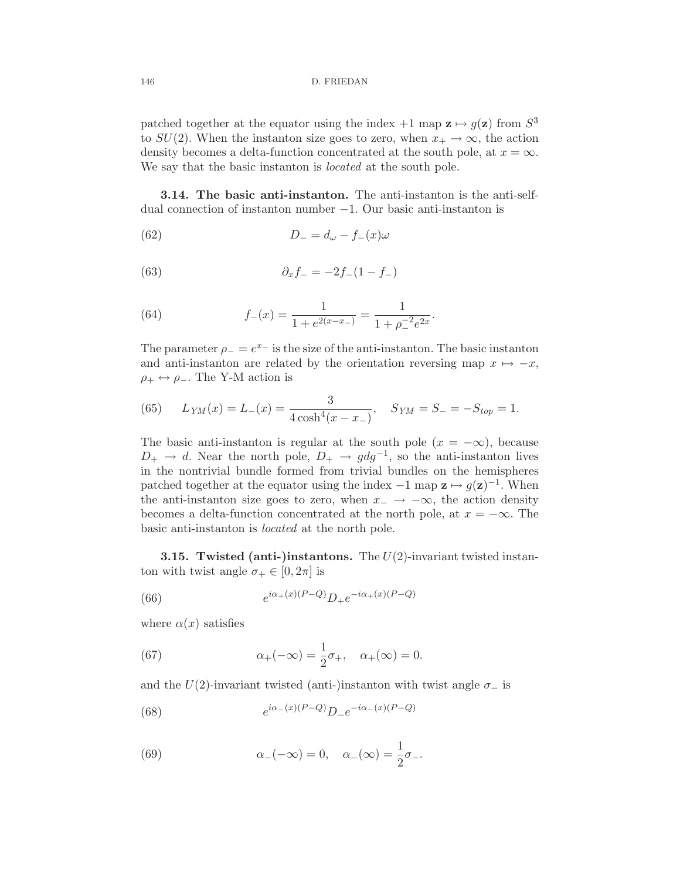patched together at the equator using the index $+1$ map $\mathbf{z} \mapsto g(\mathbf{z})$ from $S^3$ to $SU(2)$. When the instanton size goes to zero, when $x_+ \to \infty$, the action density becomes a delta-function concentrated at the south pole, at $x = \infty$. We say that the basic instanton is *located* at the south pole.

**3.14. The basic anti-instanton.** The anti-instanton is the anti-self-dual connection of instanton number $-1$. Our basic anti-instanton is

$$D_- = d_\omega - f_-(x)\omega \tag{62}$$

$$\partial_x f_- = -2f_-(1-f_-) \tag{63}$$

$$f_-(x) = \frac{1}{1+e^{2(x-x_-)}} = \frac{1}{1+\rho_-^{-2}e^{2x}}. \tag{64}$$

The parameter $\rho_- = e^{x_-}$ is the size of the anti-instanton. The basic instanton and anti-instanton are related by the orientation reversing map $x \mapsto -x$, $\rho_+ \leftrightarrow \rho_-$. The Y-M action is

$$L_{YM}(x) = L_-(x) = \frac{3}{4\cosh^4(x-x_-)}, \quad S_{YM} = S_- = -S_{top} = 1. \tag{65}$$

The basic anti-instanton is regular at the south pole ($x = -\infty$), because $D_+ \to d$. Near the north pole, $D_+ \to gdg^{-1}$, so the anti-instanton lives in the nontrivial bundle formed from trivial bundles on the hemispheres patched together at the equator using the index $-1$ map $\mathbf{z} \mapsto g(\mathbf{z})^{-1}$. When the anti-instanton size goes to zero, when $x_- \to -\infty$, the action density becomes a delta-function concentrated at the north pole, at $x = -\infty$. The basic anti-instanton is *located* at the north pole.

**3.15. Twisted (anti-)instantons.** The $U(2)$-invariant twisted instanton with twist angle $\sigma_+ \in [0, 2\pi]$ is

$$e^{i\alpha_+(x)(P-Q)}D_+e^{-i\alpha_+(x)(P-Q)} \tag{66}$$

where $\alpha(x)$ satisfies

$$\alpha_+(-\infty) = \frac{1}{2}\sigma_+, \quad \alpha_+(\infty) = 0. \tag{67}$$

and the $U(2)$-invariant twisted (anti-)instanton with twist angle $\sigma_-$ is

$$e^{i\alpha_-(x)(P-Q)}D_-e^{-i\alpha_-(x)(P-Q)} \tag{68}$$

$$\alpha_-(-\infty) = 0, \quad \alpha_-(\infty) = \frac{1}{2}\sigma_-. \tag{69}$$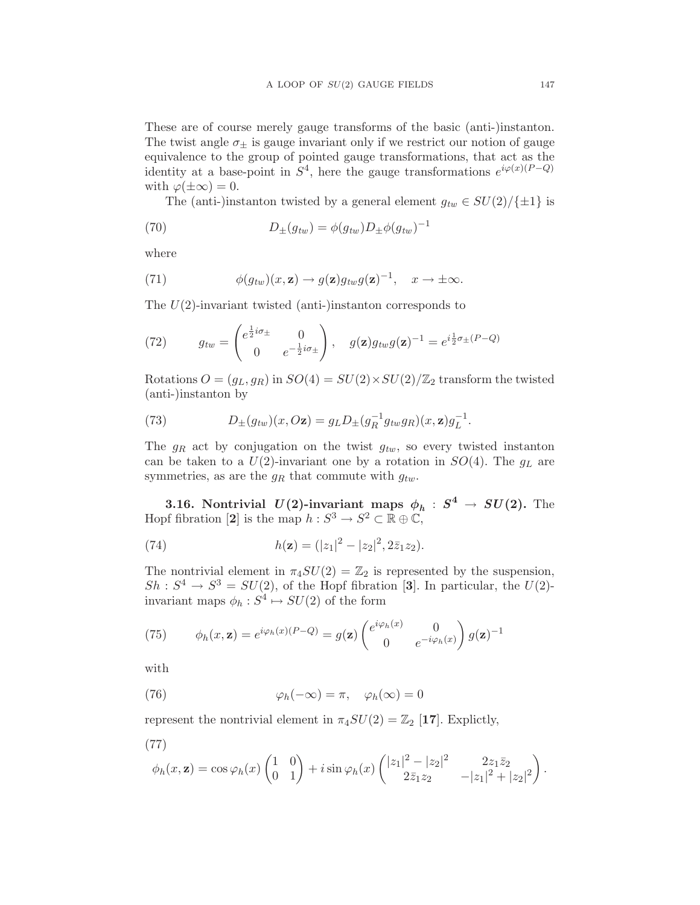These are of course merely gauge transforms of the basic (anti-)instanton. The twist angle $\sigma_\pm$ is gauge invariant only if we restrict our notion of gauge equivalence to the group of pointed gauge transformations, that act as the identity at a base-point in $S^4$, here the gauge transformations $e^{i\varphi(x)(P-Q)}$ with $\varphi(\pm\infty) = 0$.

The (anti-)instanton twisted by a general element $g_{tw} \in SU(2)/\{\pm 1\}$ is

$$D_\pm(g_{tw}) = \phi(g_{tw}) D_\pm \phi(g_{tw})^{-1} \tag{70}$$

where

$$\phi(g_{tw})(x, \mathbf{z}) \to g(\mathbf{z}) g_{tw} g(\mathbf{z})^{-1}, \quad x \to \pm\infty. \tag{71}$$

The $U(2)$-invariant twisted (anti-)instanton corresponds to

$$g_{tw} = \begin{pmatrix} e^{\frac{1}{2}i\sigma_\pm} & 0 \\ 0 & e^{-\frac{1}{2}i\sigma_\pm} \end{pmatrix}, \quad g(\mathbf{z}) g_{tw} g(\mathbf{z})^{-1} = e^{i\frac{1}{2}\sigma_\pm(P-Q)} \tag{72}$$

Rotations $O = (g_L, g_R)$ in $SO(4) = SU(2) \times SU(2)/\mathbb{Z}_2$ transform the twisted (anti-)instanton by

$$D_\pm(g_{tw})(x, O\mathbf{z}) = g_L D_\pm(g_R^{-1} g_{tw} g_R)(x, \mathbf{z}) g_L^{-1}. \tag{73}$$

The $g_R$ act by conjugation on the twist $g_{tw}$, so every twisted instanton can be taken to a $U(2)$-invariant one by a rotation in $SO(4)$. The $g_L$ are symmetries, as are the $g_R$ that commute with $g_{tw}$.

**3.16. Nontrivial $U(2)$-invariant maps $\phi_h : S^4 \to SU(2)$.** The Hopf fibration [2] is the map $h : S^3 \to S^2 \subset \mathbb{R} \oplus \mathbb{C}$,

$$h(\mathbf{z}) = (|z_1|^2 - |z_2|^2, 2\bar{z}_1 z_2). \tag{74}$$

The nontrivial element in $\pi_4 SU(2) = \mathbb{Z}_2$ is represented by the suspension, $Sh : S^4 \to S^3 = SU(2)$, of the Hopf fibration [3]. In particular, the $U(2)$-invariant maps $\phi_h : S^4 \mapsto SU(2)$ of the form

$$\phi_h(x, \mathbf{z}) = e^{i\varphi_h(x)(P-Q)} = g(\mathbf{z}) \begin{pmatrix} e^{i\varphi_h(x)} & 0 \\ 0 & e^{-i\varphi_h(x)} \end{pmatrix} g(\mathbf{z})^{-1} \tag{75}$$

with

$$\varphi_h(-\infty) = \pi, \quad \varphi_h(\infty) = 0 \tag{76}$$

represent the nontrivial element in $\pi_4 SU(2) = \mathbb{Z}_2$ [17]. Explictly,

$$\phi_h(x, \mathbf{z}) = \cos\varphi_h(x) \begin{pmatrix} 1 & 0 \\ 0 & 1 \end{pmatrix} + i \sin\varphi_h(x) \begin{pmatrix} |z_1|^2 - |z_2|^2 & 2z_1\bar{z}_2 \\ 2\bar{z}_1 z_2 & -|z_1|^2 + |z_2|^2 \end{pmatrix}. \tag{77}$$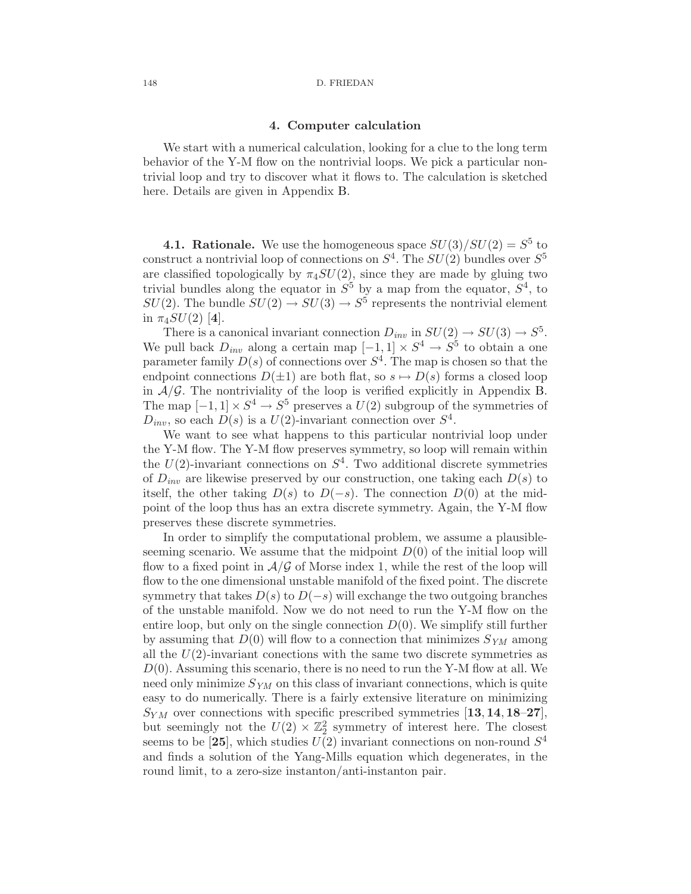## 4. Computer calculation

We start with a numerical calculation, looking for a clue to the long term behavior of the Y-M flow on the nontrivial loops. We pick a particular nontrivial loop and try to discover what it flows to. The calculation is sketched here. Details are given in Appendix B.

**4.1. Rationale.** We use the homogeneous space $SU(3)/SU(2) = S^5$ to construct a nontrivial loop of connections on $S^4$. The $SU(2)$ bundles over $S^5$ are classified topologically by $\pi_4 SU(2)$, since they are made by gluing two trivial bundles along the equator in $S^5$ by a map from the equator, $S^4$, to $SU(2)$. The bundle $SU(2) \to SU(3) \to S^5$ represents the nontrivial element in $\pi_4 SU(2)$ [**4**].

There is a canonical invariant connection $D_{inv}$ in $SU(2) \to SU(3) \to S^5$. We pull back $D_{inv}$ along a certain map $[-1, 1] \times S^4 \to S^5$ to obtain a one parameter family $D(s)$ of connections over $S^4$. The map is chosen so that the endpoint connections $D(\pm 1)$ are both flat, so $s \mapsto D(s)$ forms a closed loop in $\mathcal{A}/\mathcal{G}$. The nontriviality of the loop is verified explicitly in Appendix B. The map $[-1, 1] \times S^4 \to S^5$ preserves a $U(2)$ subgroup of the symmetries of $D_{inv}$, so each $D(s)$ is a $U(2)$-invariant connection over $S^4$.

We want to see what happens to this particular nontrivial loop under the Y-M flow. The Y-M flow preserves symmetry, so loop will remain within the $U(2)$-invariant connections on $S^4$. Two additional discrete symmetries of $D_{inv}$ are likewise preserved by our construction, one taking each $D(s)$ to itself, the other taking $D(s)$ to $D(-s)$. The connection $D(0)$ at the midpoint of the loop thus has an extra discrete symmetry. Again, the Y-M flow preserves these discrete symmetries.

In order to simplify the computational problem, we assume a plausible-seeming scenario. We assume that the midpoint $D(0)$ of the initial loop will flow to a fixed point in $\mathcal{A}/\mathcal{G}$ of Morse index 1, while the rest of the loop will flow to the one dimensional unstable manifold of the fixed point. The discrete symmetry that takes $D(s)$ to $D(-s)$ will exchange the two outgoing branches of the unstable manifold. Now we do not need to run the Y-M flow on the entire loop, but only on the single connection $D(0)$. We simplify still further by assuming that $D(0)$ will flow to a connection that minimizes $S_{YM}$ among all the $U(2)$-invariant conections with the same two discrete symmetries as $D(0)$. Assuming this scenario, there is no need to run the Y-M flow at all. We need only minimize $S_{YM}$ on this class of invariant connections, which is quite easy to do numerically. There is a fairly extensive literature on minimizing $S_{YM}$ over connections with specific prescribed symmetries [**13, 14, 18**–**27**], but seemingly not the $U(2) \times \mathbb{Z}_2^2$ symmetry of interest here. The closest seems to be [**25**], which studies $U(2)$ invariant connections on non-round $S^4$ and finds a solution of the Yang-Mills equation which degenerates, in the round limit, to a zero-size instanton/anti-instanton pair.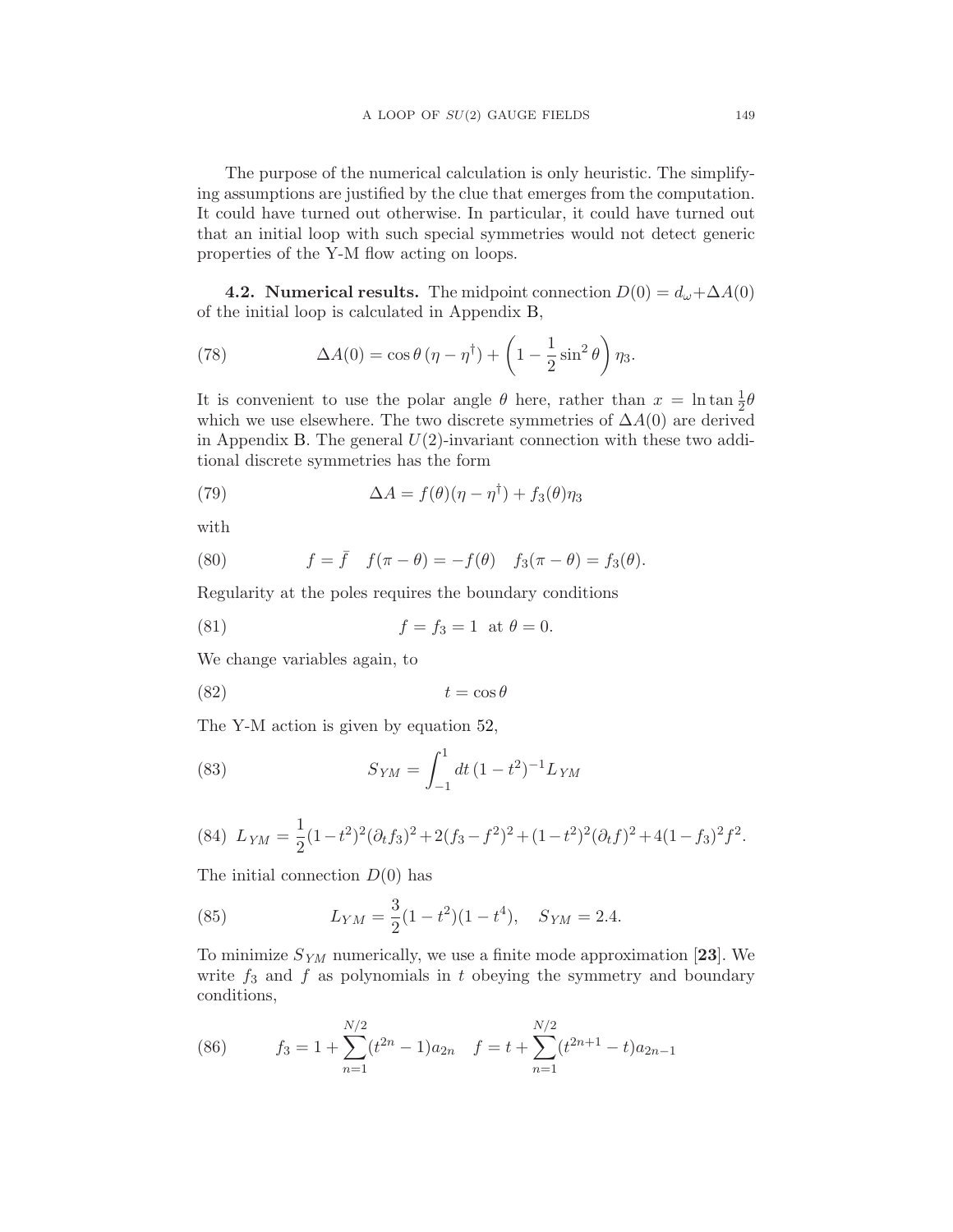The purpose of the numerical calculation is only heuristic. The simplifying assumptions are justified by the clue that emerges from the computation. It could have turned out otherwise. In particular, it could have turned out that an initial loop with such special symmetries would not detect generic properties of the Y-M flow acting on loops.

**4.2. Numerical results.** The midpoint connection $D(0) = d_\omega + \Delta A(0)$ of the initial loop is calculated in Appendix B,

$$\Delta A(0) = \cos\theta\,(\eta - \eta^\dagger) + \left(1 - \frac{1}{2}\sin^2\theta\right)\eta_3. \tag{78}$$

It is convenient to use the polar angle $\theta$ here, rather than $x = \ln\tan\frac{1}{2}\theta$ which we use elsewhere. The two discrete symmetries of $\Delta A(0)$ are derived in Appendix B. The general $U(2)$-invariant connection with these two additional discrete symmetries has the form

$$\Delta A = f(\theta)(\eta - \eta^\dagger) + f_3(\theta)\eta_3 \tag{79}$$

with

$$f = \bar{f} \quad f(\pi - \theta) = -f(\theta) \quad f_3(\pi - \theta) = f_3(\theta). \tag{80}$$

Regularity at the poles requires the boundary conditions

$$f = f_3 = 1 \ \text{ at } \theta = 0. \tag{81}$$

We change variables again, to

$$t = \cos\theta \tag{82}$$

The Y-M action is given by equation 52,

$$S_{YM} = \int_{-1}^{1} dt\,(1 - t^2)^{-1} L_{YM} \tag{83}$$

$$L_{YM} = \frac{1}{2}(1-t^2)^2(\partial_t f_3)^2 + 2(f_3 - f^2)^2 + (1-t^2)^2(\partial_t f)^2 + 4(1-f_3)^2 f^2. \tag{84}$$

The initial connection $D(0)$ has

$$L_{YM} = \frac{3}{2}(1-t^2)(1-t^4), \quad S_{YM} = 2.4. \tag{85}$$

To minimize $S_{YM}$ numerically, we use a finite mode approximation [**23**]. We write $f_3$ and $f$ as polynomials in $t$ obeying the symmetry and boundary conditions,

$$f_3 = 1 + \sum_{n=1}^{N/2}(t^{2n} - 1)a_{2n} \quad f = t + \sum_{n=1}^{N/2}(t^{2n+1} - t)a_{2n-1} \tag{86}$$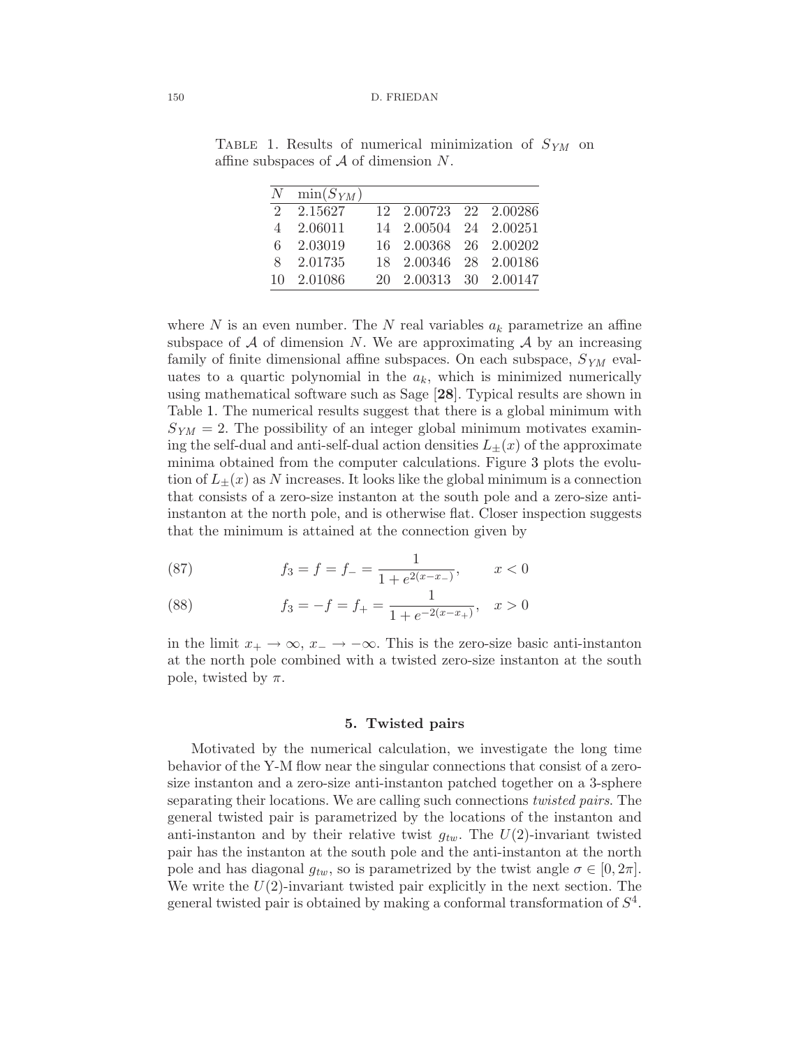Table 1. Results of numerical minimization of $S_{YM}$ on affine subspaces of $\mathcal{A}$ of dimension $N$.

| $N$ | $\min(S_{YM})$ | | | | |
|---|---|---|---|---|---|
| 2 | 2.15627 | 12 | 2.00723 | 22 | 2.00286 |
| 4 | 2.06011 | 14 | 2.00504 | 24 | 2.00251 |
| 6 | 2.03019 | 16 | 2.00368 | 26 | 2.00202 |
| 8 | 2.01735 | 18 | 2.00346 | 28 | 2.00186 |
| 10 | 2.01086 | 20 | 2.00313 | 30 | 2.00147 |

where $N$ is an even number. The $N$ real variables $a_k$ parametrize an affine subspace of $\mathcal{A}$ of dimension $N$. We are approximating $\mathcal{A}$ by an increasing family of finite dimensional affine subspaces. On each subspace, $S_{YM}$ evaluates to a quartic polynomial in the $a_k$, which is minimized numerically using mathematical software such as Sage [**28**]. Typical results are shown in Table 1. The numerical results suggest that there is a global minimum with $S_{YM} = 2$. The possibility of an integer global minimum motivates examining the self-dual and anti-self-dual action densities $L_\pm(x)$ of the approximate minima obtained from the computer calculations. Figure 3 plots the evolution of $L_\pm(x)$ as $N$ increases. It looks like the global minimum is a connection that consists of a zero-size instanton at the south pole and a zero-size anti-instanton at the north pole, and is otherwise flat. Closer inspection suggests that the minimum is attained at the connection given by

$$f_3 = f = f_- = \frac{1}{1+e^{2(x-x_-)}}, \qquad x<0 \tag{87}$$

$$f_3 = -f = f_+ = \frac{1}{1+e^{-2(x-x_+)}}, \quad x>0 \tag{88}$$

in the limit $x_+ \to \infty$, $x_- \to -\infty$. This is the zero-size basic anti-instanton at the north pole combined with a twisted zero-size instanton at the south pole, twisted by $\pi$.

## 5. Twisted pairs

Motivated by the numerical calculation, we investigate the long time behavior of the Y-M flow near the singular connections that consist of a zero-size instanton and a zero-size anti-instanton patched together on a 3-sphere separating their locations. We are calling such connections *twisted pairs*. The general twisted pair is parametrized by the locations of the instanton and anti-instanton and by their relative twist $g_{tw}$. The $U(2)$-invariant twisted pair has the instanton at the south pole and the anti-instanton at the north pole and has diagonal $g_{tw}$, so is parametrized by the twist angle $\sigma \in [0, 2\pi]$. We write the $U(2)$-invariant twisted pair explicitly in the next section. The general twisted pair is obtained by making a conformal transformation of $S^4$.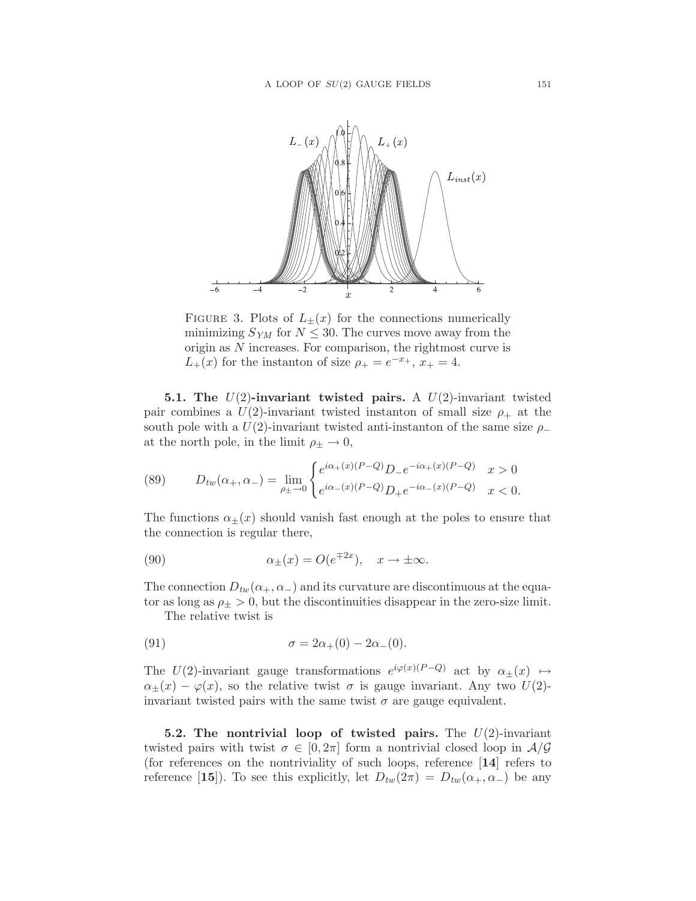FIGURE 3. Plots of $L_{\pm}(x)$ for the connections numerically minimizing $S_{YM}$ for $N \leq 30$. The curves move away from the origin as $N$ increases. For comparison, the rightmost curve is $L_{+}(x)$ for the instanton of size $\rho_{+} = e^{-x_{+}}$, $x_{+} = 4$.

**5.1. The $U(2)$-invariant twisted pairs.** A $U(2)$-invariant twisted pair combines a $U(2)$-invariant twisted instanton of small size $\rho_{+}$ at the south pole with a $U(2)$-invariant twisted anti-instanton of the same size $\rho_{-}$ at the north pole, in the limit $\rho_{\pm} \to 0$,

$$D_{tw}(\alpha_{+}, \alpha_{-}) = \lim_{\rho_{\pm} \to 0} \begin{cases} e^{i\alpha_{+}(x)(P-Q)} D_{-} e^{-i\alpha_{+}(x)(P-Q)} & x > 0 \\ e^{i\alpha_{-}(x)(P-Q)} D_{+} e^{-i\alpha_{-}(x)(P-Q)} & x < 0. \end{cases} \tag{89}$$

The functions $\alpha_{\pm}(x)$ should vanish fast enough at the poles to ensure that the connection is regular there,

$$\alpha_{\pm}(x) = O(e^{\mp 2x}), \quad x \to \pm\infty. \tag{90}$$

The connection $D_{tw}(\alpha_{+}, \alpha_{-})$ and its curvature are discontinuous at the equator as long as $\rho_{\pm} > 0$, but the discontinuities disappear in the zero-size limit.

The relative twist is

$$\sigma = 2\alpha_{+}(0) - 2\alpha_{-}(0). \tag{91}$$

The $U(2)$-invariant gauge transformations $e^{i\varphi(x)(P-Q)}$ act by $\alpha_{\pm}(x) \mapsto \alpha_{\pm}(x) - \varphi(x)$, so the relative twist $\sigma$ is gauge invariant. Any two $U(2)$-invariant twisted pairs with the same twist $\sigma$ are gauge equivalent.

**5.2. The nontrivial loop of twisted pairs.** The $U(2)$-invariant twisted pairs with twist $\sigma \in [0, 2\pi]$ form a nontrivial closed loop in $\mathcal{A}/\mathcal{G}$ (for references on the nontriviality of such loops, reference [**14**] refers to reference [**15**]). To see this explicitly, let $D_{tw}(2\pi) = D_{tw}(\alpha_{+}, \alpha_{-})$ be any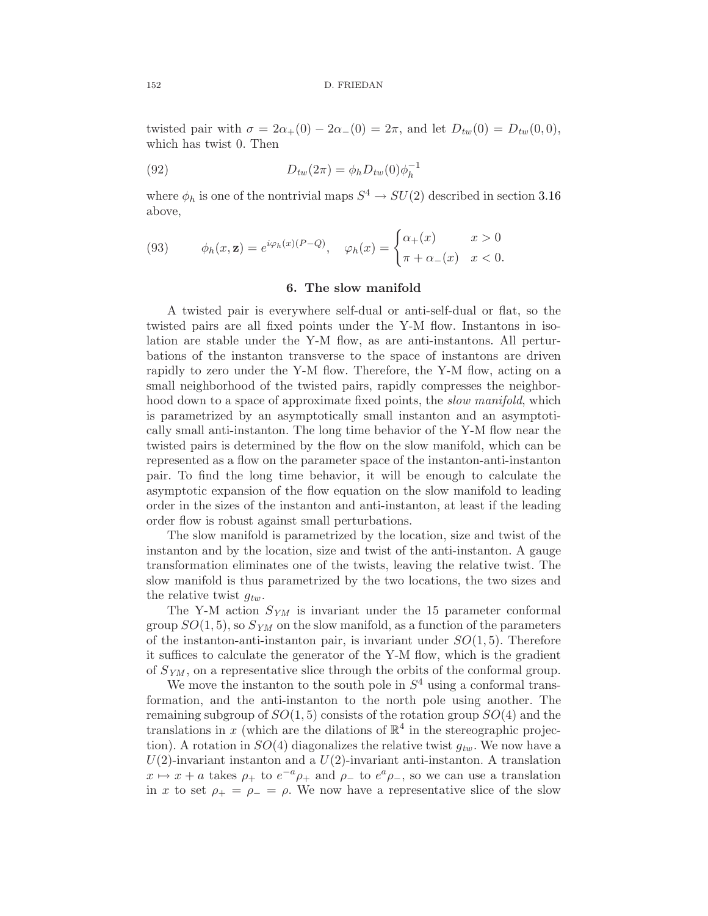twisted pair with $\sigma = 2\alpha_+(0) - 2\alpha_-(0) = 2\pi$, and let $D_{tw}(0) = D_{tw}(0, 0)$, which has twist 0. Then

$$D_{tw}(2\pi) = \phi_h D_{tw}(0) \phi_h^{-1} \tag{92}$$

where $\phi_h$ is one of the nontrivial maps $S^4 \to SU(2)$ described in section 3.16 above,

$$\phi_h(x, \mathbf{z}) = e^{i\varphi_h(x)(P-Q)}, \quad \varphi_h(x) = \begin{cases} \alpha_+(x) & x > 0 \\ \pi + \alpha_-(x) & x < 0. \end{cases} \tag{93}$$

## 6. The slow manifold

A twisted pair is everywhere self-dual or anti-self-dual or flat, so the twisted pairs are all fixed points under the Y-M flow. Instantons in isolation are stable under the Y-M flow, as are anti-instantons. All perturbations of the instanton transverse to the space of instantons are driven rapidly to zero under the Y-M flow. Therefore, the Y-M flow, acting on a small neighborhood of the twisted pairs, rapidly compresses the neighborhood down to a space of approximate fixed points, the *slow manifold*, which is parametrized by an asymptotically small instanton and an asymptotically small anti-instanton. The long time behavior of the Y-M flow near the twisted pairs is determined by the flow on the slow manifold, which can be represented as a flow on the parameter space of the instanton-anti-instanton pair. To find the long time behavior, it will be enough to calculate the asymptotic expansion of the flow equation on the slow manifold to leading order in the sizes of the instanton and anti-instanton, at least if the leading order flow is robust against small perturbations.

The slow manifold is parametrized by the location, size and twist of the instanton and by the location, size and twist of the anti-instanton. A gauge transformation eliminates one of the twists, leaving the relative twist. The slow manifold is thus parametrized by the two locations, the two sizes and the relative twist $g_{tw}$.

The Y-M action $S_{YM}$ is invariant under the 15 parameter conformal group $SO(1, 5)$, so $S_{YM}$ on the slow manifold, as a function of the parameters of the instanton-anti-instanton pair, is invariant under $SO(1, 5)$. Therefore it suffices to calculate the generator of the Y-M flow, which is the gradient of $S_{YM}$, on a representative slice through the orbits of the conformal group.

We move the instanton to the south pole in $S^4$ using a conformal transformation, and the anti-instanton to the north pole using another. The remaining subgroup of $SO(1, 5)$ consists of the rotation group $SO(4)$ and the translations in $x$ (which are the dilations of $\mathbb{R}^4$ in the stereographic projection). A rotation in $SO(4)$ diagonalizes the relative twist $g_{tw}$. We now have a $U(2)$-invariant instanton and a $U(2)$-invariant anti-instanton. A translation $x \mapsto x + a$ takes $\rho_+$ to $e^{-a}\rho_+$ and $\rho_-$ to $e^{a}\rho_-$, so we can use a translation in $x$ to set $\rho_+ = \rho_- = \rho$. We now have a representative slice of the slow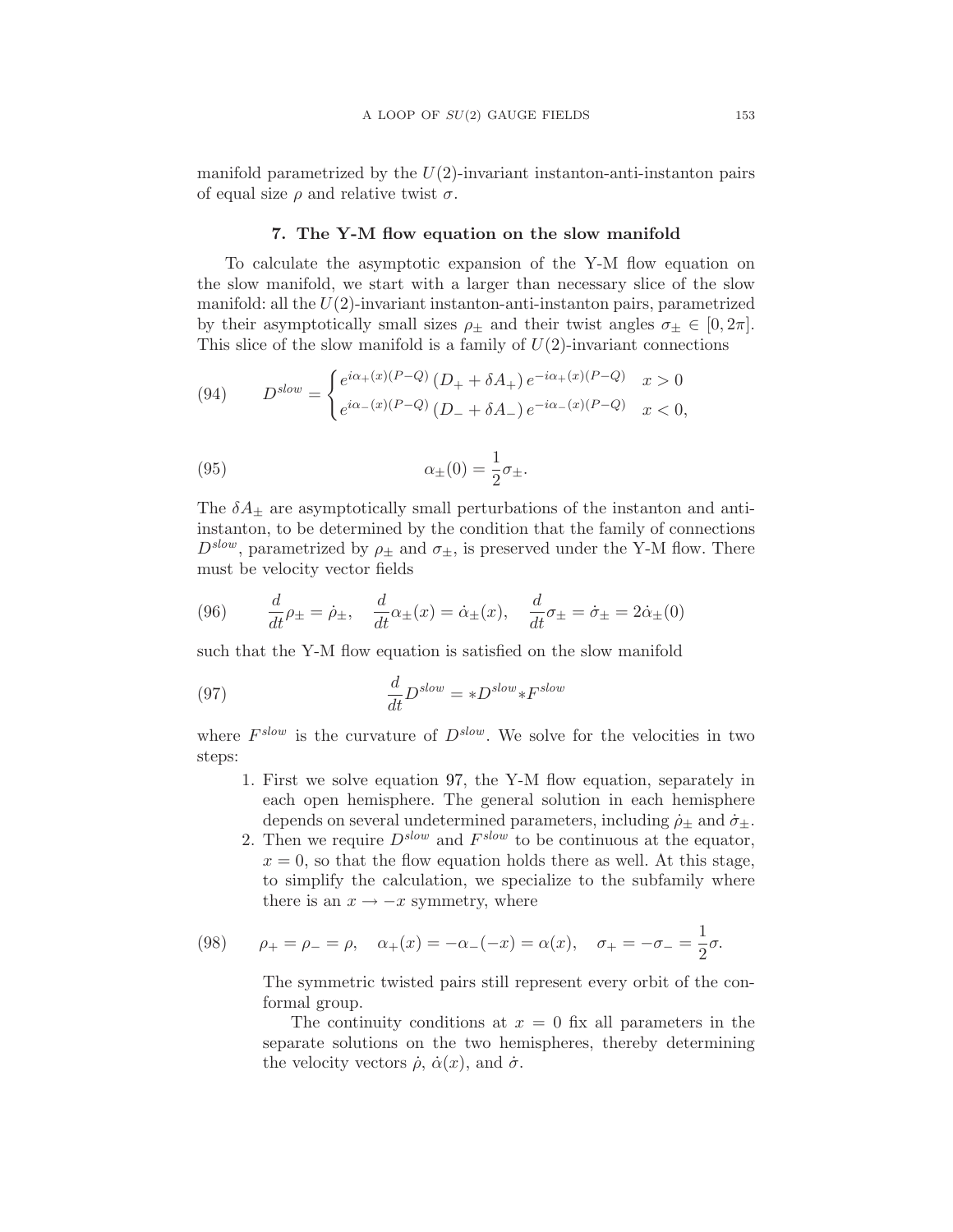manifold parametrized by the $U(2)$-invariant instanton-anti-instanton pairs of equal size $\rho$ and relative twist $\sigma$.

## 7. The Y-M flow equation on the slow manifold

To calculate the asymptotic expansion of the Y-M flow equation on the slow manifold, we start with a larger than necessary slice of the slow manifold: all the $U(2)$-invariant instanton-anti-instanton pairs, parametrized by their asymptotically small sizes $\rho_\pm$ and their twist angles $\sigma_\pm \in [0, 2\pi]$. This slice of the slow manifold is a family of $U(2)$-invariant connections

$$
D^{slow} = \begin{cases} e^{i\alpha_+(x)(P-Q)} \left(D_+ + \delta A_+\right) e^{-i\alpha_+(x)(P-Q)} & x > 0 \\ e^{i\alpha_-(x)(P-Q)} \left(D_- + \delta A_-\right) e^{-i\alpha_-(x)(P-Q)} & x < 0, \end{cases} \tag{94}
$$

$$
\alpha_\pm(0) = \frac{1}{2}\sigma_\pm. \tag{95}
$$

The $\delta A_\pm$ are asymptotically small perturbations of the instanton and anti-instanton, to be determined by the condition that the family of connections $D^{slow}$, parametrized by $\rho_\pm$ and $\sigma_\pm$, is preserved under the Y-M flow. There must be velocity vector fields

$$
\frac{d}{dt}\rho_\pm = \dot{\rho}_\pm, \quad \frac{d}{dt}\alpha_\pm(x) = \dot{\alpha}_\pm(x), \quad \frac{d}{dt}\sigma_\pm = \dot{\sigma}_\pm = 2\dot{\alpha}_\pm(0) \tag{96}
$$

such that the Y-M flow equation is satisfied on the slow manifold

$$
\frac{d}{dt}D^{slow} = *D^{slow}*F^{slow} \tag{97}
$$

where $F^{slow}$ is the curvature of $D^{slow}$. We solve for the velocities in two steps:

1. First we solve equation 97, the Y-M flow equation, separately in each open hemisphere. The general solution in each hemisphere depends on several undetermined parameters, including $\dot{\rho}_\pm$ and $\dot{\sigma}_\pm$.
2. Then we require $D^{slow}$ and $F^{slow}$ to be continuous at the equator, $x = 0$, so that the flow equation holds there as well. At this stage, to simplify the calculation, we specialize to the subfamily where there is an $x \to -x$ symmetry, where

$$
\rho_+ = \rho_- = \rho, \quad \alpha_+(x) = -\alpha_-(-x) = \alpha(x), \quad \sigma_+ = -\sigma_- = \frac{1}{2}\sigma. \tag{98}
$$

   The symmetric twisted pairs still represent every orbit of the conformal group.

   The continuity conditions at $x = 0$ fix all parameters in the separate solutions on the two hemispheres, thereby determining the velocity vectors $\dot{\rho}$, $\dot{\alpha}(x)$, and $\dot{\sigma}$.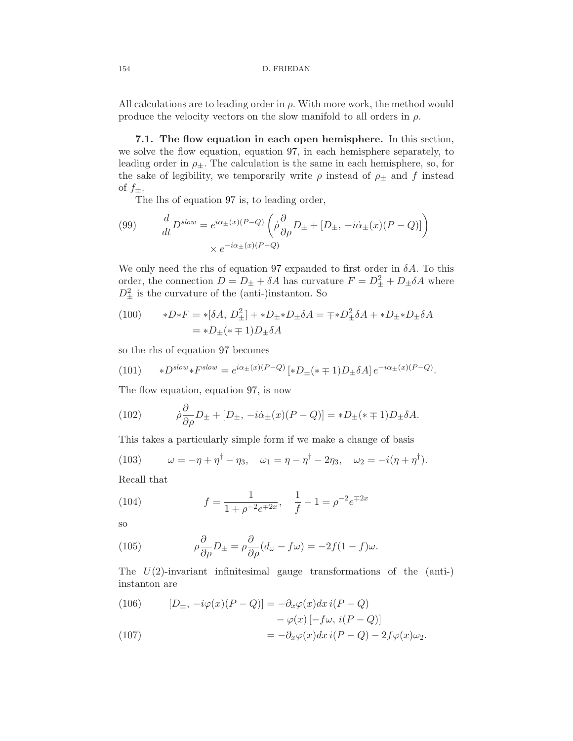All calculations are to leading order in $\rho$. With more work, the method would produce the velocity vectors on the slow manifold to all orders in $\rho$.

**7.1. The flow equation in each open hemisphere.** In this section, we solve the flow equation, equation 97, in each hemisphere separately, to leading order in $\rho_\pm$. The calculation is the same in each hemisphere, so, for the sake of legibility, we temporarily write $\rho$ instead of $\rho_\pm$ and $f$ instead of $f_\pm$.

The lhs of equation 97 is, to leading order,

$$\frac{d}{dt}D^{slow} = e^{i\alpha_\pm(x)(P-Q)}\left(\dot\rho\frac{\partial}{\partial\rho}D_\pm + [D_\pm,\, -i\dot\alpha_\pm(x)(P-Q)]\right) \times e^{-i\alpha_\pm(x)(P-Q)} \tag{99}$$

We only need the rhs of equation 97 expanded to first order in $\delta A$. To this order, the connection $D = D_\pm + \delta A$ has curvature $F = D_\pm^2 + D_\pm\delta A$ where $D_\pm^2$ is the curvature of the (anti-)instanton. So

$$\begin{aligned} *D*F &= *[\delta A,\, D_\pm^2] + *D_\pm*D_\pm\delta A = \mp*D_\pm^2\delta A + *D_\pm*D_\pm\delta A \\ &= *D_\pm(*\mp 1)D_\pm\delta A \end{aligned} \tag{100}$$

so the rhs of equation 97 becomes

$$*D^{slow}*F^{slow} = e^{i\alpha_\pm(x)(P-Q)}\left[*D_\pm(*\mp 1)D_\pm\delta A\right]e^{-i\alpha_\pm(x)(P-Q)}. \tag{101}$$

The flow equation, equation 97, is now

$$\dot\rho\frac{\partial}{\partial\rho}D_\pm + [D_\pm,\, -i\dot\alpha_\pm(x)(P-Q)] = *D_\pm(*\mp 1)D_\pm\delta A. \tag{102}$$

This takes a particularly simple form if we make a change of basis

$$\omega = -\eta + \eta^\dagger - \eta_3, \quad \omega_1 = \eta - \eta^\dagger - 2\eta_3, \quad \omega_2 = -i(\eta + \eta^\dagger). \tag{103}$$

Recall that

$$f = \frac{1}{1+\rho^{-2}e^{\mp 2x}}, \quad \frac{1}{f} - 1 = \rho^{-2}e^{\mp 2x} \tag{104}$$

so

$$\rho\frac{\partial}{\partial\rho}D_\pm = \rho\frac{\partial}{\partial\rho}(d_\omega - f\omega) = -2f(1-f)\omega. \tag{105}$$

The $U(2)$-invariant infinitesimal gauge transformations of the (anti-) instanton are

$$\begin{aligned} [D_\pm,\, -i\varphi(x)(P-Q)] &= -\partial_x\varphi(x)dx\, i(P-Q) \\ &\quad - \varphi(x)\left[-f\omega,\, i(P-Q)\right] \end{aligned} \tag{106}$$

$$= -\partial_x\varphi(x)dx\, i(P-Q) - 2f\varphi(x)\omega_2. \tag{107}$$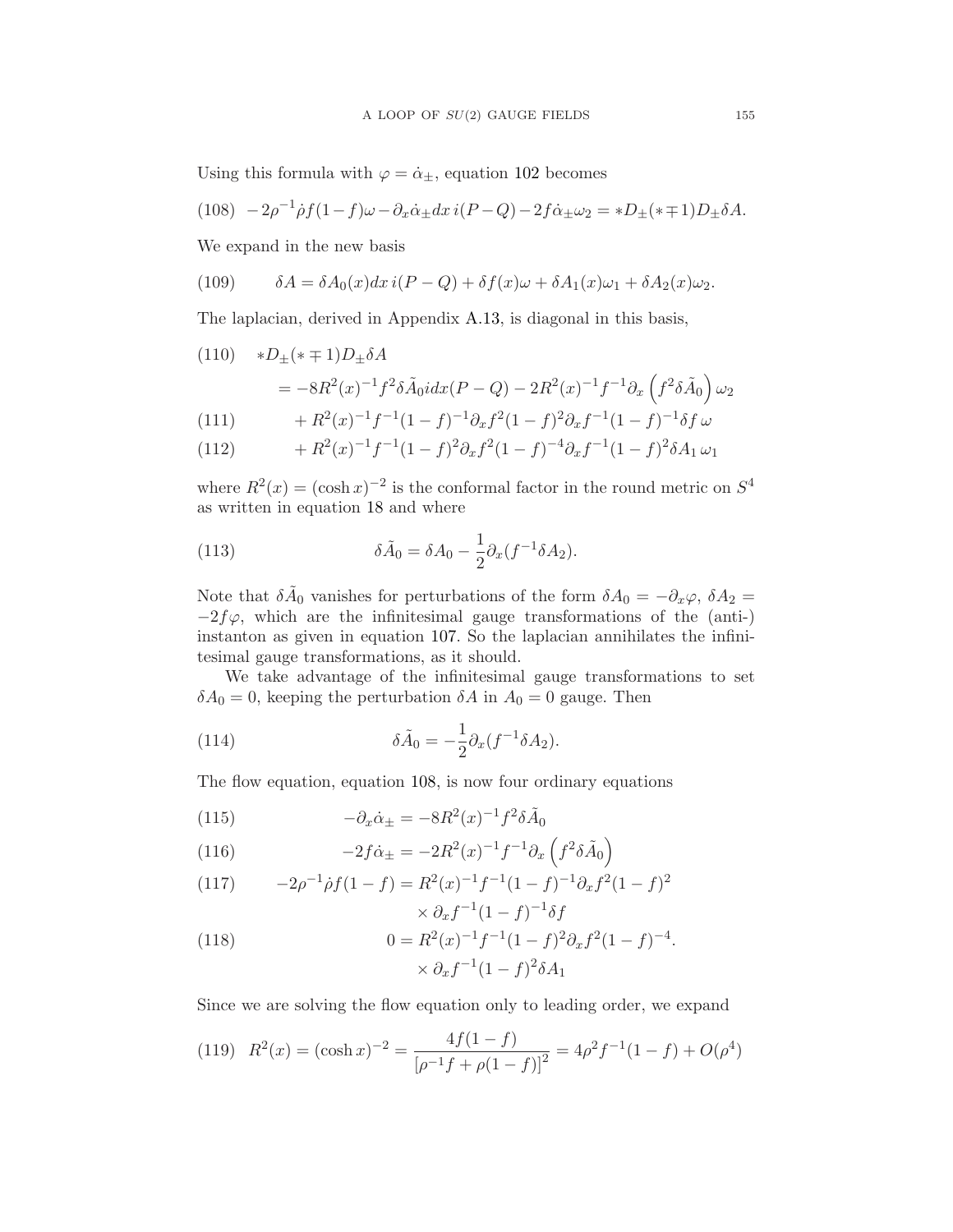Using this formula with $\varphi = \dot\alpha_\pm$, equation 102 becomes

$$-2\rho^{-1}\dot\rho f(1-f)\omega - \partial_x\dot\alpha_\pm dx\, i(P-Q) - 2f\dot\alpha_\pm\omega_2 = *D_\pm(*\mp 1)D_\pm\delta A. \tag{108}$$

We expand in the new basis

$$\delta A = \delta A_0(x)dx\, i(P-Q) + \delta f(x)\omega + \delta A_1(x)\omega_1 + \delta A_2(x)\omega_2. \tag{109}$$

The laplacian, derived in Appendix A.13, is diagonal in this basis,

$$\begin{aligned}
&*D_\pm(*\mp 1)D_\pm\delta A \\
&\quad = -8R^2(x)^{-1}f^2\delta\tilde A_0 idx(P-Q) - 2R^2(x)^{-1}f^{-1}\partial_x\left(f^2\delta\tilde A_0\right)\omega_2 \qquad (110)\\
&\qquad + R^2(x)^{-1}f^{-1}(1-f)^{-1}\partial_x f^2(1-f)^2\partial_x f^{-1}(1-f)^{-1}\delta f\,\omega \qquad (111)\\
&\qquad + R^2(x)^{-1}f^{-1}(1-f)^2\partial_x f^2(1-f)^{-4}\partial_x f^{-1}(1-f)^2\delta A_1\,\omega_1 \qquad (112)
\end{aligned}$$

where $R^2(x) = (\cosh x)^{-2}$ is the conformal factor in the round metric on $S^4$ as written in equation 18 and where

$$\delta\tilde A_0 = \delta A_0 - \frac{1}{2}\partial_x(f^{-1}\delta A_2). \tag{113}$$

Note that $\delta\tilde A_0$ vanishes for perturbations of the form $\delta A_0 = -\partial_x\varphi$, $\delta A_2 = -2f\varphi$, which are the infinitesimal gauge transformations of the (anti-) instanton as given in equation 107. So the laplacian annihilates the infinitesimal gauge transformations, as it should.

We take advantage of the infinitesimal gauge transformations to set $\delta A_0 = 0$, keeping the perturbation $\delta A$ in $A_0 = 0$ gauge. Then

$$\delta\tilde A_0 = -\frac{1}{2}\partial_x(f^{-1}\delta A_2). \tag{114}$$

The flow equation, equation 108, is now four ordinary equations

$$-\partial_x\dot\alpha_\pm = -8R^2(x)^{-1}f^2\delta\tilde A_0 \tag{115}$$

$$-2f\dot\alpha_\pm = -2R^2(x)^{-1}f^{-1}\partial_x\left(f^2\delta\tilde A_0\right) \tag{116}$$

$$\begin{aligned}-2\rho^{-1}\dot\rho f(1-f) = {}& R^2(x)^{-1}f^{-1}(1-f)^{-1}\partial_x f^2(1-f)^2\\ &\times\partial_x f^{-1}(1-f)^{-1}\delta f\end{aligned} \tag{117}$$

$$\begin{aligned}0 = {}& R^2(x)^{-1}f^{-1}(1-f)^2\partial_x f^2(1-f)^{-4}.\\ &\times\partial_x f^{-1}(1-f)^2\delta A_1\end{aligned} \tag{118}$$

Since we are solving the flow equation only to leading order, we expand

$$R^2(x) = (\cosh x)^{-2} = \frac{4f(1-f)}{\left[\rho^{-1}f + \rho(1-f)\right]^2} = 4\rho^2 f^{-1}(1-f) + O(\rho^4) \tag{119}$$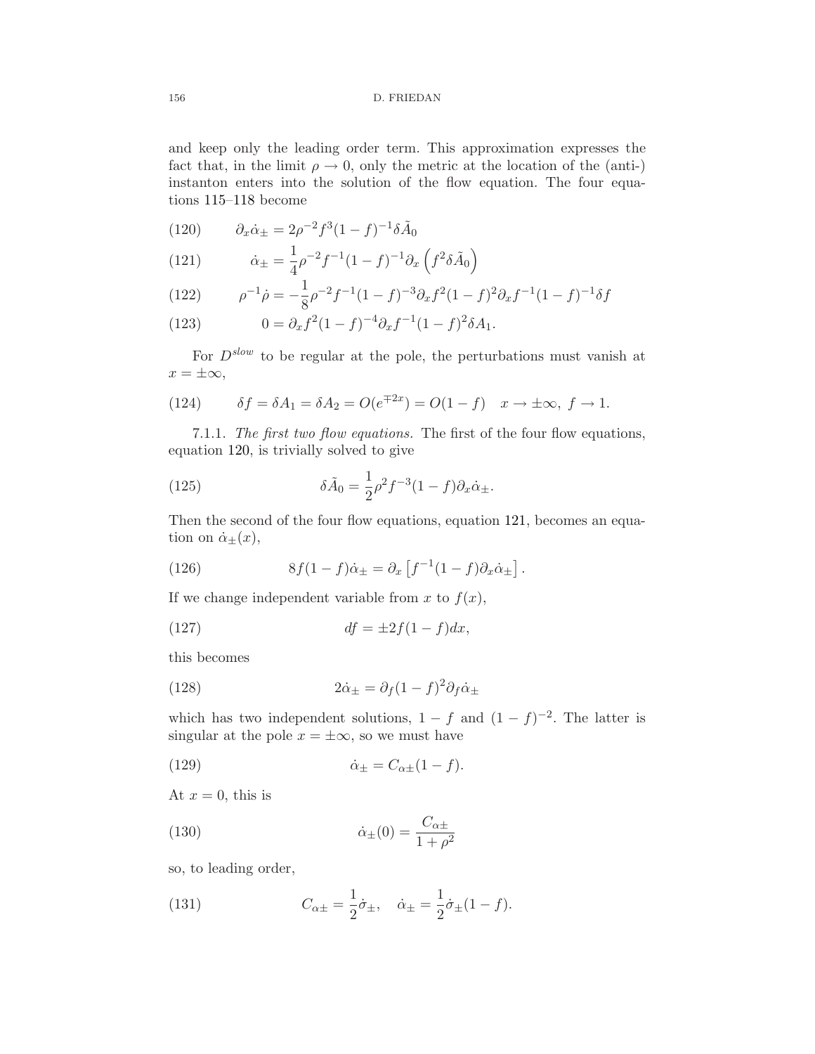and keep only the leading order term. This approximation expresses the fact that, in the limit $\rho \to 0$, only the metric at the location of the (anti-) instanton enters into the solution of the flow equation. The four equations 115–118 become

$$\partial_x \dot{\alpha}_\pm = 2\rho^{-2} f^3 (1-f)^{-1} \delta \tilde{A}_0 \tag{120}$$

$$\dot{\alpha}_\pm = \frac{1}{4}\rho^{-2} f^{-1}(1-f)^{-1} \partial_x \left( f^2 \delta \tilde{A}_0 \right) \tag{121}$$

$$\rho^{-1}\dot{\rho} = -\frac{1}{8}\rho^{-2} f^{-1}(1-f)^{-3} \partial_x f^2 (1-f)^2 \partial_x f^{-1}(1-f)^{-1} \delta f \tag{122}$$

$$0 = \partial_x f^2 (1-f)^{-4} \partial_x f^{-1} (1-f)^2 \delta A_1. \tag{123}$$

For $D^{slow}$ to be regular at the pole, the perturbations must vanish at $x = \pm\infty$,

$$\delta f = \delta A_1 = \delta A_2 = O(e^{\mp 2x}) = O(1-f) \quad x \to \pm\infty,\ f \to 1. \tag{124}$$

7.1.1. *The first two flow equations.* The first of the four flow equations, equation 120, is trivially solved to give

$$\delta \tilde{A}_0 = \frac{1}{2}\rho^2 f^{-3}(1-f)\partial_x \dot{\alpha}_\pm. \tag{125}$$

Then the second of the four flow equations, equation 121, becomes an equation on $\dot{\alpha}_\pm(x)$,

$$8f(1-f)\dot{\alpha}_\pm = \partial_x \left[ f^{-1}(1-f)\partial_x \dot{\alpha}_\pm \right]. \tag{126}$$

If we change independent variable from $x$ to $f(x)$,

$$df = \pm 2 f(1-f) dx, \tag{127}$$

this becomes

$$2\dot{\alpha}_\pm = \partial_f (1-f)^2 \partial_f \dot{\alpha}_\pm \tag{128}$$

which has two independent solutions, $1-f$ and $(1-f)^{-2}$. The latter is singular at the pole $x = \pm\infty$, so we must have

$$\dot{\alpha}_\pm = C_{\alpha\pm}(1-f). \tag{129}$$

At $x = 0$, this is

$$\dot{\alpha}_\pm(0) = \frac{C_{\alpha\pm}}{1+\rho^2} \tag{130}$$

so, to leading order,

$$C_{\alpha\pm} = \frac{1}{2}\dot{\sigma}_\pm, \quad \dot{\alpha}_\pm = \frac{1}{2}\dot{\sigma}_\pm (1-f). \tag{131}$$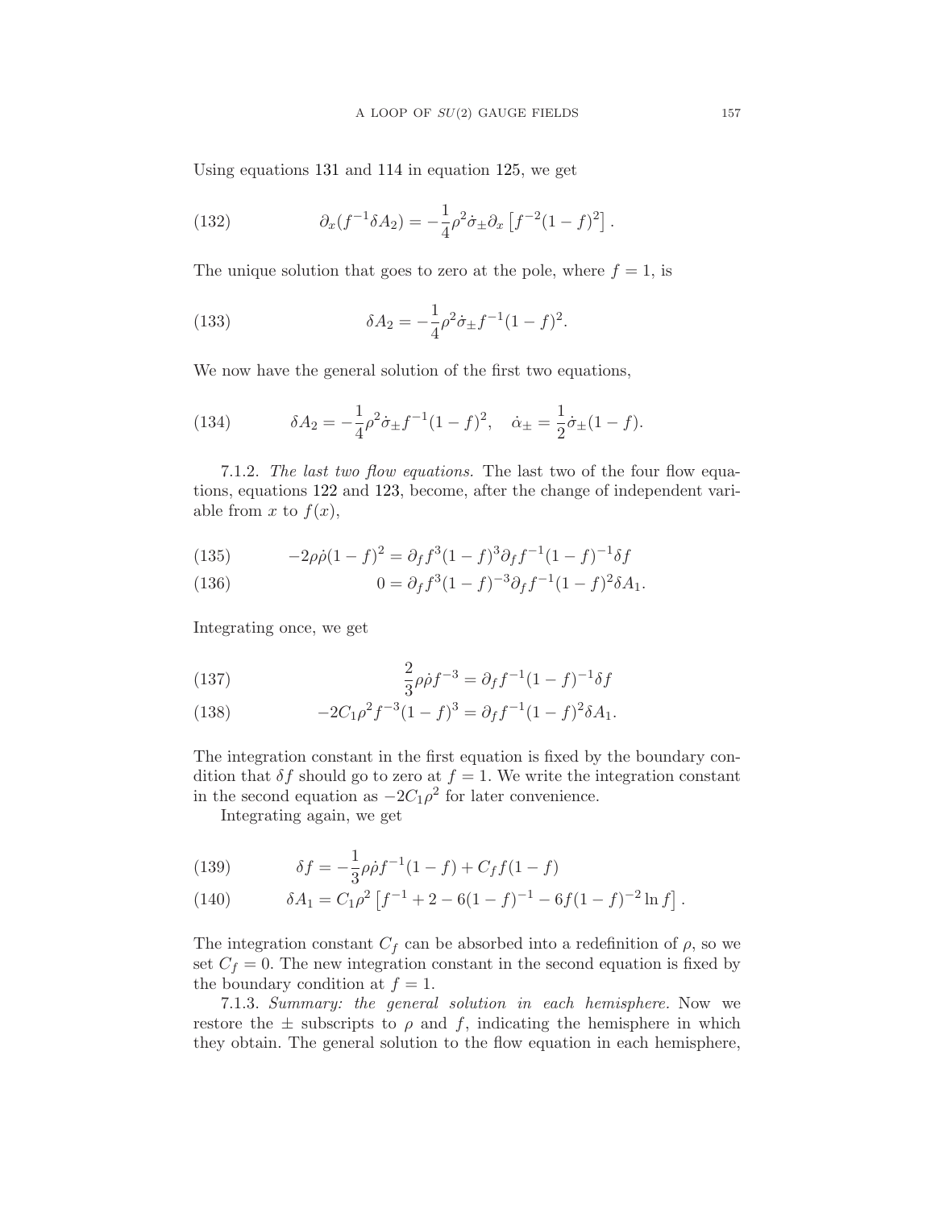Using equations 131 and 114 in equation 125, we get

$$\partial_x(f^{-1}\delta A_2) = -\frac{1}{4}\rho^2\dot{\sigma}_\pm\partial_x\left[f^{-2}(1-f)^2\right]. \tag{132}$$

The unique solution that goes to zero at the pole, where $f = 1$, is

$$\delta A_2 = -\frac{1}{4}\rho^2\dot{\sigma}_\pm f^{-1}(1-f)^2. \tag{133}$$

We now have the general solution of the first two equations,

$$\delta A_2 = -\frac{1}{4}\rho^2\dot{\sigma}_\pm f^{-1}(1-f)^2, \quad \dot{\alpha}_\pm = \frac{1}{2}\dot{\sigma}_\pm(1-f). \tag{134}$$

7.1.2. *The last two flow equations.* The last two of the four flow equations, equations 122 and 123, become, after the change of independent variable from $x$ to $f(x)$,

$$-2\rho\dot{\rho}(1-f)^2 = \partial_f f^3(1-f)^3\partial_f f^{-1}(1-f)^{-1}\delta f \tag{135}$$

$$0 = \partial_f f^3(1-f)^{-3}\partial_f f^{-1}(1-f)^2\delta A_1. \tag{136}$$

Integrating once, we get

$$\frac{2}{3}\rho\dot{\rho}f^{-3} = \partial_f f^{-1}(1-f)^{-1}\delta f \tag{137}$$

$$-2C_1\rho^2 f^{-3}(1-f)^3 = \partial_f f^{-1}(1-f)^2\delta A_1. \tag{138}$$

The integration constant in the first equation is fixed by the boundary condition that $\delta f$ should go to zero at $f = 1$. We write the integration constant in the second equation as $-2C_1\rho^2$ for later convenience.

Integrating again, we get

$$\delta f = -\frac{1}{3}\rho\dot{\rho}f^{-1}(1-f) + C_f f(1-f) \tag{139}$$

$$\delta A_1 = C_1\rho^2\left[f^{-1} + 2 - 6(1-f)^{-1} - 6f(1-f)^{-2}\ln f\right]. \tag{140}$$

The integration constant $C_f$ can be absorbed into a redefinition of $\rho$, so we set $C_f = 0$. The new integration constant in the second equation is fixed by the boundary condition at $f = 1$.

7.1.3. *Summary: the general solution in each hemisphere.* Now we restore the $\pm$ subscripts to $\rho$ and $f$, indicating the hemisphere in which they obtain. The general solution to the flow equation in each hemisphere,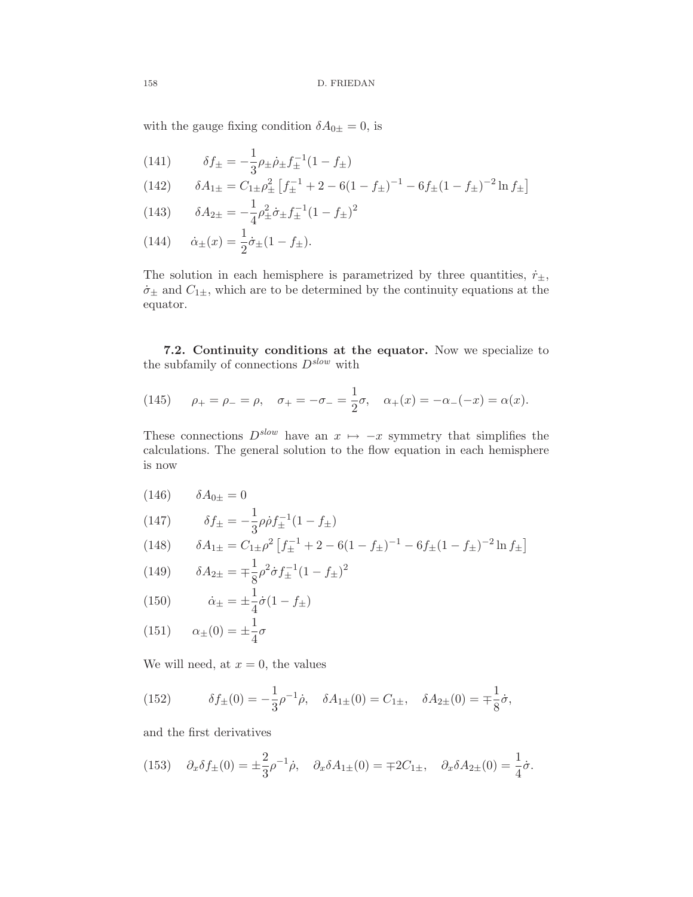with the gauge fixing condition $\delta A_{0\pm} = 0$, is

$$\delta f_{\pm} = -\frac{1}{3}\rho_{\pm}\dot{\rho}_{\pm} f_{\pm}^{-1}(1-f_{\pm}) \tag{141}$$

$$\delta A_{1\pm} = C_{1\pm}\rho_{\pm}^{2}\left[f_{\pm}^{-1} + 2 - 6(1-f_{\pm})^{-1} - 6f_{\pm}(1-f_{\pm})^{-2}\ln f_{\pm}\right] \tag{142}$$

$$\delta A_{2\pm} = -\frac{1}{4}\rho_{\pm}^{2}\dot{\sigma}_{\pm} f_{\pm}^{-1}(1-f_{\pm})^{2} \tag{143}$$

$$\dot{\alpha}_{\pm}(x) = \frac{1}{2}\dot{\sigma}_{\pm}(1-f_{\pm}). \tag{144}$$

The solution in each hemisphere is parametrized by three quantities, $\dot{r}_{\pm}$, $\dot{\sigma}_{\pm}$ and $C_{1\pm}$, which are to be determined by the continuity equations at the equator.

### 7.2. Continuity conditions at the equator.

Now we specialize to the subfamily of connections $D^{slow}$ with

$$\rho_{+} = \rho_{-} = \rho, \quad \sigma_{+} = -\sigma_{-} = \frac{1}{2}\sigma, \quad \alpha_{+}(x) = -\alpha_{-}(-x) = \alpha(x). \tag{145}$$

These connections $D^{slow}$ have an $x \mapsto -x$ symmetry that simplifies the calculations. The general solution to the flow equation in each hemisphere is now

$$\delta A_{0\pm} = 0 \tag{146}$$

$$\delta f_{\pm} = -\frac{1}{3}\rho\dot{\rho} f_{\pm}^{-1}(1-f_{\pm}) \tag{147}$$

$$\delta A_{1\pm} = C_{1\pm}\rho^{2}\left[f_{\pm}^{-1} + 2 - 6(1-f_{\pm})^{-1} - 6f_{\pm}(1-f_{\pm})^{-2}\ln f_{\pm}\right] \tag{148}$$

$$\delta A_{2\pm} = \mp\frac{1}{8}\rho^{2}\dot{\sigma} f_{\pm}^{-1}(1-f_{\pm})^{2} \tag{149}$$

$$\dot{\alpha}_{\pm} = \pm\frac{1}{4}\dot{\sigma}(1-f_{\pm}) \tag{150}$$

$$\alpha_{\pm}(0) = \pm\frac{1}{4}\sigma \tag{151}$$

We will need, at $x = 0$, the values

$$\delta f_{\pm}(0) = -\frac{1}{3}\rho^{-1}\dot{\rho}, \quad \delta A_{1\pm}(0) = C_{1\pm}, \quad \delta A_{2\pm}(0) = \mp\frac{1}{8}\dot{\sigma}, \tag{152}$$

and the first derivatives

$$\partial_x \delta f_{\pm}(0) = \pm\frac{2}{3}\rho^{-1}\dot{\rho}, \quad \partial_x \delta A_{1\pm}(0) = \mp 2C_{1\pm}, \quad \partial_x \delta A_{2\pm}(0) = \frac{1}{4}\dot{\sigma}. \tag{153}$$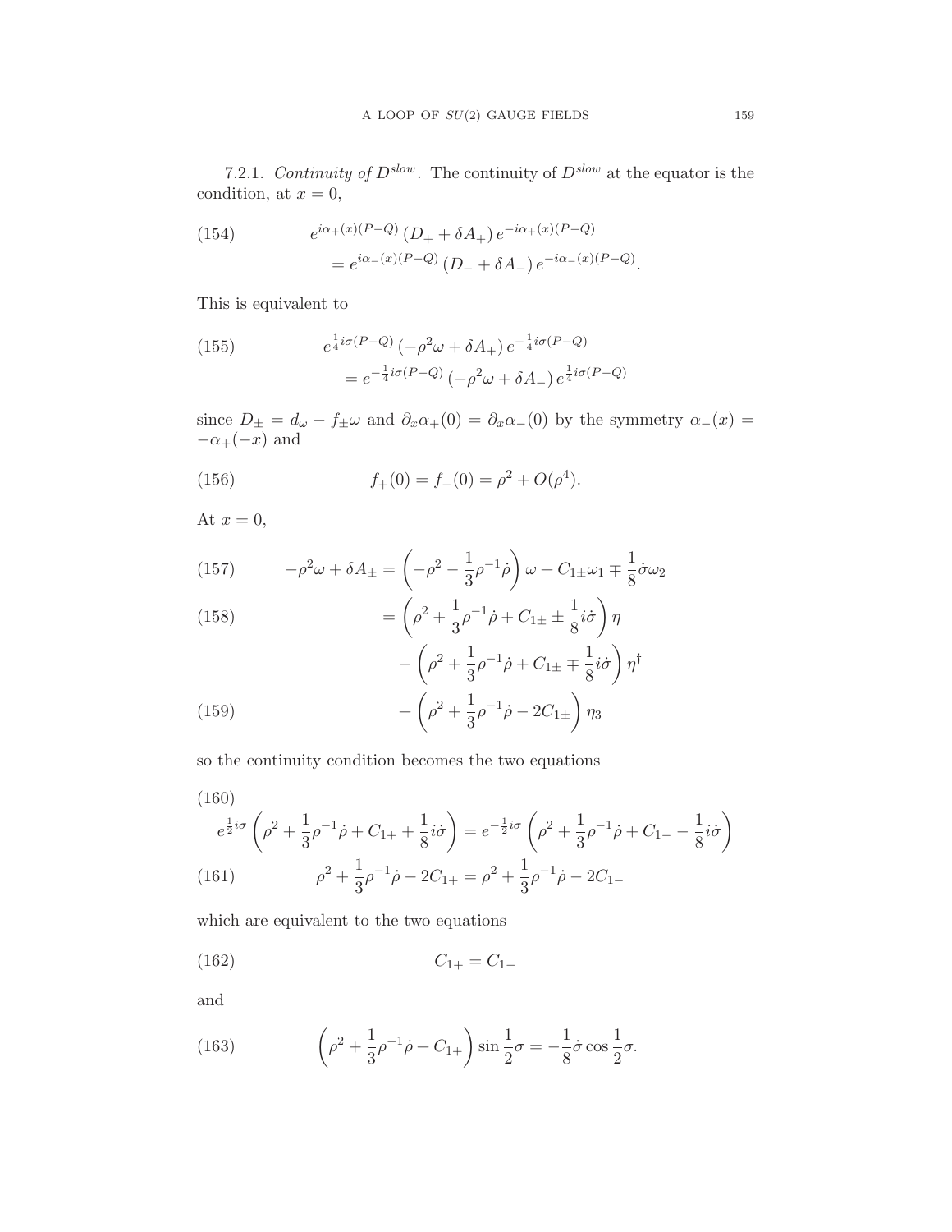7.2.1. *Continuity of $D^{slow}$.* The continuity of $D^{slow}$ at the equator is the condition, at $x = 0$,

$$
\begin{aligned}
(154) \qquad & e^{i\alpha_+(x)(P-Q)}\left(D_+ + \delta A_+\right)e^{-i\alpha_+(x)(P-Q)} \\
& \quad = e^{i\alpha_-(x)(P-Q)}\left(D_- + \delta A_-\right)e^{-i\alpha_-(x)(P-Q)}.
\end{aligned}
$$

This is equivalent to

$$
\begin{aligned}
(155) \qquad & e^{\frac{1}{4}i\sigma(P-Q)}\left(-\rho^2\omega + \delta A_+\right)e^{-\frac{1}{4}i\sigma(P-Q)} \\
& \quad = e^{-\frac{1}{4}i\sigma(P-Q)}\left(-\rho^2\omega + \delta A_-\right)e^{\frac{1}{4}i\sigma(P-Q)}
\end{aligned}
$$

since $D_\pm = d_\omega - f_\pm\omega$ and $\partial_x\alpha_+(0) = \partial_x\alpha_-(0)$ by the symmetry $\alpha_-(x) = -\alpha_+(-x)$ and

$$
(156) \qquad f_+(0) = f_-(0) = \rho^2 + O(\rho^4).
$$

At $x = 0$,

$$
(157) \qquad -\rho^2\omega + \delta A_\pm = \left(-\rho^2 - \frac{1}{3}\rho^{-1}\dot{\rho}\right)\omega + C_{1\pm}\omega_1 \mp \frac{1}{8}\dot{\sigma}\omega_2
$$

$$
\begin{aligned}
(158) \qquad & = \left(\rho^2 + \frac{1}{3}\rho^{-1}\dot{\rho} + C_{1\pm} \pm \frac{1}{8}i\dot{\sigma}\right)\eta \\
& \quad - \left(\rho^2 + \frac{1}{3}\rho^{-1}\dot{\rho} + C_{1\pm} \mp \frac{1}{8}i\dot{\sigma}\right)\eta^\dagger
\end{aligned}
$$

$$
(159) \qquad + \left(\rho^2 + \frac{1}{3}\rho^{-1}\dot{\rho} - 2C_{1\pm}\right)\eta_3
$$

so the continuity condition becomes the two equations

$$
(160) \qquad e^{\frac{1}{2}i\sigma}\left(\rho^2 + \frac{1}{3}\rho^{-1}\dot{\rho} + C_{1+} + \frac{1}{8}i\dot{\sigma}\right) = e^{-\frac{1}{2}i\sigma}\left(\rho^2 + \frac{1}{3}\rho^{-1}\dot{\rho} + C_{1-} - \frac{1}{8}i\dot{\sigma}\right)
$$

$$
(161) \qquad \rho^2 + \frac{1}{3}\rho^{-1}\dot{\rho} - 2C_{1+} = \rho^2 + \frac{1}{3}\rho^{-1}\dot{\rho} - 2C_{1-}
$$

which are equivalent to the two equations

$$
(162) \qquad C_{1+} = C_{1-}
$$

and

$$
(163) \qquad \left(\rho^2 + \frac{1}{3}\rho^{-1}\dot{\rho} + C_{1+}\right)\sin\frac{1}{2}\sigma = -\frac{1}{8}\dot{\sigma}\cos\frac{1}{2}\sigma.
$$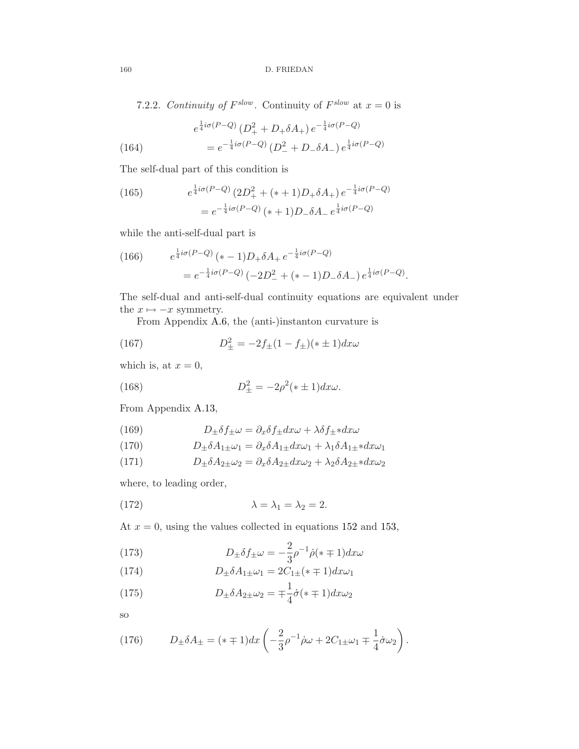7.2.2. *Continuity of $F^{slow}$.* Continuity of $F^{slow}$ at $x = 0$ is

$$
\begin{aligned}
& e^{\frac{1}{4}i\sigma(P-Q)} \left(D_+^2 + D_+\delta A_+\right) e^{-\frac{1}{4}i\sigma(P-Q)} \\
& \qquad = e^{-\frac{1}{4}i\sigma(P-Q)} \left(D_-^2 + D_-\delta A_-\right) e^{\frac{1}{4}i\sigma(P-Q)}
\end{aligned}
\tag{164}
$$

The self-dual part of this condition is

$$
\begin{aligned}
& e^{\frac{1}{4}i\sigma(P-Q)} \left(2D_+^2 + (*+1)D_+\delta A_+\right) e^{-\frac{1}{4}i\sigma(P-Q)} \\
& \qquad = e^{-\frac{1}{4}i\sigma(P-Q)} \, (*+1)D_-\delta A_- \, e^{\frac{1}{4}i\sigma(P-Q)}
\end{aligned}
\tag{165}
$$

while the anti-self-dual part is

$$
\begin{aligned}
& e^{\frac{1}{4}i\sigma(P-Q)} \, (*-1)D_+\delta A_+ \, e^{-\frac{1}{4}i\sigma(P-Q)} \\
& \qquad = e^{-\frac{1}{4}i\sigma(P-Q)} \left(-2D_-^2 + (*-1)D_-\delta A_-\right) e^{\frac{1}{4}i\sigma(P-Q)}.
\end{aligned}
\tag{166}
$$

The self-dual and anti-self-dual continuity equations are equivalent under the $x \mapsto -x$ symmetry.

From Appendix A.6, the (anti-)instanton curvature is

$$
D_\pm^2 = -2f_\pm(1-f_\pm)(*\pm 1)dx\omega \tag{167}
$$

which is, at $x = 0$,

$$
D_\pm^2 = -2\rho^2(*\pm 1)dx\omega. \tag{168}
$$

From Appendix A.13,

$$
D_\pm \delta f_\pm \omega = \partial_x \delta f_\pm dx\omega + \lambda \delta f_\pm {*dx\omega} \tag{169}
$$

$$
D_\pm \delta A_{1\pm} \omega_1 = \partial_x \delta A_{1\pm} dx\omega_1 + \lambda_1 \delta A_{1\pm} {*dx\omega_1} \tag{170}
$$

$$
D_\pm \delta A_{2\pm} \omega_2 = \partial_x \delta A_{2\pm} dx\omega_2 + \lambda_2 \delta A_{2\pm} {*dx\omega_2} \tag{171}
$$

where, to leading order,

$$
\lambda = \lambda_1 = \lambda_2 = 2. \tag{172}
$$

At $x = 0$, using the values collected in equations 152 and 153,

$$
D_\pm \delta f_\pm \omega = -\frac{2}{3}\rho^{-1}\dot{\rho}(*\mp 1)dx\omega \tag{173}
$$

$$
D_\pm \delta A_{1\pm} \omega_1 = 2C_{1\pm}(*\mp 1)dx\omega_1 \tag{174}
$$

$$
D_\pm \delta A_{2\pm} \omega_2 = \mp\frac{1}{4}\dot{\sigma}(*\mp 1)dx\omega_2 \tag{175}
$$

so

$$
D_\pm \delta A_\pm = (*\mp 1)dx\left(-\frac{2}{3}\rho^{-1}\dot{\rho}\omega + 2C_{1\pm}\omega_1 \mp \frac{1}{4}\dot{\sigma}\omega_2\right). \tag{176}
$$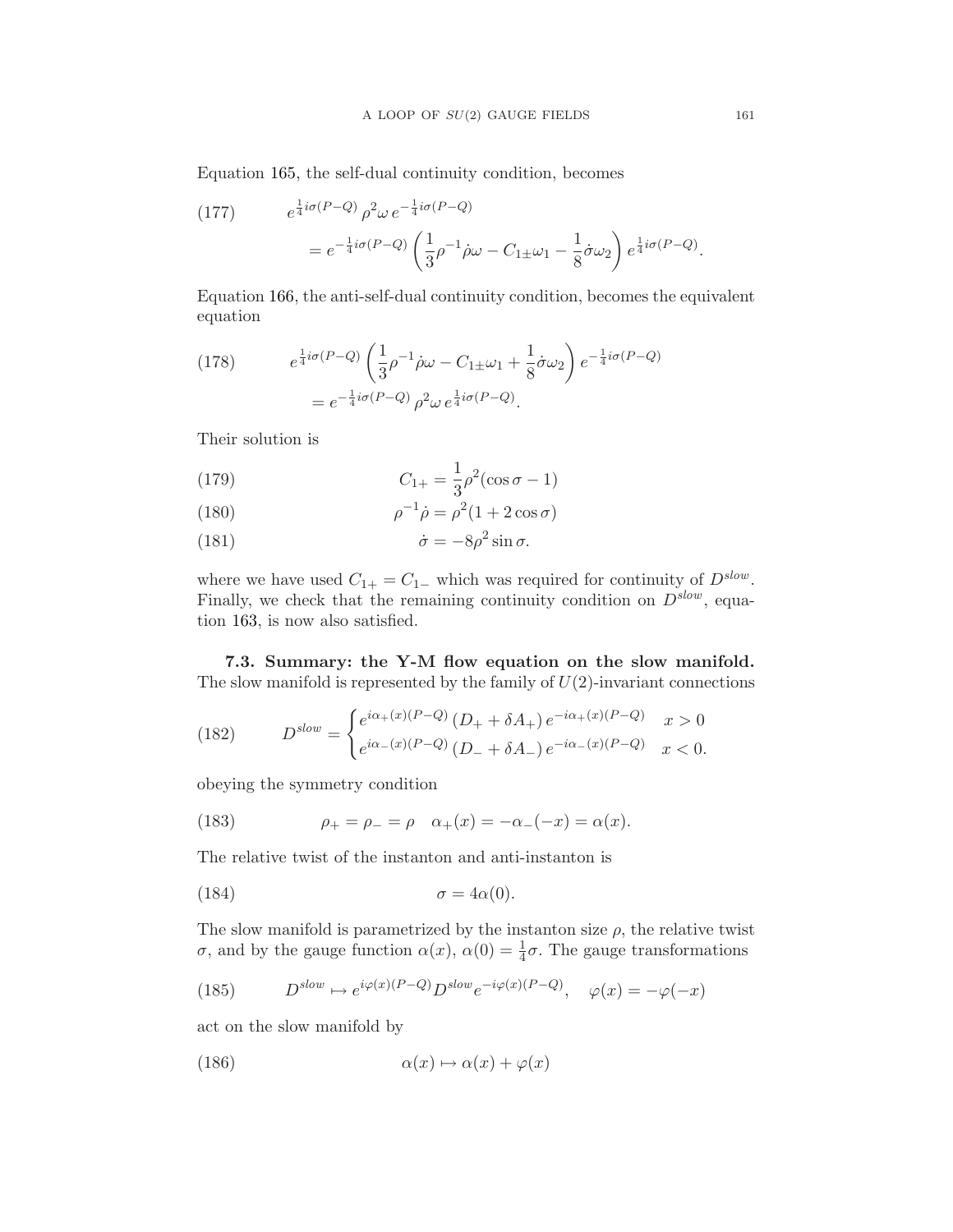Equation 165, the self-dual continuity condition, becomes

$$
\begin{aligned}
(177)\qquad & e^{\frac{1}{4}i\sigma(P-Q)}\,\rho^2\omega\,e^{-\frac{1}{4}i\sigma(P-Q)} \\
&= e^{-\frac{1}{4}i\sigma(P-Q)}\left(\frac{1}{3}\rho^{-1}\dot\rho\omega - C_{1\pm}\omega_1 - \frac{1}{8}\dot\sigma\omega_2\right)e^{\frac{1}{4}i\sigma(P-Q)}.
\end{aligned}
$$

Equation 166, the anti-self-dual continuity condition, becomes the equivalent equation

$$
\begin{aligned}
(178)\qquad & e^{\frac{1}{4}i\sigma(P-Q)}\left(\frac{1}{3}\rho^{-1}\dot\rho\omega - C_{1\pm}\omega_1 + \frac{1}{8}\dot\sigma\omega_2\right)e^{-\frac{1}{4}i\sigma(P-Q)} \\
&= e^{-\frac{1}{4}i\sigma(P-Q)}\,\rho^2\omega\,e^{\frac{1}{4}i\sigma(P-Q)}.
\end{aligned}
$$

Their solution is

$$
C_{1+} = \frac{1}{3}\rho^2(\cos\sigma - 1) \tag{179}
$$

$$
\rho^{-1}\dot\rho = \rho^2(1 + 2\cos\sigma) \tag{180}
$$

$$
\dot\sigma = -8\rho^2\sin\sigma. \tag{181}
$$

where we have used $C_{1+} = C_{1-}$ which was required for continuity of $D^{slow}$. Finally, we check that the remaining continuity condition on $D^{slow}$, equation 163, is now also satisfied.

**7.3. Summary: the Y-M flow equation on the slow manifold.** The slow manifold is represented by the family of $U(2)$-invariant connections

$$
D^{slow} = \begin{cases} e^{i\alpha_+(x)(P-Q)}\,(D_+ + \delta A_+)\,e^{-i\alpha_+(x)(P-Q)} & x > 0 \\ e^{i\alpha_-(x)(P-Q)}\,(D_- + \delta A_-)\,e^{-i\alpha_-(x)(P-Q)} & x < 0. \end{cases} \tag{182}
$$

obeying the symmetry condition

$$
\rho_+ = \rho_- = \rho \quad \alpha_+(x) = -\alpha_-(-x) = \alpha(x). \tag{183}
$$

The relative twist of the instanton and anti-instanton is

$$
\sigma = 4\alpha(0). \tag{184}
$$

The slow manifold is parametrized by the instanton size $\rho$, the relative twist $\sigma$, and by the gauge function $\alpha(x)$, $\alpha(0) = \frac{1}{4}\sigma$. The gauge transformations

$$
D^{slow} \mapsto e^{i\varphi(x)(P-Q)}D^{slow}e^{-i\varphi(x)(P-Q)}, \quad \varphi(x) = -\varphi(-x) \tag{185}
$$

act on the slow manifold by

$$
\alpha(x) \mapsto \alpha(x) + \varphi(x) \tag{186}
$$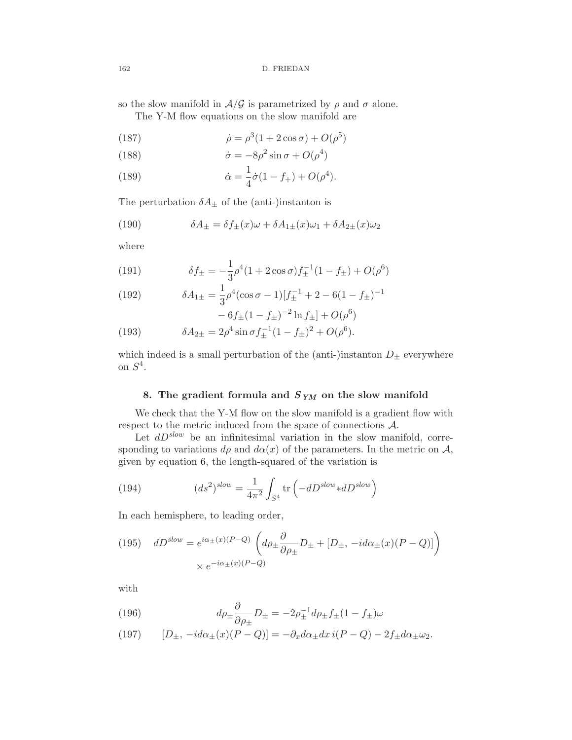so the slow manifold in $\mathcal{A}/\mathcal{G}$ is parametrized by $\rho$ and $\sigma$ alone.

The Y-M flow equations on the slow manifold are

$$\dot{\rho} = \rho^3(1 + 2\cos\sigma) + O(\rho^5) \tag{187}$$

$$\dot{\sigma} = -8\rho^2 \sin\sigma + O(\rho^4) \tag{188}$$

$$\dot{\alpha} = \frac{1}{4}\dot{\sigma}(1 - f_+) + O(\rho^4). \tag{189}$$

The perturbation $\delta A_\pm$ of the (anti-)instanton is

$$\delta A_\pm = \delta f_\pm(x)\omega + \delta A_{1\pm}(x)\omega_1 + \delta A_{2\pm}(x)\omega_2 \tag{190}$$

where

$$\delta f_\pm = -\frac{1}{3}\rho^4(1 + 2\cos\sigma)f_\pm^{-1}(1 - f_\pm) + O(\rho^6) \tag{191}$$

$$\delta A_{1\pm} = \frac{1}{3}\rho^4(\cos\sigma - 1)[f_\pm^{-1} + 2 - 6(1 - f_\pm)^{-1} - 6f_\pm(1 - f_\pm)^{-2}\ln f_\pm] + O(\rho^6) \tag{192}$$

$$\delta A_{2\pm} = 2\rho^4 \sin\sigma f_\pm^{-1}(1 - f_\pm)^2 + O(\rho^6). \tag{193}$$

which indeed is a small perturbation of the (anti-)instanton $D_\pm$ everywhere on $S^4$.

## 8. The gradient formula and $S_{YM}$ on the slow manifold

We check that the Y-M flow on the slow manifold is a gradient flow with respect to the metric induced from the space of connections $\mathcal{A}$.

Let $dD^{slow}$ be an infinitesimal variation in the slow manifold, corresponding to variations $d\rho$ and $d\alpha(x)$ of the parameters. In the metric on $\mathcal{A}$, given by equation 6, the length-squared of the variation is

$$(ds^2)^{slow} = \frac{1}{4\pi^2}\int_{S^4} \mathrm{tr}\left(-dD^{slow} * dD^{slow}\right) \tag{194}$$

In each hemisphere, to leading order,

$$dD^{slow} = e^{i\alpha_\pm(x)(P-Q)}\left(d\rho_\pm \frac{\partial}{\partial \rho_\pm} D_\pm + [D_\pm, -id\alpha_\pm(x)(P - Q)]\right) \times e^{-i\alpha_\pm(x)(P-Q)} \tag{195}$$

with

$$d\rho_\pm \frac{\partial}{\partial \rho_\pm} D_\pm = -2\rho_\pm^{-1} d\rho_\pm f_\pm(1 - f_\pm)\omega \tag{196}$$

$$[D_\pm, -id\alpha_\pm(x)(P - Q)] = -\partial_x d\alpha_\pm dx\, i(P - Q) - 2f_\pm d\alpha_\pm \omega_2. \tag{197}$$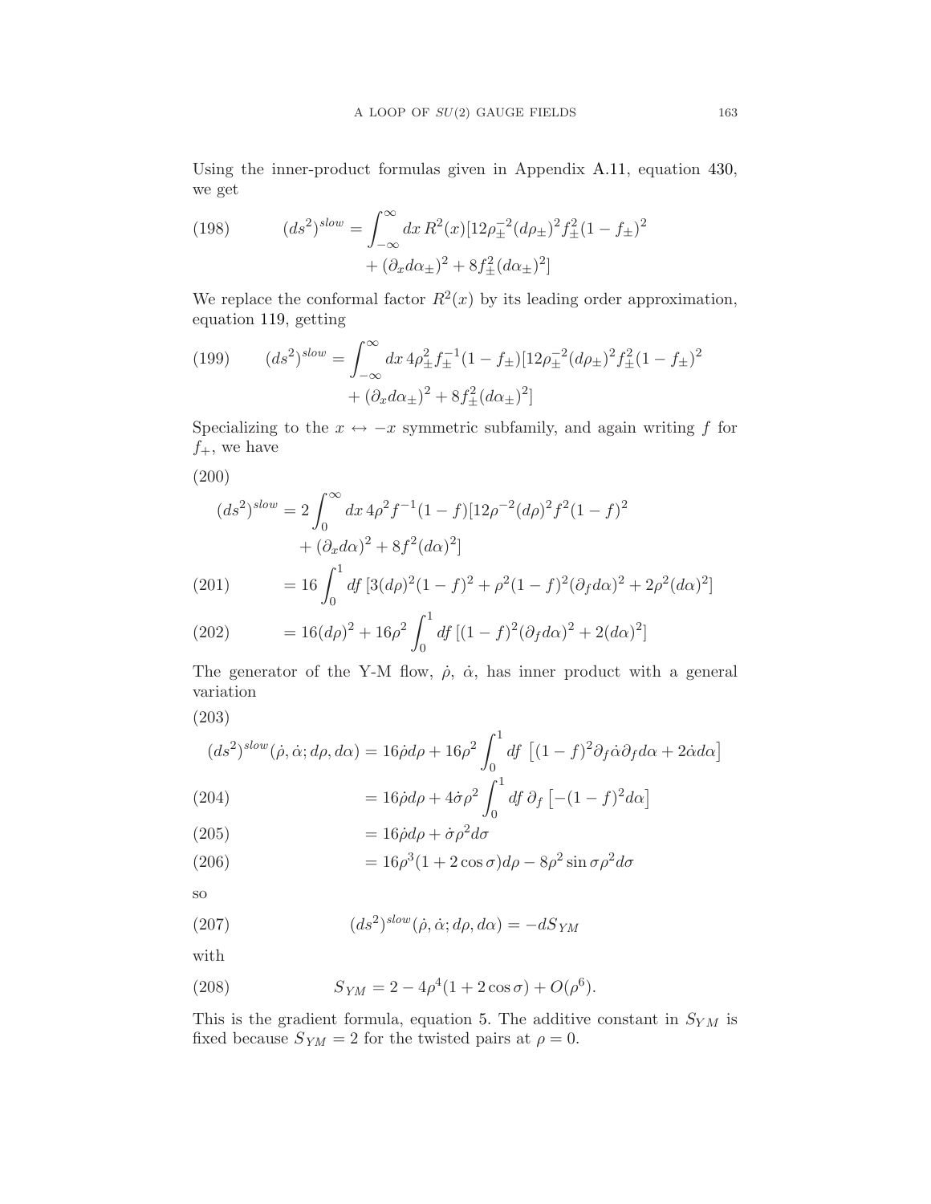Using the inner-product formulas given in Appendix A.11, equation 430, we get

$$(ds^2)^{slow} = \int_{-\infty}^{\infty} dx\, R^2(x)[12\rho_\pm^{-2}(d\rho_\pm)^2 f_\pm^2(1-f_\pm)^2 + (\partial_x d\alpha_\pm)^2 + 8f_\pm^2(d\alpha_\pm)^2] \tag{198}$$

We replace the conformal factor $R^2(x)$ by its leading order approximation, equation 119, getting

$$(ds^2)^{slow} = \int_{-\infty}^{\infty} dx\, 4\rho_\pm^2 f_\pm^{-1}(1-f_\pm)[12\rho_\pm^{-2}(d\rho_\pm)^2 f_\pm^2(1-f_\pm)^2 + (\partial_x d\alpha_\pm)^2 + 8f_\pm^2(d\alpha_\pm)^2] \tag{199}$$

Specializing to the $x \leftrightarrow -x$ symmetric subfamily, and again writing $f$ for $f_+$, we have

$$(ds^2)^{slow} = 2\int_0^{\infty} dx\, 4\rho^2 f^{-1}(1-f)[12\rho^{-2}(d\rho)^2 f^2(1-f)^2 + (\partial_x d\alpha)^2 + 8f^2(d\alpha)^2] \tag{200}$$

$$= 16\int_0^1 df\,[3(d\rho)^2(1-f)^2 + \rho^2(1-f)^2(\partial_f d\alpha)^2 + 2\rho^2(d\alpha)^2] \tag{201}$$

$$= 16(d\rho)^2 + 16\rho^2\int_0^1 df\,[(1-f)^2(\partial_f d\alpha)^2 + 2(d\alpha)^2] \tag{202}$$

The generator of the Y-M flow, $\dot\rho$, $\dot\alpha$, has inner product with a general variation

$$(ds^2)^{slow}(\dot\rho,\dot\alpha;d\rho,d\alpha) = 16\dot\rho d\rho + 16\rho^2\int_0^1 df\,\left[(1-f)^2\partial_f\dot\alpha\partial_f d\alpha + 2\dot\alpha d\alpha\right] \tag{203}$$

$$= 16\dot\rho d\rho + 4\dot\sigma\rho^2\int_0^1 df\,\partial_f\left[-(1-f)^2 d\alpha\right] \tag{204}$$

$$= 16\dot\rho d\rho + \dot\sigma\rho^2 d\sigma \tag{205}$$

$$= 16\rho^3(1+2\cos\sigma)d\rho - 8\rho^2\sin\sigma\rho^2 d\sigma \tag{206}$$

so

$$(ds^2)^{slow}(\dot\rho,\dot\alpha;d\rho,d\alpha) = -dS_{YM} \tag{207}$$

with

$$S_{YM} = 2 - 4\rho^4(1+2\cos\sigma) + O(\rho^6). \tag{208}$$

This is the gradient formula, equation 5. The additive constant in $S_{YM}$ is fixed because $S_{YM} = 2$ for the twisted pairs at $\rho = 0$.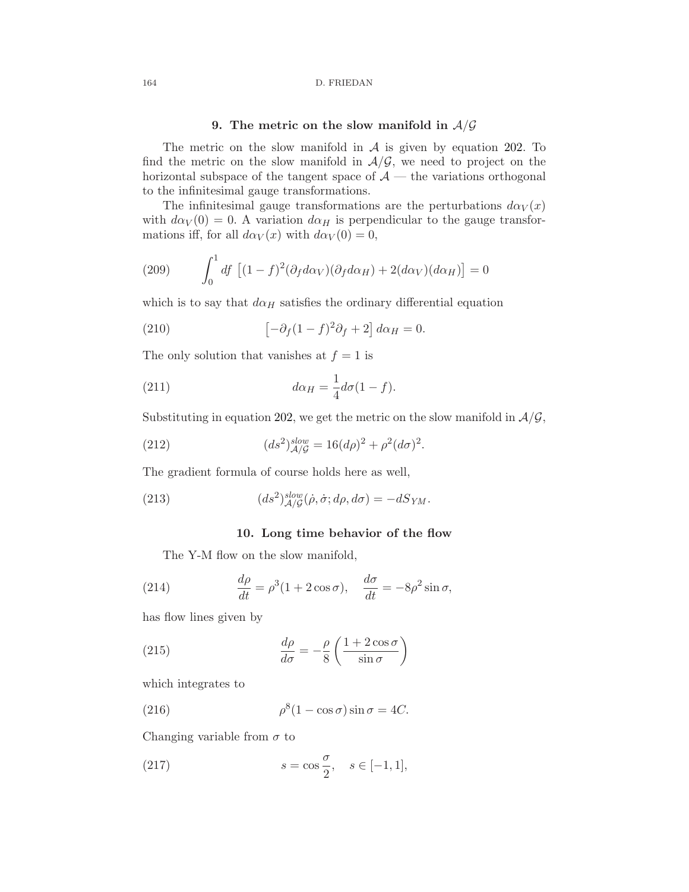## 9. The metric on the slow manifold in $\mathcal{A}/\mathcal{G}$

The metric on the slow manifold in $\mathcal{A}$ is given by equation 202. To find the metric on the slow manifold in $\mathcal{A}/\mathcal{G}$, we need to project on the horizontal subspace of the tangent space of $\mathcal{A}$ — the variations orthogonal to the infinitesimal gauge transformations.

The infinitesimal gauge transformations are the perturbations $d\alpha_V(x)$ with $d\alpha_V(0) = 0$. A variation $d\alpha_H$ is perpendicular to the gauge transformations iff, for all $d\alpha_V(x)$ with $d\alpha_V(0) = 0$,

$$\int_0^1 df \; \left[(1-f)^2(\partial_f d\alpha_V)(\partial_f d\alpha_H) + 2(d\alpha_V)(d\alpha_H)\right] = 0 \tag{209}$$

which is to say that $d\alpha_H$ satisfies the ordinary differential equation

$$\left[-\partial_f(1-f)^2\partial_f + 2\right] d\alpha_H = 0. \tag{210}$$

The only solution that vanishes at $f = 1$ is

$$d\alpha_H = \frac{1}{4} d\sigma(1-f). \tag{211}$$

Substituting in equation 202, we get the metric on the slow manifold in $\mathcal{A}/\mathcal{G}$,

$$(ds^2)^{slow}_{\mathcal{A}/\mathcal{G}} = 16(d\rho)^2 + \rho^2(d\sigma)^2. \tag{212}$$

The gradient formula of course holds here as well,

$$(ds^2)^{slow}_{\mathcal{A}/\mathcal{G}}(\dot{\rho}, \dot{\sigma}; d\rho, d\sigma) = -dS_{YM}. \tag{213}$$

## 10. Long time behavior of the flow

The Y-M flow on the slow manifold,

$$\frac{d\rho}{dt} = \rho^3(1 + 2\cos\sigma), \quad \frac{d\sigma}{dt} = -8\rho^2 \sin\sigma, \tag{214}$$

has flow lines given by

$$\frac{d\rho}{d\sigma} = -\frac{\rho}{8}\left(\frac{1+2\cos\sigma}{\sin\sigma}\right) \tag{215}$$

which integrates to

$$\rho^8(1-\cos\sigma)\sin\sigma = 4C. \tag{216}$$

Changing variable from $\sigma$ to

$$s = \cos\frac{\sigma}{2}, \quad s \in [-1, 1], \tag{217}$$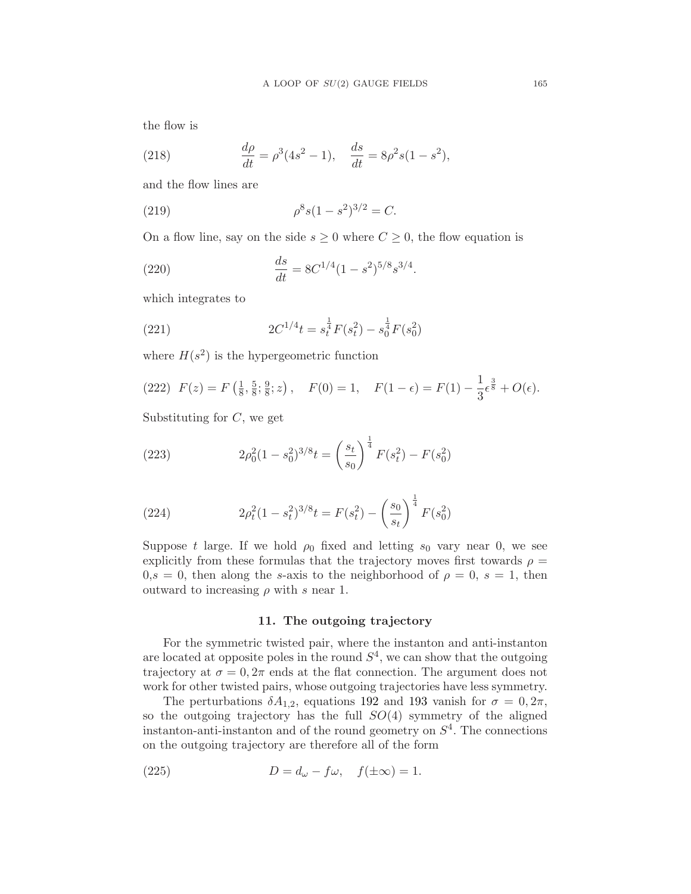the flow is

$$\frac{d\rho}{dt} = \rho^3(4s^2 - 1), \quad \frac{ds}{dt} = 8\rho^2 s(1 - s^2), \tag{218}$$

and the flow lines are

$$\rho^8 s(1 - s^2)^{3/2} = C. \tag{219}$$

On a flow line, say on the side $s \geq 0$ where $C \geq 0$, the flow equation is

$$\frac{ds}{dt} = 8C^{1/4}(1 - s^2)^{5/8} s^{3/4}. \tag{220}$$

which integrates to

$$2C^{1/4} t = s_t^{\frac{1}{4}} F(s_t^2) - s_0^{\frac{1}{4}} F(s_0^2) \tag{221}$$

where $H(s^2)$ is the hypergeometric function

$$F(z) = F\left(\tfrac{1}{8}, \tfrac{5}{8}; \tfrac{9}{8}; z\right), \quad F(0) = 1, \quad F(1 - \epsilon) = F(1) - \frac{1}{3}\epsilon^{\frac{3}{8}} + O(\epsilon). \tag{222}$$

Substituting for $C$, we get

$$2\rho_0^2(1 - s_0^2)^{3/8} t = \left(\frac{s_t}{s_0}\right)^{\frac{1}{4}} F(s_t^2) - F(s_0^2) \tag{223}$$

$$2\rho_t^2(1 - s_t^2)^{3/8} t = F(s_t^2) - \left(\frac{s_0}{s_t}\right)^{\frac{1}{4}} F(s_0^2) \tag{224}$$

Suppose $t$ large. If we hold $\rho_0$ fixed and letting $s_0$ vary near 0, we see explicitly from these formulas that the trajectory moves first towards $\rho = 0, s = 0$, then along the $s$-axis to the neighborhood of $\rho = 0$, $s = 1$, then outward to increasing $\rho$ with $s$ near 1.

## 11. The outgoing trajectory

For the symmetric twisted pair, where the instanton and anti-instanton are located at opposite poles in the round $S^4$, we can show that the outgoing trajectory at $\sigma = 0, 2\pi$ ends at the flat connection. The argument does not work for other twisted pairs, whose outgoing trajectories have less symmetry.

The perturbations $\delta A_{1,2}$, equations 192 and 193 vanish for $\sigma = 0, 2\pi$, so the outgoing trajectory has the full $SO(4)$ symmetry of the aligned instanton-anti-instanton and of the round geometry on $S^4$. The connections on the outgoing trajectory are therefore all of the form

$$D = d_\omega - f\omega, \quad f(\pm\infty) = 1. \tag{225}$$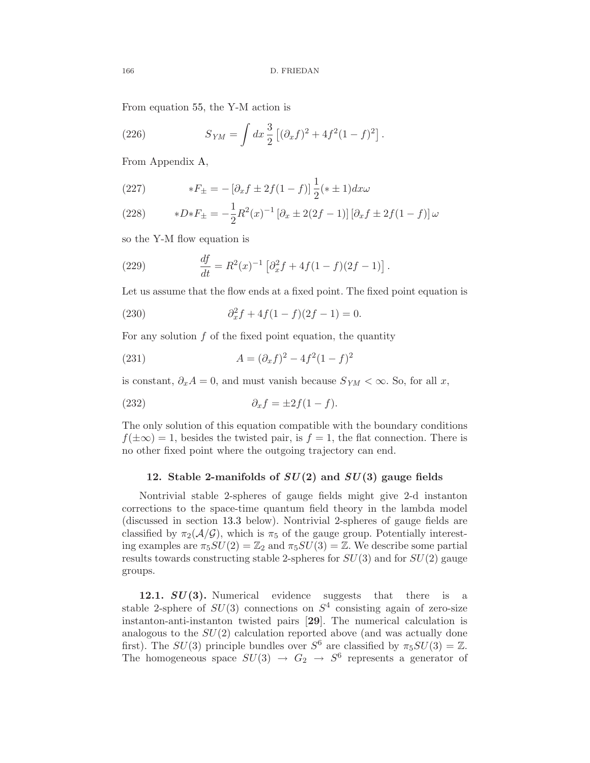From equation 55, the Y-M action is

$$S_{YM} = \int dx \, \frac{3}{2} \left[ (\partial_x f)^2 + 4f^2(1-f)^2 \right]. \tag{226}$$

From Appendix A,

$$*F_{\pm} = -\left[\partial_x f \pm 2f(1-f)\right] \frac{1}{2}(* \pm 1) dx\omega \tag{227}$$

$$*D{*}F_{\pm} = -\frac{1}{2} R^2(x)^{-1} \left[\partial_x \pm 2(2f-1)\right]\left[\partial_x f \pm 2f(1-f)\right]\omega \tag{228}$$

so the Y-M flow equation is

$$\frac{df}{dt} = R^2(x)^{-1} \left[\partial_x^2 f + 4f(1-f)(2f-1)\right]. \tag{229}$$

Let us assume that the flow ends at a fixed point. The fixed point equation is

$$\partial_x^2 f + 4f(1-f)(2f-1) = 0. \tag{230}$$

For any solution $f$ of the fixed point equation, the quantity

$$A = (\partial_x f)^2 - 4f^2(1-f)^2 \tag{231}$$

is constant, $\partial_x A = 0$, and must vanish because $S_{YM} < \infty$. So, for all $x$,

$$\partial_x f = \pm 2f(1-f). \tag{232}$$

The only solution of this equation compatible with the boundary conditions $f(\pm\infty) = 1$, besides the twisted pair, is $f = 1$, the flat connection. There is no other fixed point where the outgoing trajectory can end.

## 12. Stable 2-manifolds of $SU(2)$ and $SU(3)$ gauge fields

Nontrivial stable 2-spheres of gauge fields might give 2-d instanton corrections to the space-time quantum field theory in the lambda model (discussed in section 13.3 below). Nontrivial 2-spheres of gauge fields are classified by $\pi_2(\mathcal{A}/\mathcal{G})$, which is $\pi_5$ of the gauge group. Potentially interesting examples are $\pi_5 SU(2) = \mathbb{Z}_2$ and $\pi_5 SU(3) = \mathbb{Z}$. We describe some partial results towards constructing stable 2-spheres for $SU(3)$ and for $SU(2)$ gauge groups.

**12.1. $SU(3)$.** Numerical evidence suggests that there is a stable 2-sphere of $SU(3)$ connections on $S^4$ consisting again of zero-size instanton-anti-instanton twisted pairs [**29**]. The numerical calculation is analogous to the $SU(2)$ calculation reported above (and was actually done first). The $SU(3)$ principle bundles over $S^6$ are classified by $\pi_5 SU(3) = \mathbb{Z}$. The homogeneous space $SU(3) \to G_2 \to S^6$ represents a generator of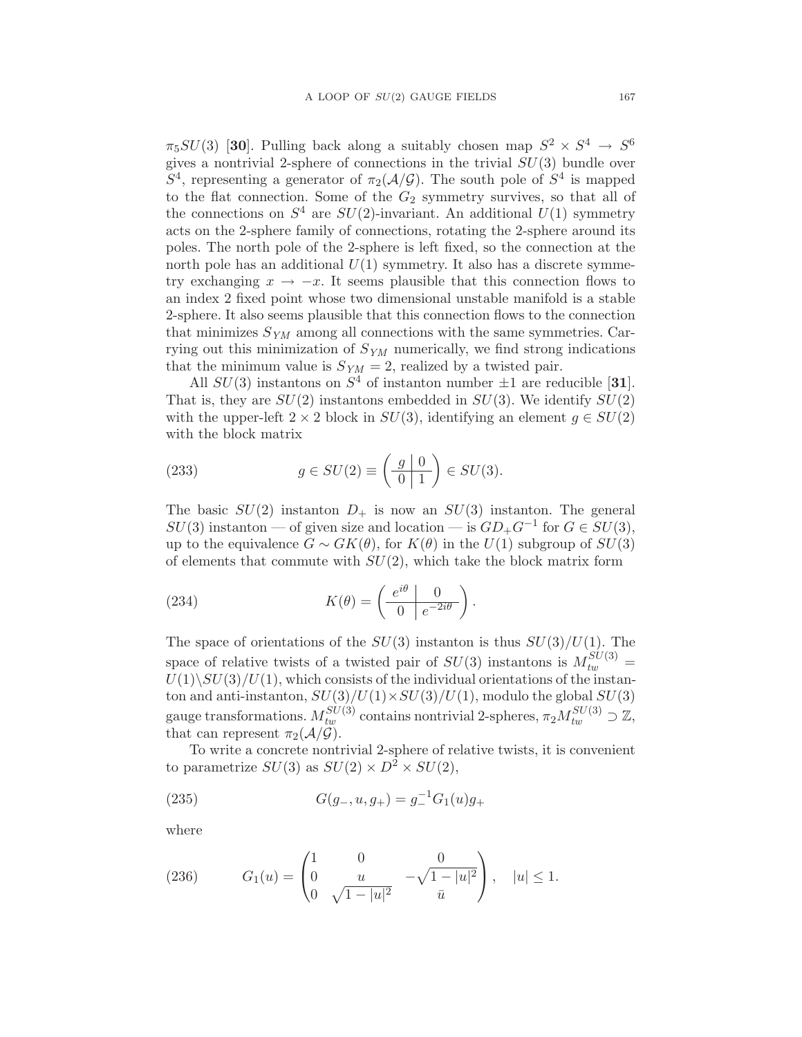$\pi_5 SU(3)$ [**30**]. Pulling back along a suitably chosen map $S^2 \times S^4 \to S^6$ gives a nontrivial 2-sphere of connections in the trivial $SU(3)$ bundle over $S^4$, representing a generator of $\pi_2(\mathcal{A}/\mathcal{G})$. The south pole of $S^4$ is mapped to the flat connection. Some of the $G_2$ symmetry survives, so that all of the connections on $S^4$ are $SU(2)$-invariant. An additional $U(1)$ symmetry acts on the 2-sphere family of connections, rotating the 2-sphere around its poles. The north pole of the 2-sphere is left fixed, so the connection at the north pole has an additional $U(1)$ symmetry. It also has a discrete symmetry exchanging $x \to -x$. It seems plausible that this connection flows to an index 2 fixed point whose two dimensional unstable manifold is a stable 2-sphere. It also seems plausible that this connection flows to the connection that minimizes $S_{YM}$ among all connections with the same symmetries. Carrying out this minimization of $S_{YM}$ numerically, we find strong indications that the minimum value is $S_{YM} = 2$, realized by a twisted pair.

All $SU(3)$ instantons on $S^4$ of instanton number $\pm 1$ are reducible [**31**]. That is, they are $SU(2)$ instantons embedded in $SU(3)$. We identify $SU(2)$ with the upper-left $2 \times 2$ block in $SU(3)$, identifying an element $g \in SU(2)$ with the block matrix

$$g \in SU(2) \equiv \left(\begin{array}{c|c} g & 0 \\ \hline 0 & 1 \end{array}\right) \in SU(3). \tag{233}$$

The basic $SU(2)$ instanton $D_+$ is now an $SU(3)$ instanton. The general $SU(3)$ instanton — of given size and location — is $GD_+G^{-1}$ for $G \in SU(3)$, up to the equivalence $G \sim GK(\theta)$, for $K(\theta)$ in the $U(1)$ subgroup of $SU(3)$ of elements that commute with $SU(2)$, which take the block matrix form

$$K(\theta) = \left(\begin{array}{c|c} e^{i\theta} & 0 \\ \hline 0 & e^{-2i\theta} \end{array}\right). \tag{234}$$

The space of orientations of the $SU(3)$ instanton is thus $SU(3)/U(1)$. The space of relative twists of a twisted pair of $SU(3)$ instantons is $M_{tw}^{SU(3)} = U(1)\backslash SU(3)/U(1)$, which consists of the individual orientations of the instanton and anti-instanton, $SU(3)/U(1) \times SU(3)/U(1)$, modulo the global $SU(3)$ gauge transformations. $M_{tw}^{SU(3)}$ contains nontrivial 2-spheres, $\pi_2 M_{tw}^{SU(3)} \supset \mathbb{Z}$, that can represent $\pi_2(\mathcal{A}/\mathcal{G})$.

To write a concrete nontrivial 2-sphere of relative twists, it is convenient to parametrize $SU(3)$ as $SU(2) \times D^2 \times SU(2)$,

$$G(g_-, u, g_+) = g_-^{-1} G_1(u) g_+ \tag{235}$$

where

$$G_1(u) = \begin{pmatrix} 1 & 0 & 0 \\ 0 & u & -\sqrt{1-|u|^2} \\ 0 & \sqrt{1-|u|^2} & \bar{u} \end{pmatrix}, \quad |u| \leq 1. \tag{236}$$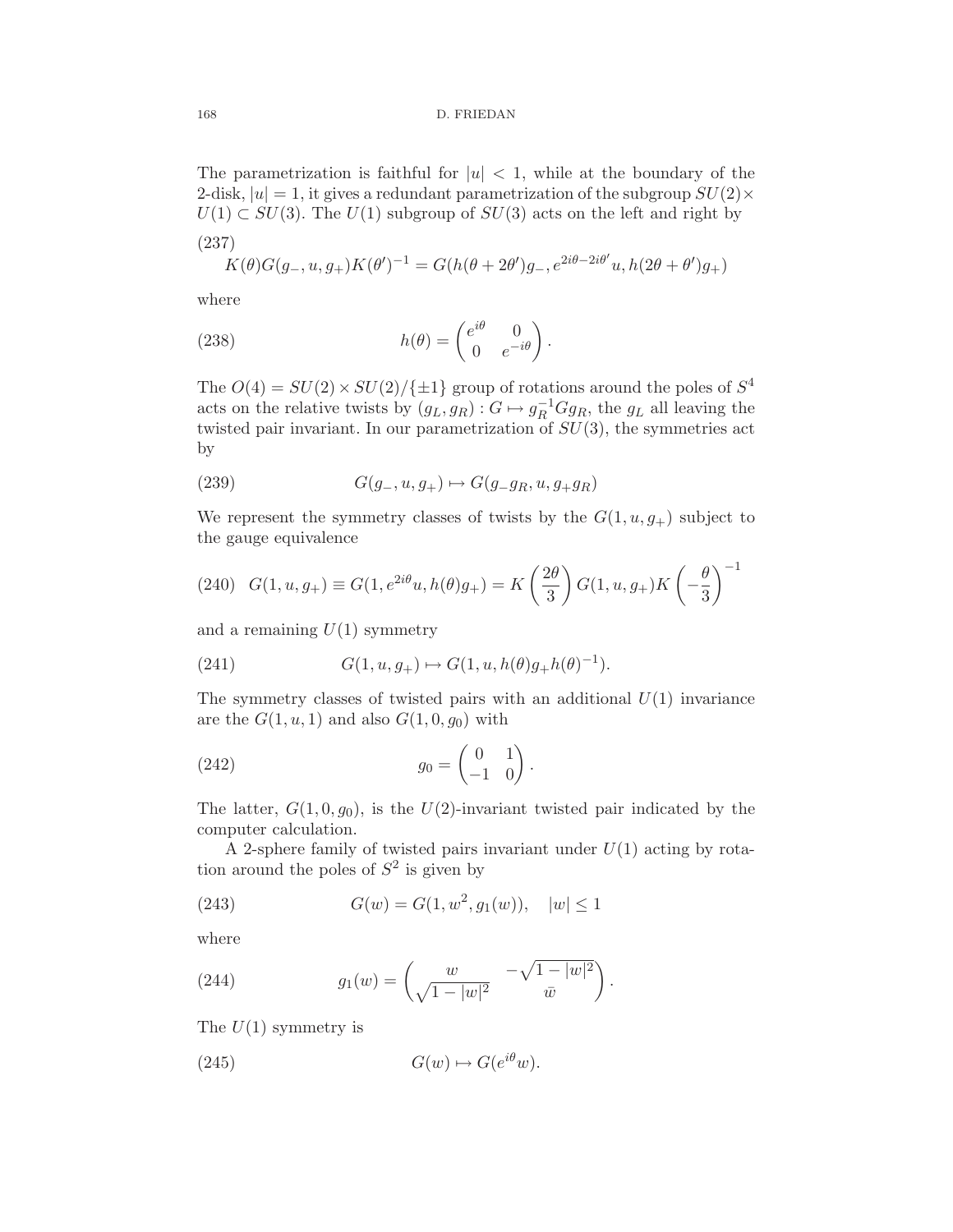The parametrization is faithful for $|u| < 1$, while at the boundary of the 2-disk, $|u| = 1$, it gives a redundant parametrization of the subgroup $SU(2) \times U(1) \subset SU(3)$. The $U(1)$ subgroup of $SU(3)$ acts on the left and right by

(237)

$$K(\theta)G(g_-, u, g_+)K(\theta')^{-1} = G(h(\theta + 2\theta')g_-, e^{2i\theta - 2i\theta'}u, h(2\theta + \theta')g_+)$$

where

$$h(\theta) = \begin{pmatrix} e^{i\theta} & 0 \\ 0 & e^{-i\theta} \end{pmatrix}. \tag{238}$$

The $O(4) = SU(2) \times SU(2)/\{\pm 1\}$ group of rotations around the poles of $S^4$ acts on the relative twists by $(g_L, g_R) : G \mapsto g_R^{-1} G g_R$, the $g_L$ all leaving the twisted pair invariant. In our parametrization of $SU(3)$, the symmetries act by

$$G(g_-, u, g_+) \mapsto G(g_- g_R, u, g_+ g_R) \tag{239}$$

We represent the symmetry classes of twists by the $G(1, u, g_+)$ subject to the gauge equivalence

$$G(1, u, g_+) \equiv G(1, e^{2i\theta}u, h(\theta)g_+) = K\left(\frac{2\theta}{3}\right) G(1, u, g_+) K\left(-\frac{\theta}{3}\right)^{-1} \tag{240}$$

and a remaining $U(1)$ symmetry

$$G(1, u, g_+) \mapsto G(1, u, h(\theta) g_+ h(\theta)^{-1}). \tag{241}$$

The symmetry classes of twisted pairs with an additional $U(1)$ invariance are the $G(1, u, 1)$ and also $G(1, 0, g_0)$ with

$$g_0 = \begin{pmatrix} 0 & 1 \\ -1 & 0 \end{pmatrix}. \tag{242}$$

The latter, $G(1, 0, g_0)$, is the $U(2)$-invariant twisted pair indicated by the computer calculation.

A 2-sphere family of twisted pairs invariant under $U(1)$ acting by rotation around the poles of $S^2$ is given by

$$G(w) = G(1, w^2, g_1(w)), \quad |w| \leq 1 \tag{243}$$

where

$$g_1(w) = \begin{pmatrix} w & -\sqrt{1 - |w|^2} \\ \sqrt{1 - |w|^2} & \bar{w} \end{pmatrix}. \tag{244}$$

The $U(1)$ symmetry is

$$G(w) \mapsto G(e^{i\theta} w). \tag{245}$$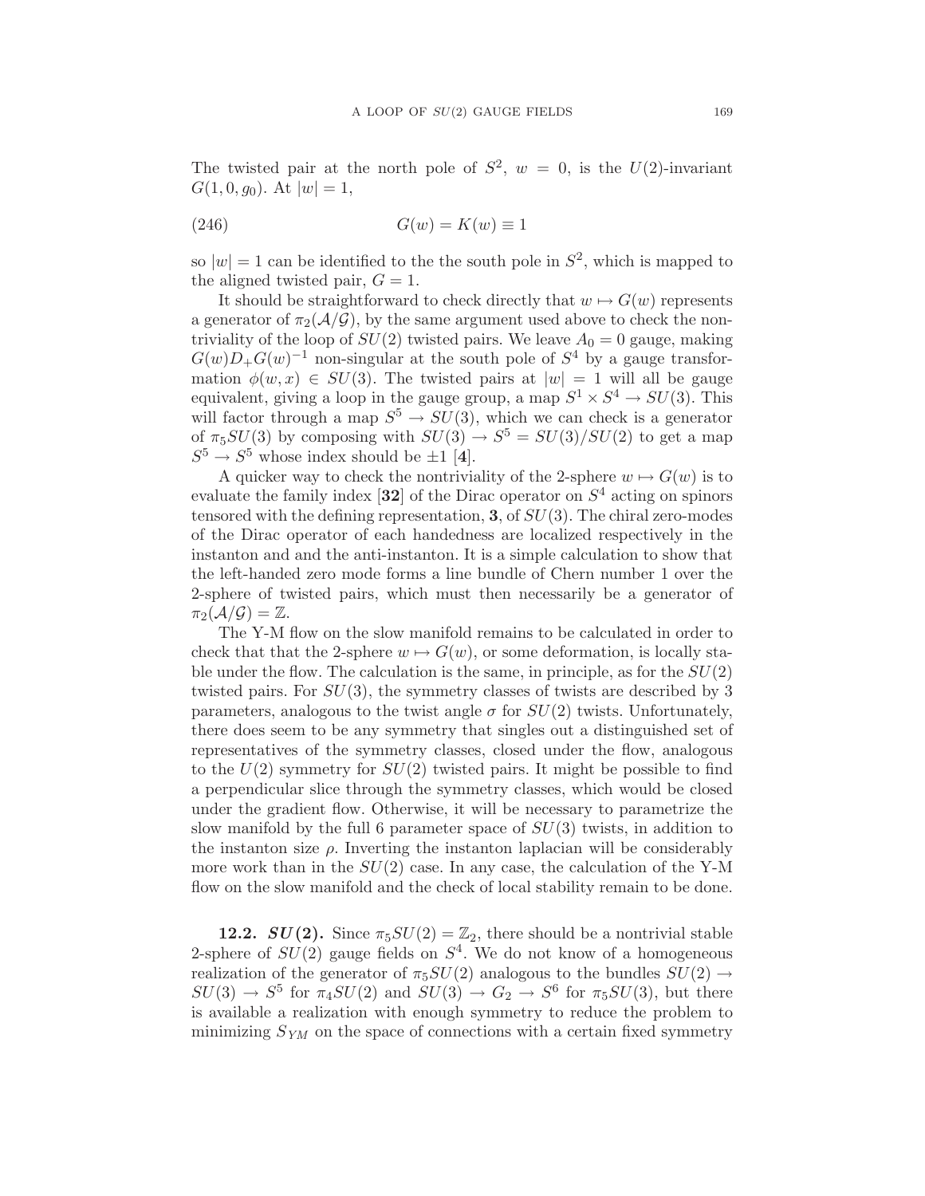The twisted pair at the north pole of $S^2$, $w = 0$, is the $U(2)$-invariant $G(1, 0, g_0)$. At $|w| = 1$,

$$G(w) = K(w) \equiv 1 \tag{246}$$

so $|w| = 1$ can be identified to the the south pole in $S^2$, which is mapped to the aligned twisted pair, $G = 1$.

It should be straightforward to check directly that $w \mapsto G(w)$ represents a generator of $\pi_2(\mathcal{A}/\mathcal{G})$, by the same argument used above to check the nontriviality of the loop of $SU(2)$ twisted pairs. We leave $A_0 = 0$ gauge, making $G(w)D_+G(w)^{-1}$ non-singular at the south pole of $S^4$ by a gauge transformation $\phi(w, x) \in SU(3)$. The twisted pairs at $|w| = 1$ will all be gauge equivalent, giving a loop in the gauge group, a map $S^1 \times S^4 \to SU(3)$. This will factor through a map $S^5 \to SU(3)$, which we can check is a generator of $\pi_5 SU(3)$ by composing with $SU(3) \to S^5 = SU(3)/SU(2)$ to get a map $S^5 \to S^5$ whose index should be $\pm 1$ [**4**].

A quicker way to check the nontriviality of the 2-sphere $w \mapsto G(w)$ is to evaluate the family index [**32**] of the Dirac operator on $S^4$ acting on spinors tensored with the defining representation, **3**, of $SU(3)$. The chiral zero-modes of the Dirac operator of each handedness are localized respectively in the instanton and and the anti-instanton. It is a simple calculation to show that the left-handed zero mode forms a line bundle of Chern number 1 over the 2-sphere of twisted pairs, which must then necessarily be a generator of $\pi_2(\mathcal{A}/\mathcal{G}) = \mathbb{Z}$.

The Y-M flow on the slow manifold remains to be calculated in order to check that that the 2-sphere $w \mapsto G(w)$, or some deformation, is locally stable under the flow. The calculation is the same, in principle, as for the $SU(2)$ twisted pairs. For $SU(3)$, the symmetry classes of twists are described by 3 parameters, analogous to the twist angle $\sigma$ for $SU(2)$ twists. Unfortunately, there does seem to be any symmetry that singles out a distinguished set of representatives of the symmetry classes, closed under the flow, analogous to the $U(2)$ symmetry for $SU(2)$ twisted pairs. It might be possible to find a perpendicular slice through the symmetry classes, which would be closed under the gradient flow. Otherwise, it will be necessary to parametrize the slow manifold by the full 6 parameter space of $SU(3)$ twists, in addition to the instanton size $\rho$. Inverting the instanton laplacian will be considerably more work than in the $SU(2)$ case. In any case, the calculation of the Y-M flow on the slow manifold and the check of local stability remain to be done.

**12.2. $SU(2)$.** Since $\pi_5 SU(2) = \mathbb{Z}_2$, there should be a nontrivial stable 2-sphere of $SU(2)$ gauge fields on $S^4$. We do not know of a homogeneous realization of the generator of $\pi_5 SU(2)$ analogous to the bundles $SU(2) \to SU(3) \to S^5$ for $\pi_4 SU(2)$ and $SU(3) \to G_2 \to S^6$ for $\pi_5 SU(3)$, but there is available a realization with enough symmetry to reduce the problem to minimizing $S_{YM}$ on the space of connections with a certain fixed symmetry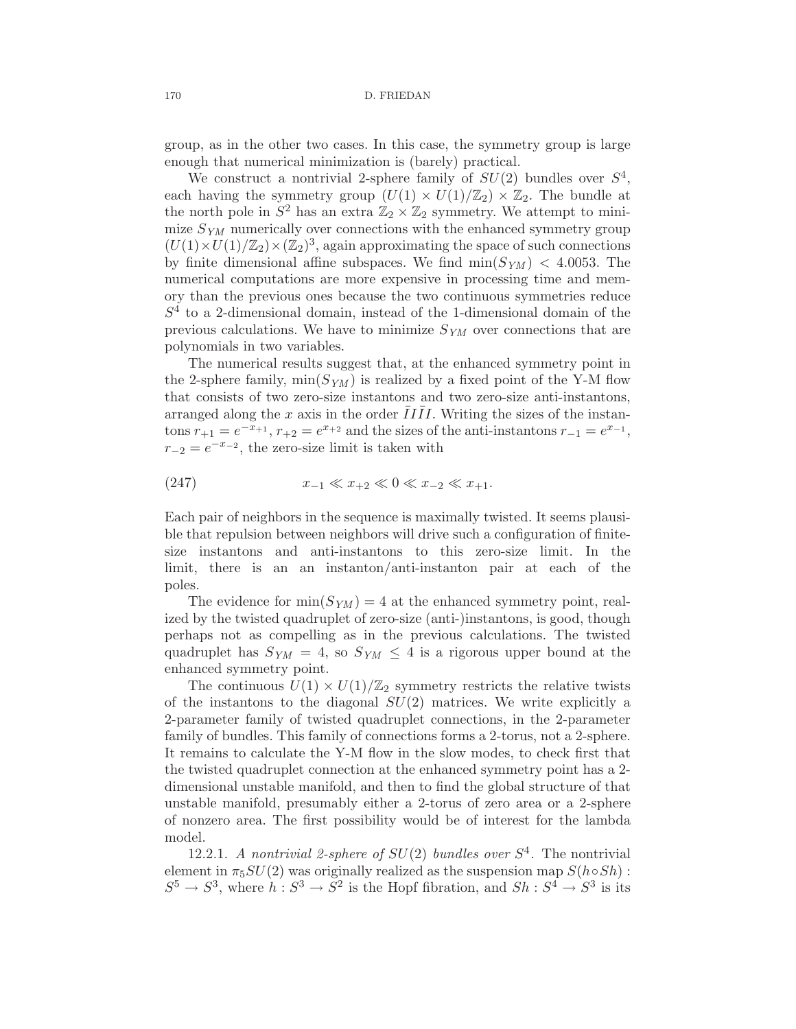group, as in the other two cases. In this case, the symmetry group is large enough that numerical minimization is (barely) practical.

We construct a nontrivial 2-sphere family of $SU(2)$ bundles over $S^4$, each having the symmetry group $(U(1) \times U(1)/\mathbb{Z}_2) \times \mathbb{Z}_2$. The bundle at the north pole in $S^2$ has an extra $\mathbb{Z}_2 \times \mathbb{Z}_2$ symmetry. We attempt to minimize $S_{YM}$ numerically over connections with the enhanced symmetry group $(U(1)\times U(1)/\mathbb{Z}_2)\times(\mathbb{Z}_2)^3$, again approximating the space of such connections by finite dimensional affine subspaces. We find $\min(S_{YM}) < 4.0053$. The numerical computations are more expensive in processing time and memory than the previous ones because the two continuous symmetries reduce $S^4$ to a 2-dimensional domain, instead of the 1-dimensional domain of the previous calculations. We have to minimize $S_{YM}$ over connections that are polynomials in two variables.

The numerical results suggest that, at the enhanced symmetry point in the 2-sphere family, $\min(S_{YM})$ is realized by a fixed point of the Y-M flow that consists of two zero-size instantons and two zero-size anti-instantons, arranged along the $x$ axis in the order $\bar{I}I\bar{I}I$. Writing the sizes of the instantons $r_{+1} = e^{-x_{+1}}$, $r_{+2} = e^{x_{+2}}$ and the sizes of the anti-instantons $r_{-1} = e^{x_{-1}}$, $r_{-2} = e^{-x_{-2}}$, the zero-size limit is taken with

$$x_{-1} \ll x_{+2} \ll 0 \ll x_{-2} \ll x_{+1}. \tag{247}$$

Each pair of neighbors in the sequence is maximally twisted. It seems plausible that repulsion between neighbors will drive such a configuration of finite-size instantons and anti-instantons to this zero-size limit. In the limit, there is an an instanton/anti-instanton pair at each of the poles.

The evidence for $\min(S_{YM}) = 4$ at the enhanced symmetry point, realized by the twisted quadruplet of zero-size (anti-)instantons, is good, though perhaps not as compelling as in the previous calculations. The twisted quadruplet has $S_{YM} = 4$, so $S_{YM} \leq 4$ is a rigorous upper bound at the enhanced symmetry point.

The continuous $U(1) \times U(1)/\mathbb{Z}_2$ symmetry restricts the relative twists of the instantons to the diagonal $SU(2)$ matrices. We write explicitly a 2-parameter family of twisted quadruplet connections, in the 2-parameter family of bundles. This family of connections forms a 2-torus, not a 2-sphere. It remains to calculate the Y-M flow in the slow modes, to check first that the twisted quadruplet connection at the enhanced symmetry point has a 2-dimensional unstable manifold, and then to find the global structure of that unstable manifold, presumably either a 2-torus of zero area or a 2-sphere of nonzero area. The first possibility would be of interest for the lambda model.

12.2.1. *A nontrivial 2-sphere of $SU(2)$ bundles over $S^4$.* The nontrivial element in $\pi_5 SU(2)$ was originally realized as the suspension map $S(h\circ Sh) : S^5 \to S^3$, where $h : S^3 \to S^2$ is the Hopf fibration, and $Sh : S^4 \to S^3$ is its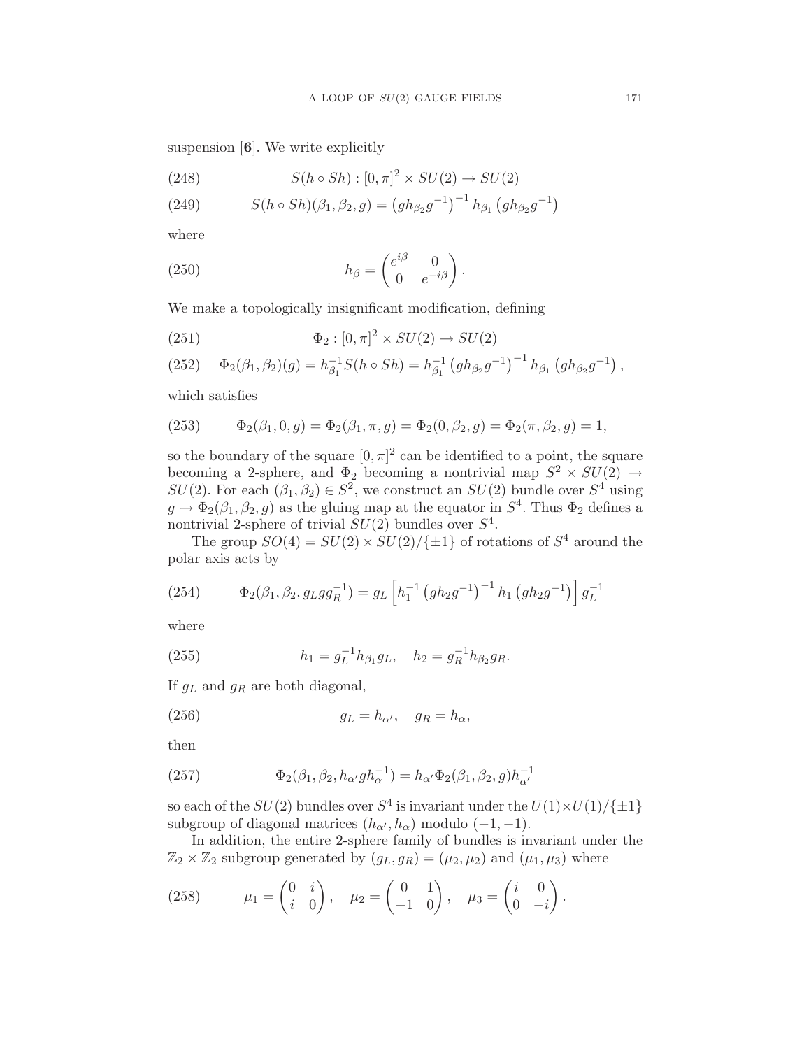suspension [**6**]. We write explicitly

$$S(h \circ Sh) : [0, \pi]^2 \times SU(2) \to SU(2) \tag{248}$$

$$S(h \circ Sh)(\beta_1, \beta_2, g) = \left(g h_{\beta_2} g^{-1}\right)^{-1} h_{\beta_1} \left(g h_{\beta_2} g^{-1}\right) \tag{249}$$

where

$$h_\beta = \begin{pmatrix} e^{i\beta} & 0 \\ 0 & e^{-i\beta} \end{pmatrix}. \tag{250}$$

We make a topologically insignificant modification, defining

$$\Phi_2 : [0, \pi]^2 \times SU(2) \to SU(2) \tag{251}$$

$$\Phi_2(\beta_1, \beta_2)(g) = h_{\beta_1}^{-1} S(h \circ Sh) = h_{\beta_1}^{-1} \left(g h_{\beta_2} g^{-1}\right)^{-1} h_{\beta_1} \left(g h_{\beta_2} g^{-1}\right), \tag{252}$$

which satisfies

$$\Phi_2(\beta_1, 0, g) = \Phi_2(\beta_1, \pi, g) = \Phi_2(0, \beta_2, g) = \Phi_2(\pi, \beta_2, g) = 1, \tag{253}$$

so the boundary of the square $[0, \pi]^2$ can be identified to a point, the square becoming a 2-sphere, and $\Phi_2$ becoming a nontrivial map $S^2 \times SU(2) \to SU(2)$. For each $(\beta_1, \beta_2) \in S^2$, we construct an $SU(2)$ bundle over $S^4$ using $g \mapsto \Phi_2(\beta_1, \beta_2, g)$ as the gluing map at the equator in $S^4$. Thus $\Phi_2$ defines a nontrivial 2-sphere of trivial $SU(2)$ bundles over $S^4$.

The group $SO(4) = SU(2) \times SU(2)/\{\pm 1\}$ of rotations of $S^4$ around the polar axis acts by

$$\Phi_2(\beta_1, \beta_2, g_L g g_R^{-1}) = g_L \left[ h_1^{-1} \left(g h_2 g^{-1}\right)^{-1} h_1 \left(g h_2 g^{-1}\right) \right] g_L^{-1} \tag{254}$$

where

$$h_1 = g_L^{-1} h_{\beta_1} g_L, \quad h_2 = g_R^{-1} h_{\beta_2} g_R. \tag{255}$$

If $g_L$ and $g_R$ are both diagonal,

$$g_L = h_{\alpha'}, \quad g_R = h_\alpha, \tag{256}$$

then

$$\Phi_2(\beta_1, \beta_2, h_{\alpha'} g h_\alpha^{-1}) = h_{\alpha'} \Phi_2(\beta_1, \beta_2, g) h_{\alpha'}^{-1} \tag{257}$$

so each of the $SU(2)$ bundles over $S^4$ is invariant under the $U(1) \times U(1)/\{\pm 1\}$ subgroup of diagonal matrices $(h_{\alpha'}, h_\alpha)$ modulo $(-1, -1)$.

In addition, the entire 2-sphere family of bundles is invariant under the $\mathbb{Z}_2 \times \mathbb{Z}_2$ subgroup generated by $(g_L, g_R) = (\mu_2, \mu_2)$ and $(\mu_1, \mu_3)$ where

$$\mu_1 = \begin{pmatrix} 0 & i \\ i & 0 \end{pmatrix}, \quad \mu_2 = \begin{pmatrix} 0 & 1 \\ -1 & 0 \end{pmatrix}, \quad \mu_3 = \begin{pmatrix} i & 0 \\ 0 & -i \end{pmatrix}. \tag{258}$$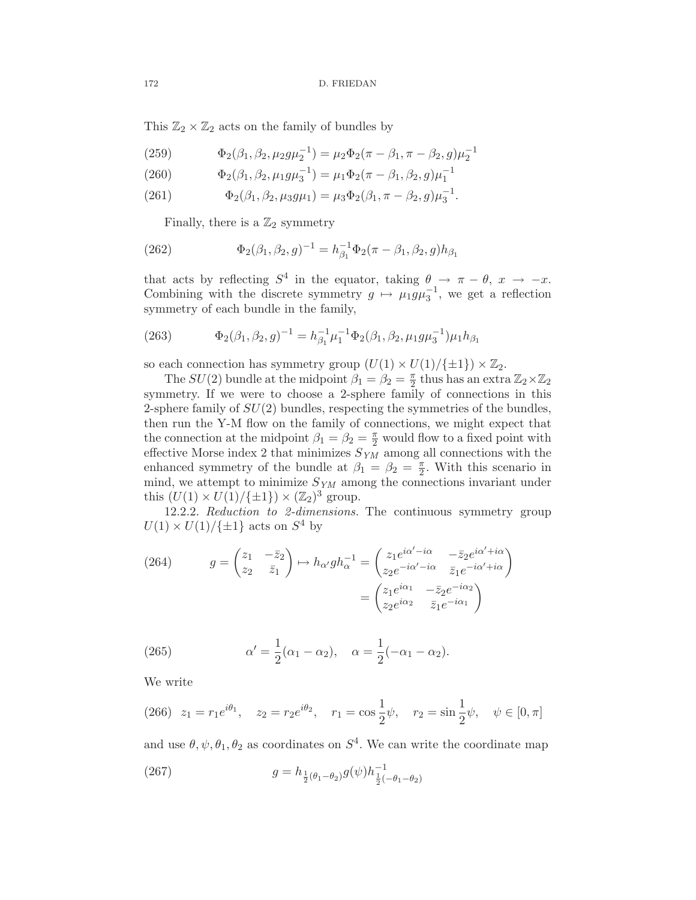This $\mathbb{Z}_2 \times \mathbb{Z}_2$ acts on the family of bundles by

$$\Phi_2(\beta_1, \beta_2, \mu_2 g \mu_2^{-1}) = \mu_2 \Phi_2(\pi - \beta_1, \pi - \beta_2, g) \mu_2^{-1} \tag{259}$$

$$\Phi_2(\beta_1, \beta_2, \mu_1 g \mu_3^{-1}) = \mu_1 \Phi_2(\pi - \beta_1, \beta_2, g) \mu_1^{-1} \tag{260}$$

$$\Phi_2(\beta_1, \beta_2, \mu_3 g \mu_1) = \mu_3 \Phi_2(\beta_1, \pi - \beta_2, g) \mu_3^{-1}. \tag{261}$$

Finally, there is a $\mathbb{Z}_2$ symmetry

$$\Phi_2(\beta_1, \beta_2, g)^{-1} = h_{\beta_1}^{-1} \Phi_2(\pi - \beta_1, \beta_2, g) h_{\beta_1} \tag{262}$$

that acts by reflecting $S^4$ in the equator, taking $\theta \to \pi - \theta$, $x \to -x$. Combining with the discrete symmetry $g \mapsto \mu_1 g \mu_3^{-1}$, we get a reflection symmetry of each bundle in the family,

$$\Phi_2(\beta_1, \beta_2, g)^{-1} = h_{\beta_1}^{-1} \mu_1^{-1} \Phi_2(\beta_1, \beta_2, \mu_1 g \mu_3^{-1}) \mu_1 h_{\beta_1} \tag{263}$$

so each connection has symmetry group $(U(1) \times U(1)/\{\pm 1\}) \times \mathbb{Z}_2$.

The $SU(2)$ bundle at the midpoint $\beta_1 = \beta_2 = \frac{\pi}{2}$ thus has an extra $\mathbb{Z}_2 \times \mathbb{Z}_2$ symmetry. If we were to choose a 2-sphere family of connections in this 2-sphere family of $SU(2)$ bundles, respecting the symmetries of the bundles, then run the Y-M flow on the family of connections, we might expect that the connection at the midpoint $\beta_1 = \beta_2 = \frac{\pi}{2}$ would flow to a fixed point with effective Morse index 2 that minimizes $S_{YM}$ among all connections with the enhanced symmetry of the bundle at $\beta_1 = \beta_2 = \frac{\pi}{2}$. With this scenario in mind, we attempt to minimize $S_{YM}$ among the connections invariant under this $(U(1) \times U(1)/\{\pm 1\}) \times (\mathbb{Z}_2)^3$ group.

12.2.2. *Reduction to 2-dimensions.* The continuous symmetry group $U(1) \times U(1)/\{\pm 1\}$ acts on $S^4$ by

$$g = \begin{pmatrix} z_1 & -\bar{z}_2 \\ z_2 & \bar{z}_1 \end{pmatrix} \mapsto h_{\alpha'} g h_\alpha^{-1} = \begin{pmatrix} z_1 e^{i\alpha' - i\alpha} & -\bar{z}_2 e^{i\alpha' + i\alpha} \\ z_2 e^{-i\alpha' - i\alpha} & \bar{z}_1 e^{-i\alpha' + i\alpha} \end{pmatrix} = \begin{pmatrix} z_1 e^{i\alpha_1} & -\bar{z}_2 e^{-i\alpha_2} \\ z_2 e^{i\alpha_2} & \bar{z}_1 e^{-i\alpha_1} \end{pmatrix} \tag{264}$$

$$\alpha' = \frac{1}{2}(\alpha_1 - \alpha_2), \quad \alpha = \frac{1}{2}(-\alpha_1 - \alpha_2). \tag{265}$$

We write

$$z_1 = r_1 e^{i\theta_1}, \quad z_2 = r_2 e^{i\theta_2}, \quad r_1 = \cos\frac{1}{2}\psi, \quad r_2 = \sin\frac{1}{2}\psi, \quad \psi \in [0, \pi] \tag{266}$$

and use $\theta, \psi, \theta_1, \theta_2$ as coordinates on $S^4$. We can write the coordinate map

$$g = h_{\frac{1}{2}(\theta_1 - \theta_2)} g(\psi) h^{-1}_{\frac{1}{2}(-\theta_1 - \theta_2)} \tag{267}$$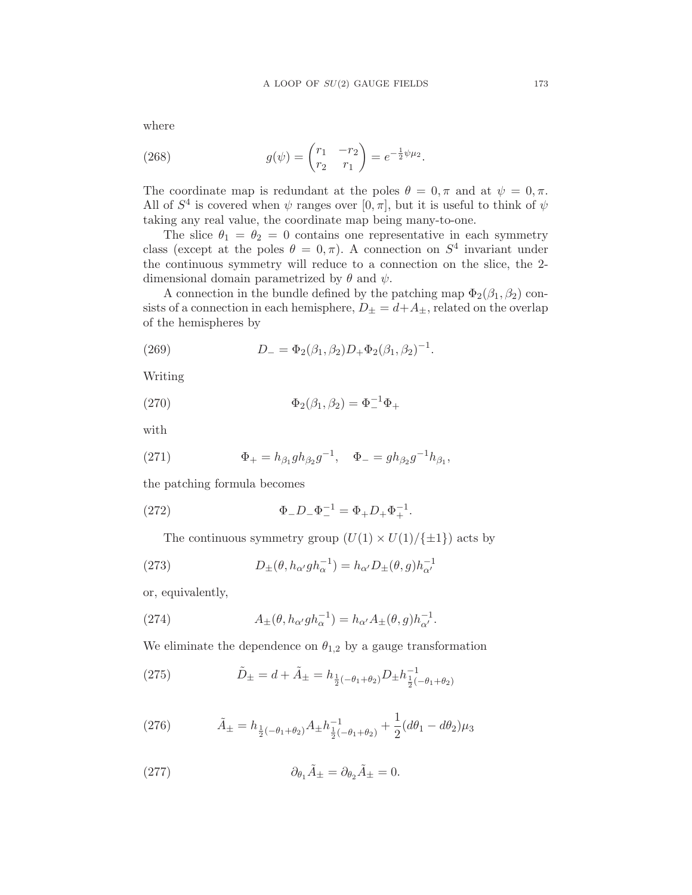where

$$g(\psi) = \begin{pmatrix} r_1 & -r_2 \\ r_2 & r_1 \end{pmatrix} = e^{-\frac{1}{2}\psi\mu_2}. \tag{268}$$

The coordinate map is redundant at the poles $\theta = 0, \pi$ and at $\psi = 0, \pi$. All of $S^4$ is covered when $\psi$ ranges over $[0, \pi]$, but it is useful to think of $\psi$ taking any real value, the coordinate map being many-to-one.

The slice $\theta_1 = \theta_2 = 0$ contains one representative in each symmetry class (except at the poles $\theta = 0, \pi$). A connection on $S^4$ invariant under the continuous symmetry will reduce to a connection on the slice, the 2-dimensional domain parametrized by $\theta$ and $\psi$.

A connection in the bundle defined by the patching map $\Phi_2(\beta_1, \beta_2)$ consists of a connection in each hemisphere, $D_\pm = d + A_\pm$, related on the overlap of the hemispheres by

$$D_- = \Phi_2(\beta_1, \beta_2) D_+ \Phi_2(\beta_1, \beta_2)^{-1}. \tag{269}$$

Writing

$$\Phi_2(\beta_1, \beta_2) = \Phi_-^{-1}\Phi_+ \tag{270}$$

with

$$\Phi_+ = h_{\beta_1} g h_{\beta_2} g^{-1}, \quad \Phi_- = g h_{\beta_2} g^{-1} h_{\beta_1}, \tag{271}$$

the patching formula becomes

$$\Phi_- D_- \Phi_-^{-1} = \Phi_+ D_+ \Phi_+^{-1}. \tag{272}$$

The continuous symmetry group $(U(1) \times U(1)/\{\pm 1\})$ acts by

$$D_\pm(\theta, h_{\alpha'} g h_\alpha^{-1}) = h_{\alpha'} D_\pm(\theta, g) h_{\alpha'}^{-1} \tag{273}$$

or, equivalently,

$$A_\pm(\theta, h_{\alpha'} g h_\alpha^{-1}) = h_{\alpha'} A_\pm(\theta, g) h_{\alpha'}^{-1}. \tag{274}$$

We eliminate the dependence on $\theta_{1,2}$ by a gauge transformation

$$\tilde{D}_\pm = d + \tilde{A}_\pm = h_{\frac{1}{2}(-\theta_1+\theta_2)} D_\pm h_{\frac{1}{2}(-\theta_1+\theta_2)}^{-1} \tag{275}$$

$$\tilde{A}_\pm = h_{\frac{1}{2}(-\theta_1+\theta_2)} A_\pm h_{\frac{1}{2}(-\theta_1+\theta_2)}^{-1} + \frac{1}{2}(d\theta_1 - d\theta_2)\mu_3 \tag{276}$$

$$\partial_{\theta_1}\tilde{A}_\pm = \partial_{\theta_2}\tilde{A}_\pm = 0. \tag{277}$$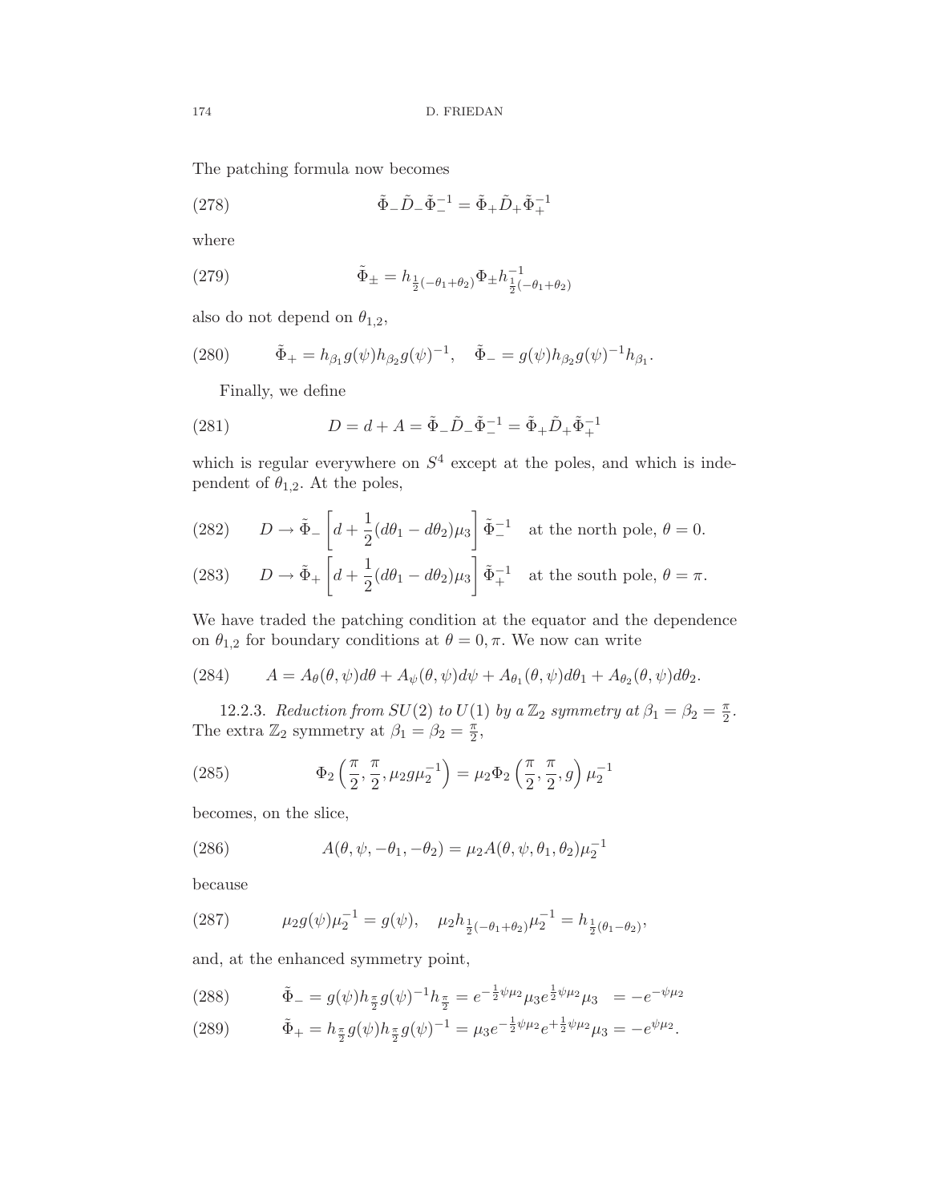The patching formula now becomes

$$\tilde{\Phi}_- \tilde{D}_- \tilde{\Phi}_-^{-1} = \tilde{\Phi}_+ \tilde{D}_+ \tilde{\Phi}_+^{-1} \tag{278}$$

where

$$\tilde{\Phi}_\pm = h_{\frac{1}{2}(-\theta_1+\theta_2)} \Phi_\pm h^{-1}_{\frac{1}{2}(-\theta_1+\theta_2)} \tag{279}$$

also do not depend on $\theta_{1,2}$,

$$\tilde{\Phi}_+ = h_{\beta_1} g(\psi) h_{\beta_2} g(\psi)^{-1}, \quad \tilde{\Phi}_- = g(\psi) h_{\beta_2} g(\psi)^{-1} h_{\beta_1}. \tag{280}$$

Finally, we define

$$D = d + A = \tilde{\Phi}_- \tilde{D}_- \tilde{\Phi}_-^{-1} = \tilde{\Phi}_+ \tilde{D}_+ \tilde{\Phi}_+^{-1} \tag{281}$$

which is regular everywhere on $S^4$ except at the poles, and which is independent of $\theta_{1,2}$. At the poles,

$$D \to \tilde{\Phi}_- \left[ d + \frac{1}{2}(d\theta_1 - d\theta_2)\mu_3 \right] \tilde{\Phi}_-^{-1} \quad \text{at the north pole, } \theta = 0. \tag{282}$$

$$D \to \tilde{\Phi}_+ \left[ d + \frac{1}{2}(d\theta_1 - d\theta_2)\mu_3 \right] \tilde{\Phi}_+^{-1} \quad \text{at the south pole, } \theta = \pi. \tag{283}$$

We have traded the patching condition at the equator and the dependence on $\theta_{1,2}$ for boundary conditions at $\theta = 0, \pi$. We now can write

$$A = A_\theta(\theta, \psi) d\theta + A_\psi(\theta, \psi) d\psi + A_{\theta_1}(\theta, \psi) d\theta_1 + A_{\theta_2}(\theta, \psi) d\theta_2. \tag{284}$$

12.2.3. *Reduction from $SU(2)$ to $U(1)$ by a $\mathbb{Z}_2$ symmetry at $\beta_1 = \beta_2 = \frac{\pi}{2}$.* The extra $\mathbb{Z}_2$ symmetry at $\beta_1 = \beta_2 = \frac{\pi}{2}$,

$$\Phi_2\left(\frac{\pi}{2}, \frac{\pi}{2}, \mu_2 g \mu_2^{-1}\right) = \mu_2 \Phi_2\left(\frac{\pi}{2}, \frac{\pi}{2}, g\right) \mu_2^{-1} \tag{285}$$

becomes, on the slice,

$$A(\theta, \psi, -\theta_1, -\theta_2) = \mu_2 A(\theta, \psi, \theta_1, \theta_2) \mu_2^{-1} \tag{286}$$

because

$$\mu_2 g(\psi) \mu_2^{-1} = g(\psi), \quad \mu_2 h_{\frac{1}{2}(-\theta_1+\theta_2)} \mu_2^{-1} = h_{\frac{1}{2}(\theta_1-\theta_2)}, \tag{287}$$

and, at the enhanced symmetry point,

$$\tilde{\Phi}_- = g(\psi) h_{\frac{\pi}{2}} g(\psi)^{-1} h_{\frac{\pi}{2}} = e^{-\frac{1}{2}\psi\mu_2} \mu_3 e^{\frac{1}{2}\psi\mu_2} \mu_3 \;\; = -e^{-\psi\mu_2} \tag{288}$$

$$\tilde{\Phi}_+ = h_{\frac{\pi}{2}} g(\psi) h_{\frac{\pi}{2}} g(\psi)^{-1} = \mu_3 e^{-\frac{1}{2}\psi\mu_2} e^{+\frac{1}{2}\psi\mu_2} \mu_3 = -e^{\psi\mu_2}. \tag{289}$$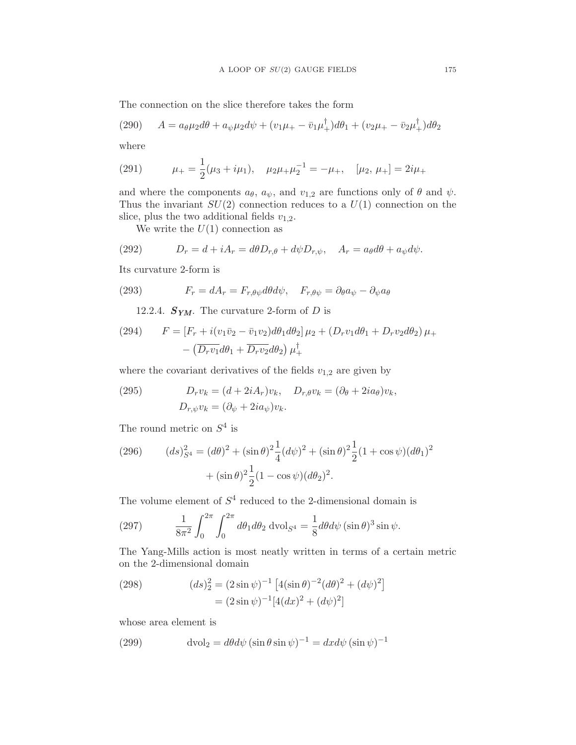The connection on the slice therefore takes the form

$$A = a_\theta \mu_2 d\theta + a_\psi \mu_2 d\psi + (v_1 \mu_+ - \bar{v}_1 \mu_+^\dagger) d\theta_1 + (v_2 \mu_+ - \bar{v}_2 \mu_+^\dagger) d\theta_2 \tag{290}$$

where

$$\mu_+ = \frac{1}{2}(\mu_3 + i\mu_1), \quad \mu_2 \mu_+ \mu_2^{-1} = -\mu_+, \quad [\mu_2,\, \mu_+] = 2i\mu_+ \tag{291}$$

and where the components $a_\theta$, $a_\psi$, and $v_{1,2}$ are functions only of $\theta$ and $\psi$. Thus the invariant $SU(2)$ connection reduces to a $U(1)$ connection on the slice, plus the two additional fields $v_{1,2}$.

We write the $U(1)$ connection as

$$D_r = d + iA_r = d\theta D_{r,\theta} + d\psi D_{r,\psi}, \quad A_r = a_\theta d\theta + a_\psi d\psi. \tag{292}$$

Its curvature 2-form is

$$F_r = dA_r = F_{r,\theta\psi} d\theta d\psi, \quad F_{r,\theta\psi} = \partial_\theta a_\psi - \partial_\psi a_\theta \tag{293}$$

12.2.4. $\boldsymbol{S_{YM}}$. The curvature 2-form of $D$ is

$$\begin{aligned} F = {} & [F_r + i(v_1 \bar{v}_2 - \bar{v}_1 v_2) d\theta_1 d\theta_2]\, \mu_2 + (D_r v_1 d\theta_1 + D_r v_2 d\theta_2)\, \mu_+ \\ & - \left(\overline{D_r v_1} d\theta_1 + \overline{D_r v_2} d\theta_2\right) \mu_+^\dagger \end{aligned} \tag{294}$$

where the covariant derivatives of the fields $v_{1,2}$ are given by

$$\begin{aligned} & D_r v_k = (d + 2iA_r) v_k, \quad D_{r,\theta} v_k = (\partial_\theta + 2ia_\theta) v_k, \\ & D_{r,\psi} v_k = (\partial_\psi + 2ia_\psi) v_k. \end{aligned} \tag{295}$$

The round metric on $S^4$ is

$$\begin{aligned} (ds)^2_{S^4} = {} & (d\theta)^2 + (\sin\theta)^2 \frac{1}{4} (d\psi)^2 + (\sin\theta)^2 \frac{1}{2} (1 + \cos\psi)(d\theta_1)^2 \\ & + (\sin\theta)^2 \frac{1}{2} (1 - \cos\psi)(d\theta_2)^2. \end{aligned} \tag{296}$$

The volume element of $S^4$ reduced to the 2-dimensional domain is

$$\frac{1}{8\pi^2} \int_0^{2\pi} \int_0^{2\pi} d\theta_1 d\theta_2 \, \mathrm{dvol}_{S^4} = \frac{1}{8} d\theta d\psi \, (\sin\theta)^3 \sin\psi. \tag{297}$$

The Yang-Mills action is most neatly written in terms of a certain metric on the 2-dimensional domain

$$\begin{aligned} (ds)^2_2 & = (2\sin\psi)^{-1} \left[ 4(\sin\theta)^{-2} (d\theta)^2 + (d\psi)^2 \right] \\ & = (2\sin\psi)^{-1} [4(dx)^2 + (d\psi)^2] \end{aligned} \tag{298}$$

whose area element is

$$\mathrm{dvol}_2 = d\theta d\psi \, (\sin\theta \sin\psi)^{-1} = dx d\psi \, (\sin\psi)^{-1} \tag{299}$$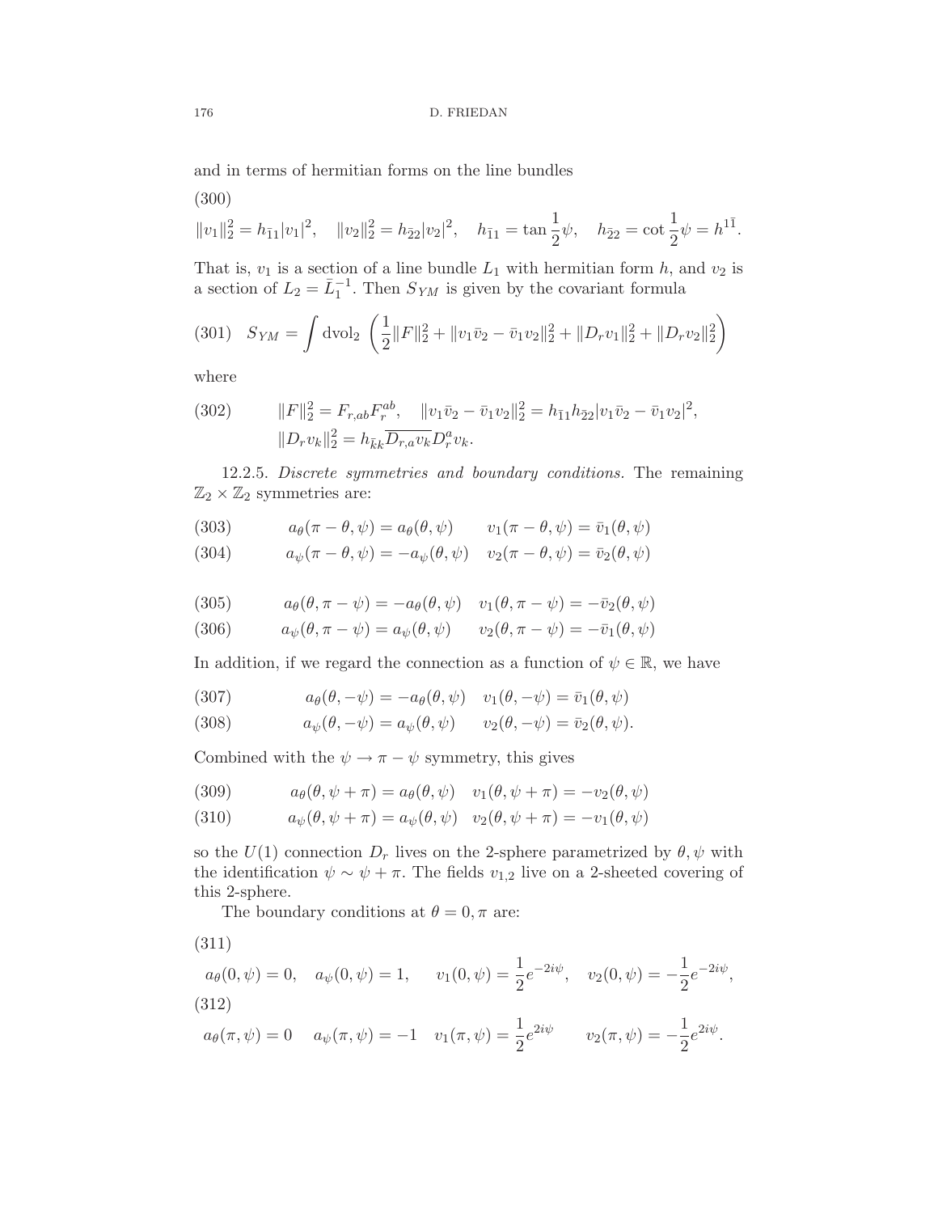and in terms of hermitian forms on the line bundles

(300)

$$\|v_1\|_2^2 = h_{\bar{1}1}|v_1|^2, \quad \|v_2\|_2^2 = h_{\bar{2}2}|v_2|^2, \quad h_{\bar{1}1} = \tan\frac{1}{2}\psi, \quad h_{\bar{2}2} = \cot\frac{1}{2}\psi = h^{1\bar{1}}.$$

That is, $v_1$ is a section of a line bundle $L_1$ with hermitian form $h$, and $v_2$ is a section of $L_2 = \bar{L}_1^{-1}$. Then $S_{YM}$ is given by the covariant formula

$$S_{YM} = \int \mathrm{dvol}_2 \; \left( \frac{1}{2}\|F\|_2^2 + \|v_1\bar{v}_2 - \bar{v}_1 v_2\|_2^2 + \|D_r v_1\|_2^2 + \|D_r v_2\|_2^2 \right) \tag{301}$$

where

$$\|F\|_2^2 = F_{r,ab}F_r^{ab}, \quad \|v_1\bar{v}_2 - \bar{v}_1 v_2\|_2^2 = h_{\bar{1}1}h_{\bar{2}2}|v_1\bar{v}_2 - \bar{v}_1 v_2|^2, \tag{302}$$
$$\|D_r v_k\|_2^2 = h_{\bar{k}k}\overline{D_{r,a}v_k}D_r^a v_k.$$

12.2.5. *Discrete symmetries and boundary conditions.* The remaining $\mathbb{Z}_2 \times \mathbb{Z}_2$ symmetries are:

$$a_\theta(\pi-\theta,\psi) = a_\theta(\theta,\psi) \qquad v_1(\pi-\theta,\psi) = \bar{v}_1(\theta,\psi) \tag{303}$$
$$a_\psi(\pi-\theta,\psi) = -a_\psi(\theta,\psi) \quad v_2(\pi-\theta,\psi) = \bar{v}_2(\theta,\psi) \tag{304}$$

$$a_\theta(\theta,\pi-\psi) = -a_\theta(\theta,\psi) \quad v_1(\theta,\pi-\psi) = -\bar{v}_2(\theta,\psi) \tag{305}$$
$$a_\psi(\theta,\pi-\psi) = a_\psi(\theta,\psi) \qquad v_2(\theta,\pi-\psi) = -\bar{v}_1(\theta,\psi) \tag{306}$$

In addition, if we regard the connection as a function of $\psi \in \mathbb{R}$, we have

$$a_\theta(\theta,-\psi) = -a_\theta(\theta,\psi) \quad v_1(\theta,-\psi) = \bar{v}_1(\theta,\psi) \tag{307}$$
$$a_\psi(\theta,-\psi) = a_\psi(\theta,\psi) \qquad v_2(\theta,-\psi) = \bar{v}_2(\theta,\psi). \tag{308}$$

Combined with the $\psi \to \pi - \psi$ symmetry, this gives

$$a_\theta(\theta,\psi+\pi) = a_\theta(\theta,\psi) \quad v_1(\theta,\psi+\pi) = -v_2(\theta,\psi) \tag{309}$$
$$a_\psi(\theta,\psi+\pi) = a_\psi(\theta,\psi) \quad v_2(\theta,\psi+\pi) = -v_1(\theta,\psi) \tag{310}$$

so the $U(1)$ connection $D_r$ lives on the 2-sphere parametrized by $\theta, \psi$ with the identification $\psi \sim \psi + \pi$. The fields $v_{1,2}$ live on a 2-sheeted covering of this 2-sphere.

The boundary conditions at $\theta = 0, \pi$ are:

(311)

$$a_\theta(0,\psi) = 0, \quad a_\psi(0,\psi) = 1, \qquad v_1(0,\psi) = \frac{1}{2}e^{-2i\psi}, \quad v_2(0,\psi) = -\frac{1}{2}e^{-2i\psi},$$

(312)

$$a_\theta(\pi,\psi) = 0 \quad a_\psi(\pi,\psi) = -1 \quad v_1(\pi,\psi) = \frac{1}{2}e^{2i\psi} \qquad v_2(\pi,\psi) = -\frac{1}{2}e^{2i\psi}.$$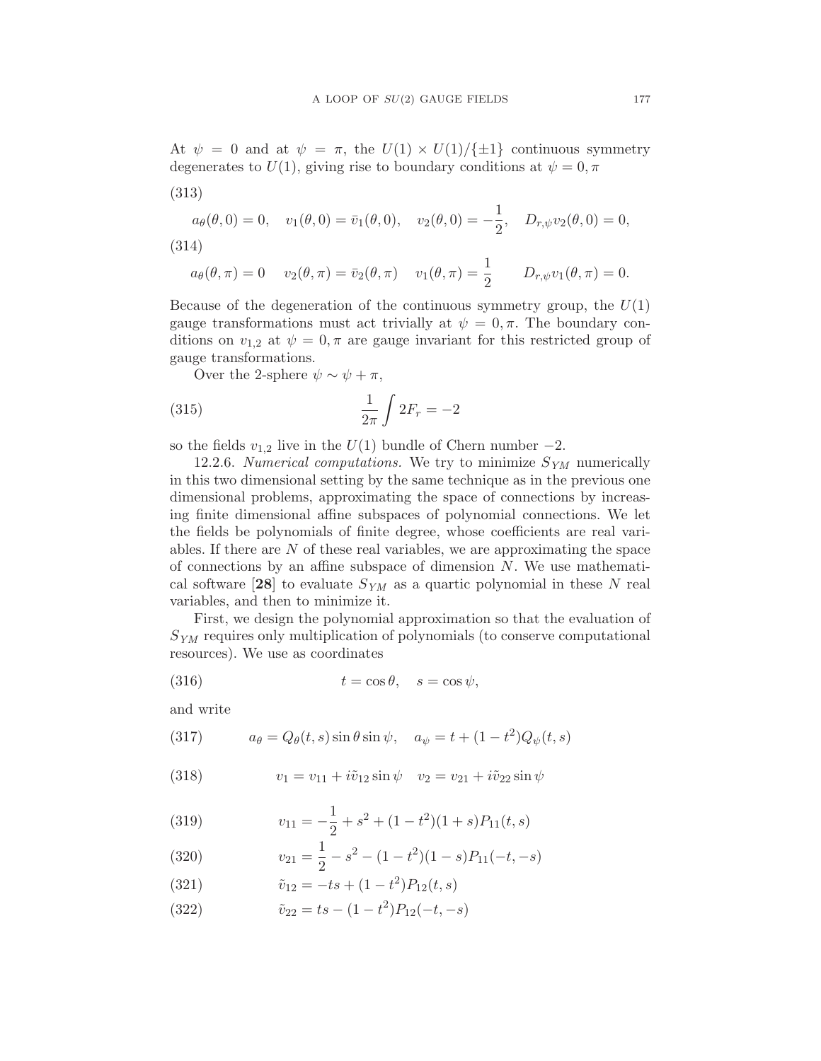At $\psi = 0$ and at $\psi = \pi$, the $U(1) \times U(1)/\{\pm 1\}$ continuous symmetry degenerates to $U(1)$, giving rise to boundary conditions at $\psi = 0, \pi$

(313)

$$a_\theta(\theta, 0) = 0, \quad v_1(\theta, 0) = \bar{v}_1(\theta, 0), \quad v_2(\theta, 0) = -\frac{1}{2}, \quad D_{r,\psi} v_2(\theta, 0) = 0,$$

(314)

$$a_\theta(\theta, \pi) = 0 \quad v_2(\theta, \pi) = \bar{v}_2(\theta, \pi) \quad v_1(\theta, \pi) = \frac{1}{2} \qquad D_{r,\psi} v_1(\theta, \pi) = 0.$$

Because of the degeneration of the continuous symmetry group, the $U(1)$ gauge transformations must act trivially at $\psi = 0, \pi$. The boundary conditions on $v_{1,2}$ at $\psi = 0, \pi$ are gauge invariant for this restricted group of gauge transformations.

Over the 2-sphere $\psi \sim \psi + \pi$,

$$\frac{1}{2\pi} \int 2F_r = -2 \tag{315}$$

so the fields $v_{1,2}$ live in the $U(1)$ bundle of Chern number $-2$.

12.2.6. *Numerical computations.* We try to minimize $S_{YM}$ numerically in this two dimensional setting by the same technique as in the previous one dimensional problems, approximating the space of connections by increasing finite dimensional affine subspaces of polynomial connections. We let the fields be polynomials of finite degree, whose coefficients are real variables. If there are $N$ of these real variables, we are approximating the space of connections by an affine subspace of dimension $N$. We use mathematical software [**28**] to evaluate $S_{YM}$ as a quartic polynomial in these $N$ real variables, and then to minimize it.

First, we design the polynomial approximation so that the evaluation of $S_{YM}$ requires only multiplication of polynomials (to conserve computational resources). We use as coordinates

$$t = \cos\theta, \quad s = \cos\psi, \tag{316}$$

and write

$$a_\theta = Q_\theta(t, s) \sin\theta \sin\psi, \quad a_\psi = t + (1 - t^2) Q_\psi(t, s) \tag{317}$$

$$v_1 = v_{11} + i\tilde{v}_{12} \sin\psi \quad v_2 = v_{21} + i\tilde{v}_{22} \sin\psi \tag{318}$$

$$v_{11} = -\frac{1}{2} + s^2 + (1 - t^2)(1 + s) P_{11}(t, s) \tag{319}$$

$$v_{21} = \frac{1}{2} - s^2 - (1 - t^2)(1 - s) P_{11}(-t, -s) \tag{320}$$

$$\tilde{v}_{12} = -ts + (1 - t^2) P_{12}(t, s) \tag{321}$$

$$\tilde{v}_{22} = ts - (1 - t^2) P_{12}(-t, -s) \tag{322}$$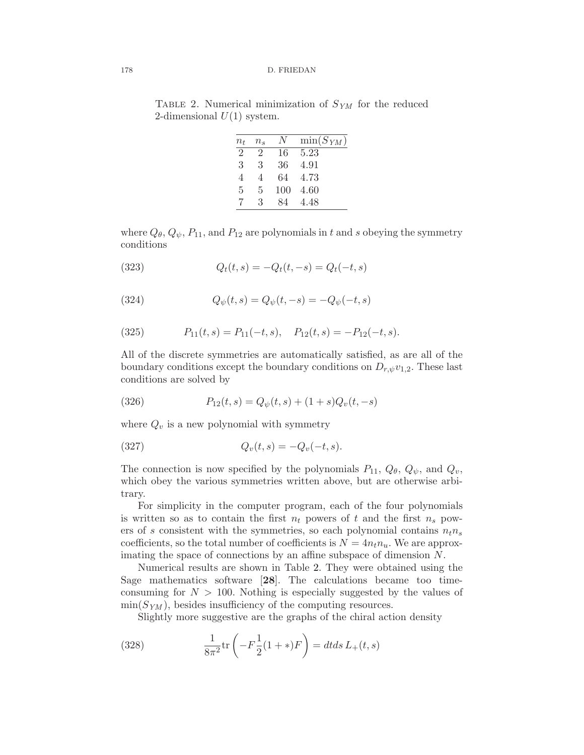TABLE 2. Numerical minimization of $S_{YM}$ for the reduced 2-dimensional $U(1)$ system.

| $n_t$ | $n_s$ | $N$ | $\min(S_{YM})$ |
|---|---|---|---|
| 2 | 2 | 16 | 5.23 |
| 3 | 3 | 36 | 4.91 |
| 4 | 4 | 64 | 4.73 |
| 5 | 5 | 100 | 4.60 |
| 7 | 3 | 84 | 4.48 |

where $Q_\theta$, $Q_\psi$, $P_{11}$, and $P_{12}$ are polynomials in $t$ and $s$ obeying the symmetry conditions

$$Q_t(t,s) = -Q_t(t,-s) = Q_t(-t,s) \tag{323}$$

$$Q_\psi(t,s) = Q_\psi(t,-s) = -Q_\psi(-t,s) \tag{324}$$

$$P_{11}(t,s) = P_{11}(-t,s), \quad P_{12}(t,s) = -P_{12}(-t,s). \tag{325}$$

All of the discrete symmetries are automatically satisfied, as are all of the boundary conditions except the boundary conditions on $D_{r,\psi}v_{1,2}$. These last conditions are solved by

$$P_{12}(t,s) = Q_\psi(t,s) + (1+s)Q_v(t,-s) \tag{326}$$

where $Q_v$ is a new polynomial with symmetry

$$Q_v(t,s) = -Q_v(-t,s). \tag{327}$$

The connection is now specified by the polynomials $P_{11}$, $Q_\theta$, $Q_\psi$, and $Q_v$, which obey the various symmetries written above, but are otherwise arbitrary.

For simplicity in the computer program, each of the four polynomials is written so as to contain the first $n_t$ powers of $t$ and the first $n_s$ powers of $s$ consistent with the symmetries, so each polynomial contains $n_t n_s$ coefficients, so the total number of coefficients is $N = 4n_t n_u$. We are approximating the space of connections by an affine subspace of dimension $N$.

Numerical results are shown in Table 2. They were obtained using the Sage mathematics software [**28**]. The calculations became too time-consuming for $N > 100$. Nothing is especially suggested by the values of $\min(S_{YM})$, besides insufficiency of the computing resources.

Slightly more suggestive are the graphs of the chiral action density

$$\frac{1}{8\pi^2}\mathrm{tr}\left(-F\frac{1}{2}(1+*)F\right) = dtds\, L_+(t,s) \tag{328}$$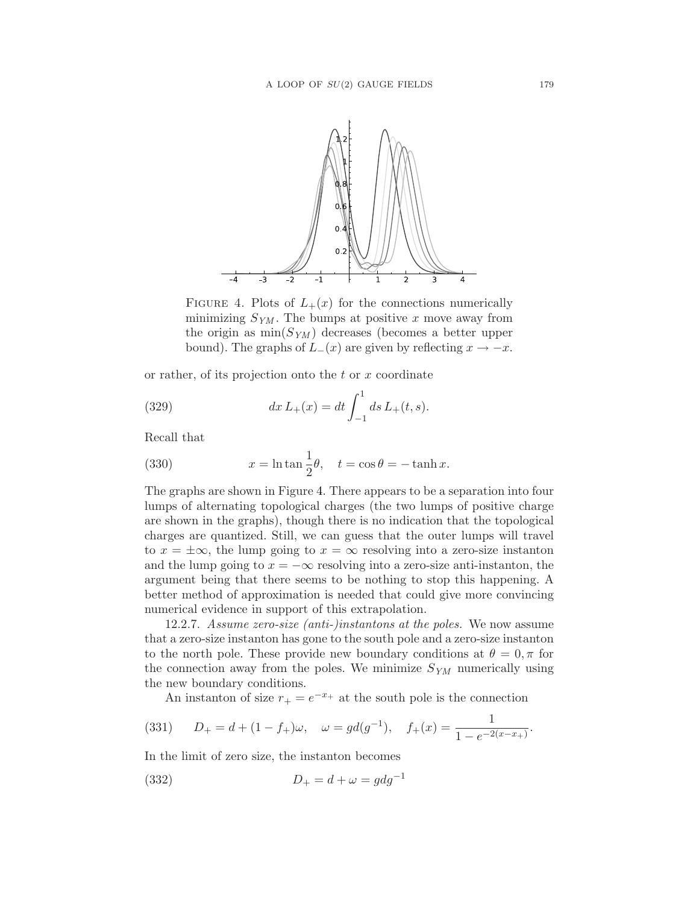FIGURE 4. Plots of $L_+(x)$ for the connections numerically minimizing $S_{YM}$. The bumps at positive $x$ move away from the origin as $\min(S_{YM})$ decreases (becomes a better upper bound). The graphs of $L_-(x)$ are given by reflecting $x \to -x$.

or rather, of its projection onto the $t$ or $x$ coordinate

$$dx\, L_+(x) = dt \int_{-1}^{1} ds\, L_+(t,s). \tag{329}$$

Recall that

$$x = \ln \tan \frac{1}{2}\theta, \quad t = \cos\theta = -\tanh x. \tag{330}$$

The graphs are shown in Figure 4. There appears to be a separation into four lumps of alternating topological charges (the two lumps of positive charge are shown in the graphs), though there is no indication that the topological charges are quantized. Still, we can guess that the outer lumps will travel to $x = \pm\infty$, the lump going to $x = \infty$ resolving into a zero-size instanton and the lump going to $x = -\infty$ resolving into a zero-size anti-instanton, the argument being that there seems to be nothing to stop this happening. A better method of approximation is needed that could give more convincing numerical evidence in support of this extrapolation.

12.2.7. *Assume zero-size (anti-)instantons at the poles.* We now assume that a zero-size instanton has gone to the south pole and a zero-size instanton to the north pole. These provide new boundary conditions at $\theta = 0, \pi$ for the connection away from the poles. We minimize $S_{YM}$ numerically using the new boundary conditions.

An instanton of size $r_+ = e^{-x_+}$ at the south pole is the connection

$$D_+ = d + (1 - f_+)\omega, \quad \omega = gd(g^{-1}), \quad f_+(x) = \frac{1}{1 - e^{-2(x - x_+)}}. \tag{331}$$

In the limit of zero size, the instanton becomes

$$D_+ = d + \omega = gdg^{-1} \tag{332}$$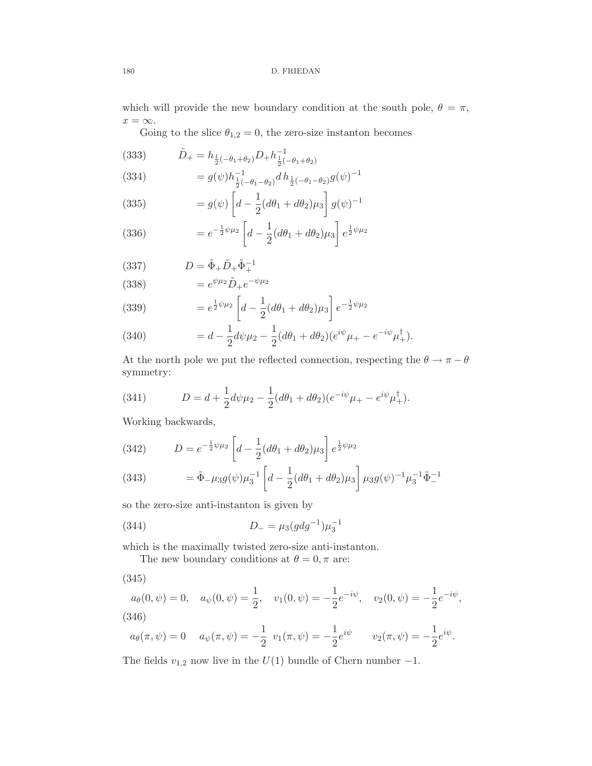which will provide the new boundary condition at the south pole, $\theta = \pi$, $x = \infty$.

Going to the slice $\theta_{1,2} = 0$, the zero-size instanton becomes

$$\tilde{D}_+ = h_{\frac{1}{2}(-\theta_1+\theta_2)} D_+ h^{-1}_{\frac{1}{2}(-\theta_1+\theta_2)} \tag{333}$$

$$= g(\psi) h^{-1}_{\frac{1}{2}(-\theta_1-\theta_2)} d\, h_{\frac{1}{2}(-\theta_1-\theta_2)} g(\psi)^{-1} \tag{334}$$

$$= g(\psi) \left[ d - \frac{1}{2}(d\theta_1 + d\theta_2)\mu_3 \right] g(\psi)^{-1} \tag{335}$$

$$= e^{-\frac{1}{2}\psi\mu_2} \left[ d - \frac{1}{2}(d\theta_1 + d\theta_2)\mu_3 \right] e^{\frac{1}{2}\psi\mu_2} \tag{336}$$

$$D = \tilde{\Phi}_+ \tilde{D}_+ \tilde{\Phi}_+^{-1} \tag{337}$$

$$= e^{\psi\mu_2} \tilde{D}_+ e^{-\psi\mu_2} \tag{338}$$

$$= e^{\frac{1}{2}\psi\mu_2} \left[ d - \frac{1}{2}(d\theta_1 + d\theta_2)\mu_3 \right] e^{-\frac{1}{2}\psi\mu_2} \tag{339}$$

$$= d - \frac{1}{2} d\psi \mu_2 - \frac{1}{2}(d\theta_1 + d\theta_2)(e^{i\psi}\mu_+ - e^{-i\psi}\mu_+^\dagger). \tag{340}$$

At the north pole we put the reflected connection, respecting the $\theta \to \pi - \theta$ symmetry:

$$D = d + \frac{1}{2} d\psi \mu_2 - \frac{1}{2}(d\theta_1 + d\theta_2)(e^{-i\psi}\mu_+ - e^{i\psi}\mu_+^\dagger). \tag{341}$$

Working backwards,

$$D = e^{-\frac{1}{2}\psi\mu_2} \left[ d - \frac{1}{2}(d\theta_1 + d\theta_2)\mu_3 \right] e^{\frac{1}{2}\psi\mu_2} \tag{342}$$

$$= \tilde{\Phi}_- \mu_3 g(\psi) \mu_3^{-1} \left[ d - \frac{1}{2}(d\theta_1 + d\theta_2)\mu_3 \right] \mu_3 g(\psi)^{-1} \mu_3^{-1} \tilde{\Phi}_-^{-1} \tag{343}$$

so the zero-size anti-instanton is given by

$$D_- = \mu_3 (g d g^{-1}) \mu_3^{-1} \tag{344}$$

which is the maximally twisted zero-size anti-instanton.

The new boundary conditions at $\theta = 0, \pi$ are:

$$a_\theta(0,\psi) = 0, \quad a_\psi(0,\psi) = \frac{1}{2}, \quad v_1(0,\psi) = -\frac{1}{2}e^{-i\psi}, \quad v_2(0,\psi) = -\frac{1}{2}e^{-i\psi}, \tag{345}$$

$$a_\theta(\pi,\psi) = 0 \quad a_\psi(\pi,\psi) = -\frac{1}{2} \quad v_1(\pi,\psi) = -\frac{1}{2}e^{i\psi} \qquad v_2(\pi,\psi) = -\frac{1}{2}e^{i\psi}. \tag{346}$$

The fields $v_{1,2}$ now live in the $U(1)$ bundle of Chern number $-1$.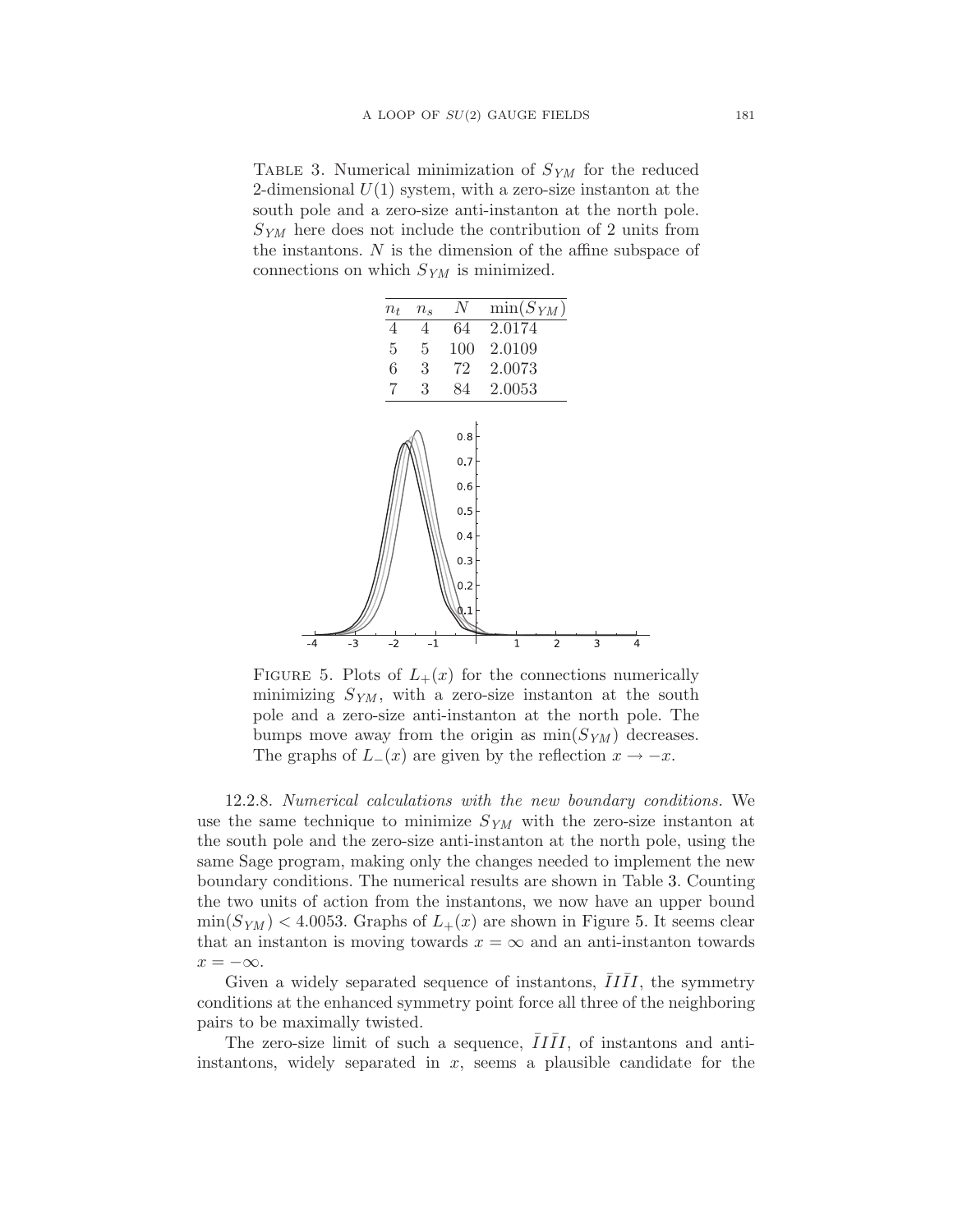TABLE 3. Numerical minimization of $S_{YM}$ for the reduced 2-dimensional $U(1)$ system, with a zero-size instanton at the south pole and a zero-size anti-instanton at the north pole. $S_{YM}$ here does not include the contribution of 2 units from the instantons. $N$ is the dimension of the affine subspace of connections on which $S_{YM}$ is minimized.

| $n_t$ | $n_s$ | $N$ | $\min(S_{YM})$ |
|---|---|---|---|
| 4 | 4 | 64 | 2.0174 |
| 5 | 5 | 100 | 2.0109 |
| 6 | 3 | 72 | 2.0073 |
| 7 | 3 | 84 | 2.0053 |

FIGURE 5. Plots of $L_+(x)$ for the connections numerically minimizing $S_{YM}$, with a zero-size instanton at the south pole and a zero-size anti-instanton at the north pole. The bumps move away from the origin as $\min(S_{YM})$ decreases. The graphs of $L_-(x)$ are given by the reflection $x \to -x$.

12.2.8. *Numerical calculations with the new boundary conditions.* We use the same technique to minimize $S_{YM}$ with the zero-size instanton at the south pole and the zero-size anti-instanton at the north pole, using the same Sage program, making only the changes needed to implement the new boundary conditions. The numerical results are shown in Table 3. Counting the two units of action from the instantons, we now have an upper bound $\min(S_{YM}) < 4.0053$. Graphs of $L_+(x)$ are shown in Figure 5. It seems clear that an instanton is moving towards $x = \infty$ and an anti-instanton towards $x = -\infty$.

Given a widely separated sequence of instantons, $\bar{I}I\bar{I}I$, the symmetry conditions at the enhanced symmetry point force all three of the neighboring pairs to be maximally twisted.

The zero-size limit of such a sequence, $\bar{I}I\bar{I}I$, of instantons and anti-instantons, widely separated in $x$, seems a plausible candidate for the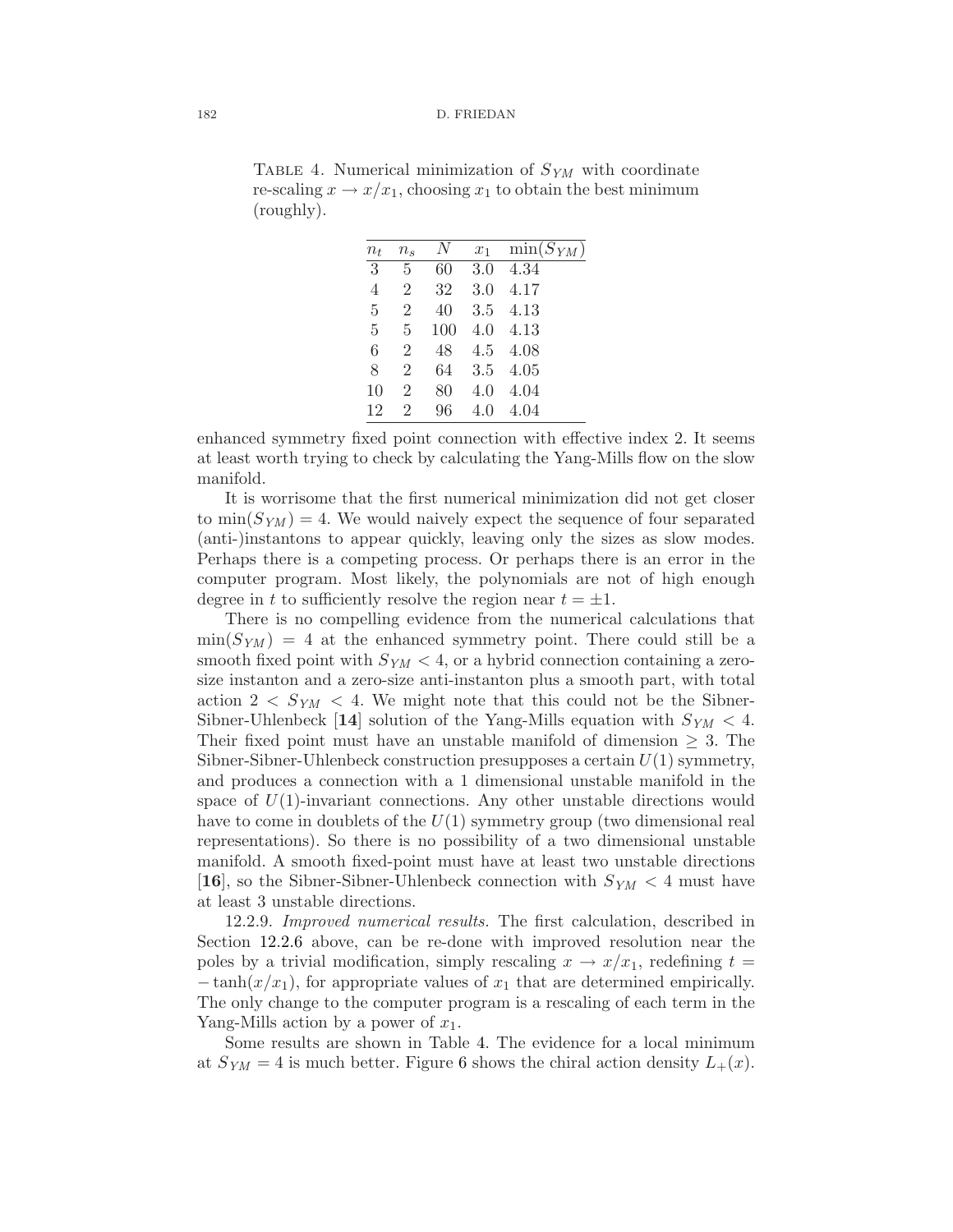TABLE 4. Numerical minimization of $S_{YM}$ with coordinate re-scaling $x \to x/x_1$, choosing $x_1$ to obtain the best minimum (roughly).

| $n_t$ | $n_s$ | $N$ | $x_1$ | $\min(S_{YM})$ |
|---|---|---|---|---|
| 3 | 5 | 60 | 3.0 | 4.34 |
| 4 | 2 | 32 | 3.0 | 4.17 |
| 5 | 2 | 40 | 3.5 | 4.13 |
| 5 | 5 | 100 | 4.0 | 4.13 |
| 6 | 2 | 48 | 4.5 | 4.08 |
| 8 | 2 | 64 | 3.5 | 4.05 |
| 10 | 2 | 80 | 4.0 | 4.04 |
| 12 | 2 | 96 | 4.0 | 4.04 |

enhanced symmetry fixed point connection with effective index 2. It seems at least worth trying to check by calculating the Yang-Mills flow on the slow manifold.

It is worrisome that the first numerical minimization did not get closer to $\min(S_{YM}) = 4$. We would naively expect the sequence of four separated (anti-)instantons to appear quickly, leaving only the sizes as slow modes. Perhaps there is a competing process. Or perhaps there is an error in the computer program. Most likely, the polynomials are not of high enough degree in $t$ to sufficiently resolve the region near $t = \pm 1$.

There is no compelling evidence from the numerical calculations that $\min(S_{YM}) = 4$ at the enhanced symmetry point. There could still be a smooth fixed point with $S_{YM} < 4$, or a hybrid connection containing a zero-size instanton and a zero-size anti-instanton plus a smooth part, with total action $2 < S_{YM} < 4$. We might note that this could not be the Sibner-Sibner-Uhlenbeck [**14**] solution of the Yang-Mills equation with $S_{YM} < 4$. Their fixed point must have an unstable manifold of dimension $\geq 3$. The Sibner-Sibner-Uhlenbeck construction presupposes a certain $U(1)$ symmetry, and produces a connection with a 1 dimensional unstable manifold in the space of $U(1)$-invariant connections. Any other unstable directions would have to come in doublets of the $U(1)$ symmetry group (two dimensional real representations). So there is no possibility of a two dimensional unstable manifold. A smooth fixed-point must have at least two unstable directions [**16**], so the Sibner-Sibner-Uhlenbeck connection with $S_{YM} < 4$ must have at least 3 unstable directions.

12.2.9. *Improved numerical results.* The first calculation, described in Section 12.2.6 above, can be re-done with improved resolution near the poles by a trivial modification, simply rescaling $x \to x/x_1$, redefining $t = -\tanh(x/x_1)$, for appropriate values of $x_1$ that are determined empirically. The only change to the computer program is a rescaling of each term in the Yang-Mills action by a power of $x_1$.

Some results are shown in Table 4. The evidence for a local minimum at $S_{YM} = 4$ is much better. Figure 6 shows the chiral action density $L_+(x)$.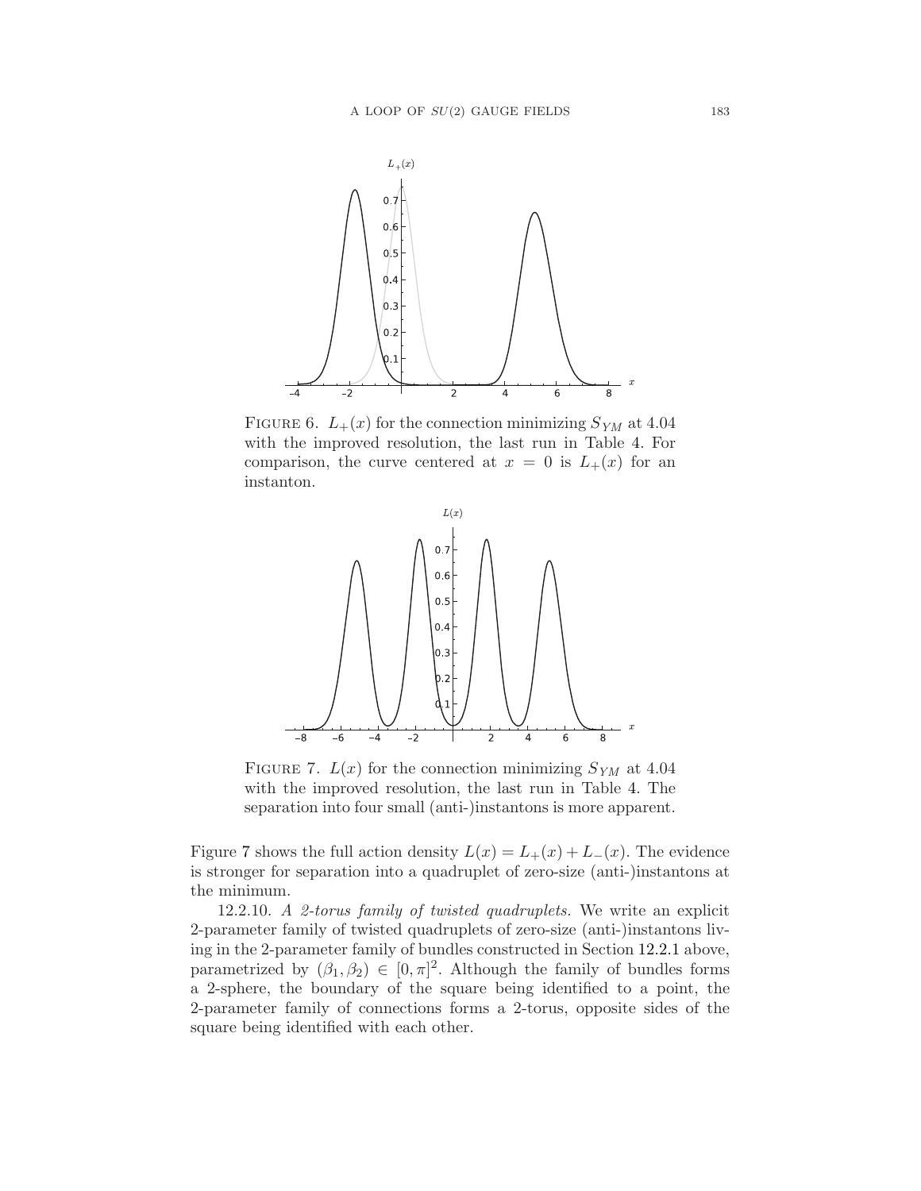FIGURE 6. $L_+(x)$ for the connection minimizing $S_{YM}$ at 4.04 with the improved resolution, the last run in Table 4. For comparison, the curve centered at $x = 0$ is $L_+(x)$ for an instanton.

FIGURE 7. $L(x)$ for the connection minimizing $S_{YM}$ at 4.04 with the improved resolution, the last run in Table 4. The separation into four small (anti-)instantons is more apparent.

Figure 7 shows the full action density $L(x) = L_+(x) + L_-(x)$. The evidence is stronger for separation into a quadruplet of zero-size (anti-)instantons at the minimum.

12.2.10. *A 2-torus family of twisted quadruplets.* We write an explicit 2-parameter family of twisted quadruplets of zero-size (anti-)instantons living in the 2-parameter family of bundles constructed in Section 12.2.1 above, parametrized by $(\beta_1, \beta_2) \in [0, \pi]^2$. Although the family of bundles forms a 2-sphere, the boundary of the square being identified to a point, the 2-parameter family of connections forms a 2-torus, opposite sides of the square being identified with each other.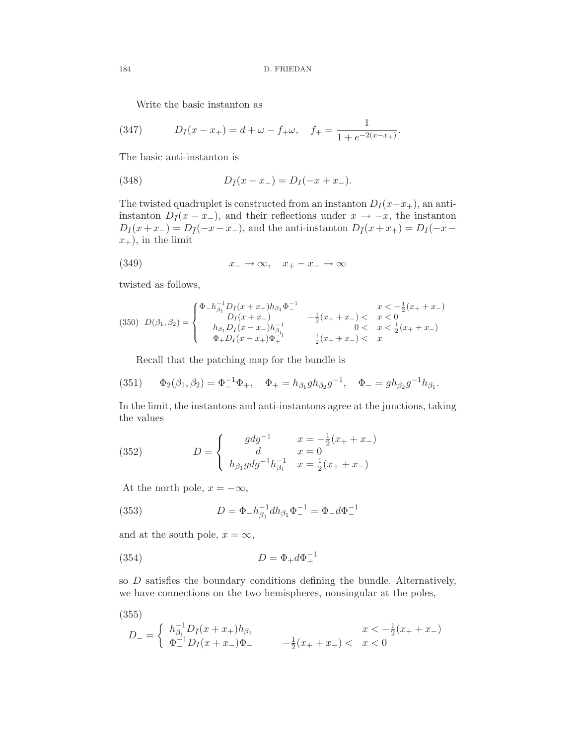Write the basic instanton as

$$D_I(x - x_+) = d + \omega - f_+\omega, \quad f_+ = \frac{1}{1 + e^{-2(x-x_+)}}. \tag{347}$$

The basic anti-instanton is

$$D_{\bar{I}}(x - x_-) = D_I(-x + x_-). \tag{348}$$

The twisted quadruplet is constructed from an instanton $D_I(x-x_+)$, an anti-instanton $D_{\bar{I}}(x - x_-)$, and their reflections under $x \to -x$, the instanton $D_I(x + x_-) = D_{\bar{I}}(-x - x_-)$, and the anti-instanton $D_{\bar{I}}(x + x_+) = D_I(-x - x_+)$, in the limit

$$x_- \to \infty, \quad x_+ - x_- \to \infty \tag{349}$$

twisted as follows,

$$D(\beta_1, \beta_2) = \begin{cases} \Phi_- h_{\beta_1}^{-1} D_{\bar{I}}(x + x_+) h_{\beta_1} \Phi_-^{-1} & x < -\frac{1}{2}(x_+ + x_-) \\ D_I(x + x_-) & -\frac{1}{2}(x_+ + x_-) < \ x < 0 \\ h_{\beta_1} D_{\bar{I}}(x - x_-) h_{\beta_1}^{-1} & 0 < \ x < \frac{1}{2}(x_+ + x_-) \\ \Phi_+ D_I(x - x_+) \Phi_+^{-1} & \frac{1}{2}(x_+ + x_-) < \ x \end{cases} \tag{350}$$

Recall that the patching map for the bundle is

$$\Phi_2(\beta_1, \beta_2) = \Phi_-^{-1}\Phi_+, \quad \Phi_+ = h_{\beta_1} g h_{\beta_2} g^{-1}, \quad \Phi_- = g h_{\beta_2} g^{-1} h_{\beta_1}. \tag{351}$$

In the limit, the instantons and anti-instantons agree at the junctions, taking the values

$$D = \begin{cases} g d g^{-1} & x = -\frac{1}{2}(x_+ + x_-) \\ d & x = 0 \\ h_{\beta_1} g d g^{-1} h_{\beta_1}^{-1} & x = \frac{1}{2}(x_+ + x_-) \end{cases} \tag{352}$$

At the north pole, $x = -\infty$,

$$D = \Phi_- h_{\beta_1}^{-1} d h_{\beta_1} \Phi_-^{-1} = \Phi_- d \Phi_-^{-1} \tag{353}$$

and at the south pole, $x = \infty$,

$$D = \Phi_+ d \Phi_+^{-1} \tag{354}$$

so $D$ satisfies the boundary conditions defining the bundle. Alternatively, we have connections on the two hemispheres, nonsingular at the poles,

$$D_- = \begin{cases} h_{\beta_1}^{-1} D_{\bar{I}}(x + x_+) h_{\beta_1} & x < -\frac{1}{2}(x_+ + x_-) \\ \Phi_-^{-1} D_I(x + x_-) \Phi_- & -\frac{1}{2}(x_+ + x_-) < \ x < 0 \end{cases} \tag{355}$$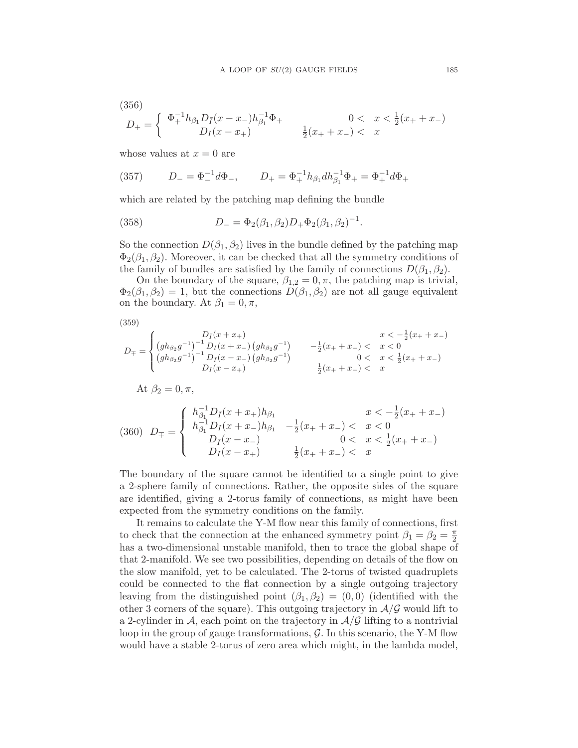(356)

$$D_+ = \begin{cases} \Phi_+^{-1} h_{\beta_1} D_{\bar{I}}(x - x_-) h_{\beta_1}^{-1} \Phi_+ & 0 < \quad x < \frac{1}{2}(x_+ + x_-) \\ D_I(x - x_+) & \frac{1}{2}(x_+ + x_-) < \quad x \end{cases}$$

whose values at $x = 0$ are

$$D_- = \Phi_-^{-1} d\Phi_-, \qquad D_+ = \Phi_+^{-1} h_{\beta_1} d h_{\beta_1}^{-1} \Phi_+ = \Phi_+^{-1} d\Phi_+ \tag{357}$$

which are related by the patching map defining the bundle

$$D_- = \Phi_2(\beta_1, \beta_2) D_+ \Phi_2(\beta_1, \beta_2)^{-1}. \tag{358}$$

So the connection $D(\beta_1, \beta_2)$ lives in the bundle defined by the patching map $\Phi_2(\beta_1, \beta_2)$. Moreover, it can be checked that all the symmetry conditions of the family of bundles are satisfied by the family of connections $D(\beta_1, \beta_2)$.

On the boundary of the square, $\beta_{1,2} = 0, \pi$, the patching map is trivial, $\Phi_2(\beta_1, \beta_2) = 1$, but the connections $D(\beta_1, \beta_2)$ are not all gauge equivalent on the boundary. At $\beta_1 = 0, \pi$,

(359)

$$D_\mp = \begin{cases} D_{\bar{I}}(x + x_+) & x < -\frac{1}{2}(x_+ + x_-) \\ \left(g h_{\beta_2} g^{-1}\right)^{-1} D_I(x + x_-) \left(g h_{\beta_2} g^{-1}\right) & -\frac{1}{2}(x_+ + x_-) < \quad x < 0 \\ \left(g h_{\beta_2} g^{-1}\right)^{-1} D_{\bar{I}}(x - x_-) \left(g h_{\beta_2} g^{-1}\right) & 0 < \quad x < \frac{1}{2}(x_+ + x_-) \\ D_I(x - x_+) & \frac{1}{2}(x_+ + x_-) < \quad x \end{cases}$$

At $\beta_2 = 0, \pi$,

$$D_\mp = \begin{cases} h_{\beta_1}^{-1} D_{\bar{I}}(x + x_+) h_{\beta_1} & x < -\frac{1}{2}(x_+ + x_-) \\ h_{\beta_1}^{-1} D_I(x + x_-) h_{\beta_1} & -\frac{1}{2}(x_+ + x_-) < \quad x < 0 \\ D_{\bar{I}}(x - x_-) & 0 < \quad x < \frac{1}{2}(x_+ + x_-) \\ D_I(x - x_+) & \frac{1}{2}(x_+ + x_-) < \quad x \end{cases} \tag{360}$$

The boundary of the square cannot be identified to a single point to give a 2-sphere family of connections. Rather, the opposite sides of the square are identified, giving a 2-torus family of connections, as might have been expected from the symmetry conditions on the family.

It remains to calculate the Y-M flow near this family of connections, first to check that the connection at the enhanced symmetry point $\beta_1 = \beta_2 = \frac{\pi}{2}$ has a two-dimensional unstable manifold, then to trace the global shape of that 2-manifold. We see two possibilities, depending on details of the flow on the slow manifold, yet to be calculated. The 2-torus of twisted quadruplets could be connected to the flat connection by a single outgoing trajectory leaving from the distinguished point $(\beta_1, \beta_2) = (0, 0)$ (identified with the other 3 corners of the square). This outgoing trajectory in $\mathcal{A}/\mathcal{G}$ would lift to a 2-cylinder in $\mathcal{A}$, each point on the trajectory in $\mathcal{A}/\mathcal{G}$ lifting to a nontrivial loop in the group of gauge transformations, $\mathcal{G}$. In this scenario, the Y-M flow would have a stable 2-torus of zero area which might, in the lambda model,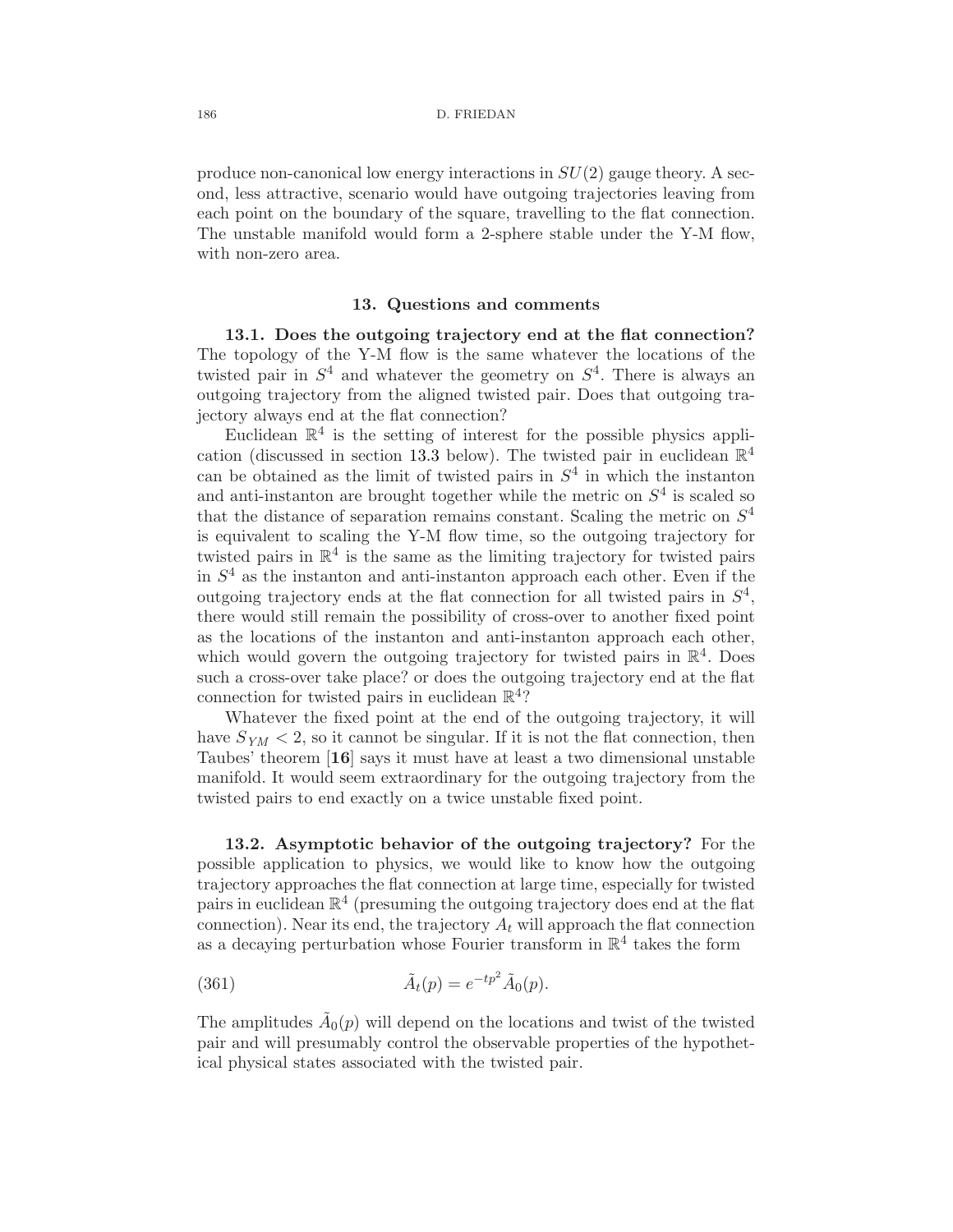produce non-canonical low energy interactions in $SU(2)$ gauge theory. A second, less attractive, scenario would have outgoing trajectories leaving from each point on the boundary of the square, travelling to the flat connection. The unstable manifold would form a 2-sphere stable under the Y-M flow, with non-zero area.

## 13. Questions and comments

**13.1. Does the outgoing trajectory end at the flat connection?** The topology of the Y-M flow is the same whatever the locations of the twisted pair in $S^4$ and whatever the geometry on $S^4$. There is always an outgoing trajectory from the aligned twisted pair. Does that outgoing trajectory always end at the flat connection?

Euclidean $\mathbb{R}^4$ is the setting of interest for the possible physics application (discussed in section 13.3 below). The twisted pair in euclidean $\mathbb{R}^4$ can be obtained as the limit of twisted pairs in $S^4$ in which the instanton and anti-instanton are brought together while the metric on $S^4$ is scaled so that the distance of separation remains constant. Scaling the metric on $S^4$ is equivalent to scaling the Y-M flow time, so the outgoing trajectory for twisted pairs in $\mathbb{R}^4$ is the same as the limiting trajectory for twisted pairs in $S^4$ as the instanton and anti-instanton approach each other. Even if the outgoing trajectory ends at the flat connection for all twisted pairs in $S^4$, there would still remain the possibility of cross-over to another fixed point as the locations of the instanton and anti-instanton approach each other, which would govern the outgoing trajectory for twisted pairs in $\mathbb{R}^4$. Does such a cross-over take place? or does the outgoing trajectory end at the flat connection for twisted pairs in euclidean $\mathbb{R}^4$?

Whatever the fixed point at the end of the outgoing trajectory, it will have $S_{YM} < 2$, so it cannot be singular. If it is not the flat connection, then Taubes' theorem [**16**] says it must have at least a two dimensional unstable manifold. It would seem extraordinary for the outgoing trajectory from the twisted pairs to end exactly on a twice unstable fixed point.

**13.2. Asymptotic behavior of the outgoing trajectory?** For the possible application to physics, we would like to know how the outgoing trajectory approaches the flat connection at large time, especially for twisted pairs in euclidean $\mathbb{R}^4$ (presuming the outgoing trajectory does end at the flat connection). Near its end, the trajectory $A_t$ will approach the flat connection as a decaying perturbation whose Fourier transform in $\mathbb{R}^4$ takes the form

$$\tilde{A}_t(p) = e^{-tp^2} \tilde{A}_0(p). \tag{361}$$

The amplitudes $\tilde{A}_0(p)$ will depend on the locations and twist of the twisted pair and will presumably control the observable properties of the hypothetical physical states associated with the twisted pair.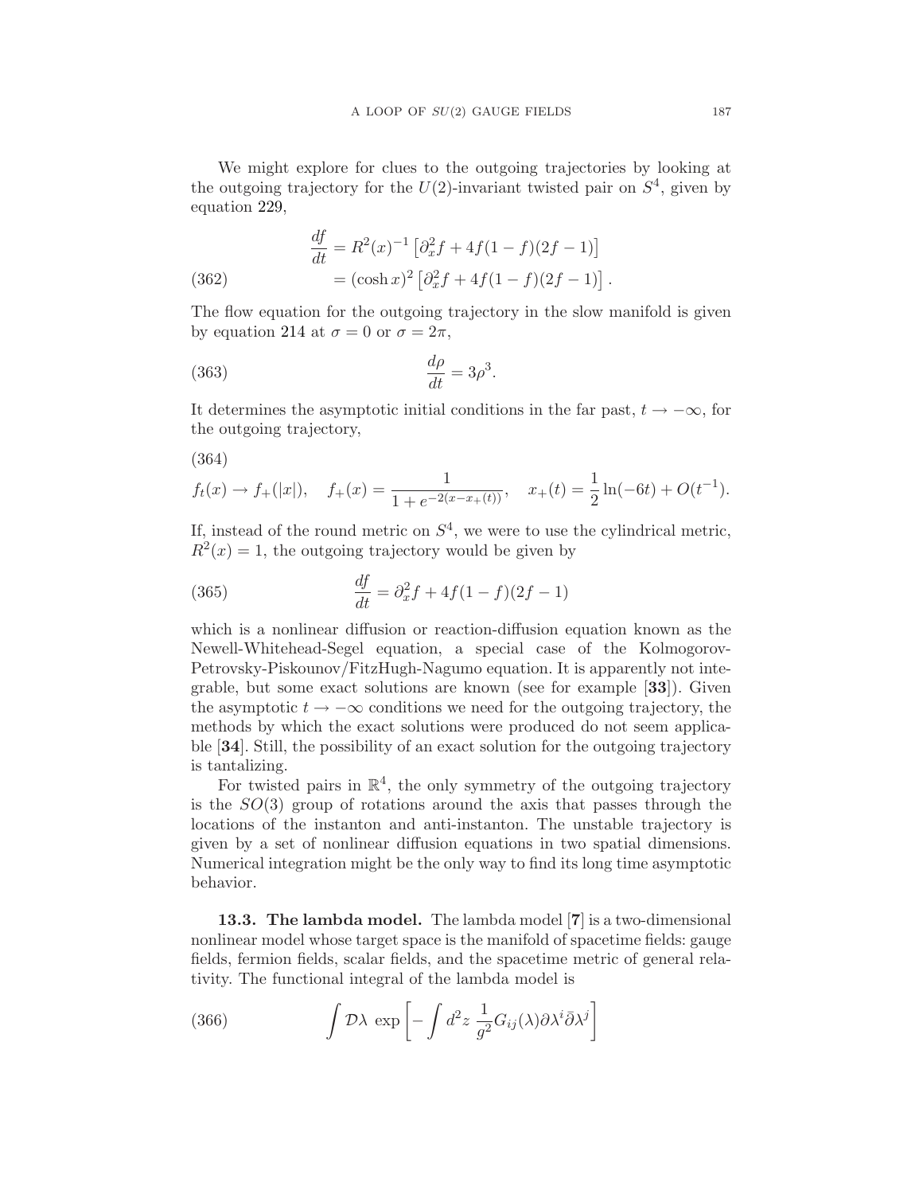We might explore for clues to the outgoing trajectories by looking at the outgoing trajectory for the $U(2)$-invariant twisted pair on $S^4$, given by equation 229,

$$
\begin{aligned}
\frac{df}{dt} &= R^2(x)^{-1}\left[\partial_x^2 f + 4f(1-f)(2f-1)\right] \\
&= (\cosh x)^2\left[\partial_x^2 f + 4f(1-f)(2f-1)\right]. 
\end{aligned} \tag{362}
$$

The flow equation for the outgoing trajectory in the slow manifold is given by equation 214 at $\sigma = 0$ or $\sigma = 2\pi$,

$$
\frac{d\rho}{dt} = 3\rho^3. \tag{363}
$$

It determines the asymptotic initial conditions in the far past, $t \to -\infty$, for the outgoing trajectory,

$$
f_t(x) \to f_+(|x|), \quad f_+(x) = \frac{1}{1+e^{-2(x-x_+(t))}}, \quad x_+(t) = \frac{1}{2}\ln(-6t) + O(t^{-1}). \tag{364}
$$

If, instead of the round metric on $S^4$, we were to use the cylindrical metric, $R^2(x) = 1$, the outgoing trajectory would be given by

$$
\frac{df}{dt} = \partial_x^2 f + 4f(1-f)(2f-1) \tag{365}
$$

which is a nonlinear diffusion or reaction-diffusion equation known as the Newell-Whitehead-Segel equation, a special case of the Kolmogorov-Petrovsky-Piskounov/FitzHugh-Nagumo equation. It is apparently not integrable, but some exact solutions are known (see for example [**33**]). Given the asymptotic $t \to -\infty$ conditions we need for the outgoing trajectory, the methods by which the exact solutions were produced do not seem applicable [**34**]. Still, the possibility of an exact solution for the outgoing trajectory is tantalizing.

For twisted pairs in $\mathbb{R}^4$, the only symmetry of the outgoing trajectory is the $SO(3)$ group of rotations around the axis that passes through the locations of the instanton and anti-instanton. The unstable trajectory is given by a set of nonlinear diffusion equations in two spatial dimensions. Numerical integration might be the only way to find its long time asymptotic behavior.

**13.3. The lambda model.** The lambda model [**7**] is a two-dimensional nonlinear model whose target space is the manifold of spacetime fields: gauge fields, fermion fields, scalar fields, and the spacetime metric of general relativity. The functional integral of the lambda model is

$$
\int \mathcal{D}\lambda \, \exp\left[-\int d^2z \, \frac{1}{g^2} G_{ij}(\lambda)\partial\lambda^i \bar{\partial}\lambda^j\right] \tag{366}
$$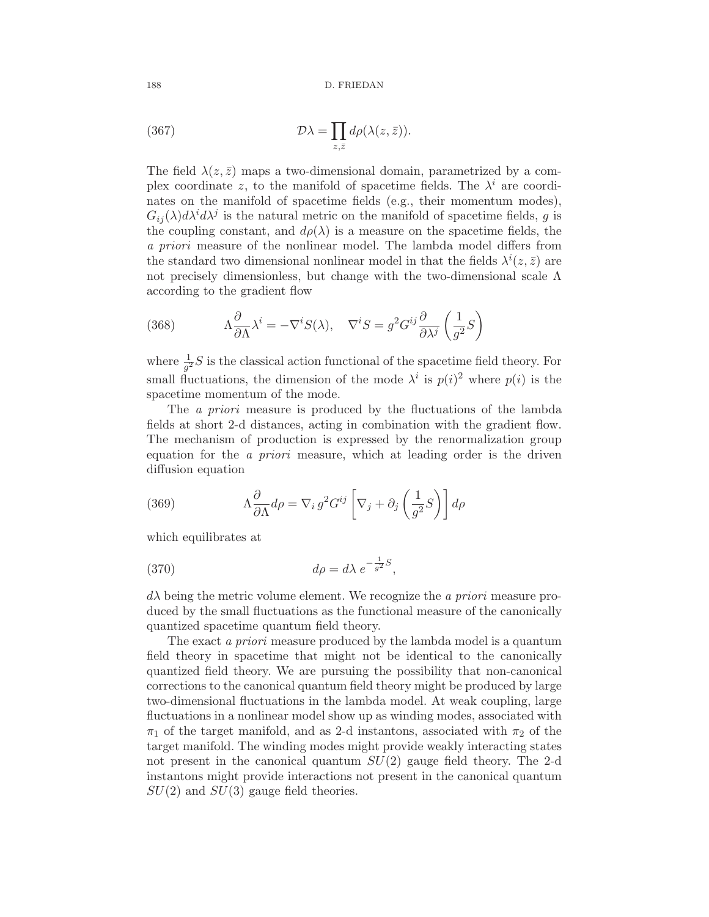$$\mathcal{D}\lambda = \prod_{z,\bar{z}} d\rho(\lambda(z,\bar{z})). \tag{367}$$

The field $\lambda(z,\bar{z})$ maps a two-dimensional domain, parametrized by a complex coordinate $z$, to the manifold of spacetime fields. The $\lambda^i$ are coordinates on the manifold of spacetime fields (e.g., their momentum modes), $G_{ij}(\lambda)d\lambda^i d\lambda^j$ is the natural metric on the manifold of spacetime fields, $g$ is the coupling constant, and $d\rho(\lambda)$ is a measure on the spacetime fields, the *a priori* measure of the nonlinear model. The lambda model differs from the standard two dimensional nonlinear model in that the fields $\lambda^i(z,\bar{z})$ are not precisely dimensionless, but change with the two-dimensional scale $\Lambda$ according to the gradient flow

$$\Lambda \frac{\partial}{\partial \Lambda}\lambda^i = -\nabla^i S(\lambda), \quad \nabla^i S = g^2 G^{ij}\frac{\partial}{\partial \lambda^j}\left(\frac{1}{g^2}S\right) \tag{368}$$

where $\frac{1}{g^2}S$ is the classical action functional of the spacetime field theory. For small fluctuations, the dimension of the mode $\lambda^i$ is $p(i)^2$ where $p(i)$ is the spacetime momentum of the mode.

The *a priori* measure is produced by the fluctuations of the lambda fields at short 2-d distances, acting in combination with the gradient flow. The mechanism of production is expressed by the renormalization group equation for the *a priori* measure, which at leading order is the driven diffusion equation

$$\Lambda \frac{\partial}{\partial \Lambda} d\rho = \nabla_i \, g^2 G^{ij}\left[\nabla_j + \partial_j\left(\frac{1}{g^2}S\right)\right] d\rho \tag{369}$$

which equilibrates at

$$d\rho = d\lambda \; e^{-\frac{1}{g^2}S}, \tag{370}$$

$d\lambda$ being the metric volume element. We recognize the *a priori* measure produced by the small fluctuations as the functional measure of the canonically quantized spacetime quantum field theory.

The exact *a priori* measure produced by the lambda model is a quantum field theory in spacetime that might not be identical to the canonically quantized field theory. We are pursuing the possibility that non-canonical corrections to the canonical quantum field theory might be produced by large two-dimensional fluctuations in the lambda model. At weak coupling, large fluctuations in a nonlinear model show up as winding modes, associated with $\pi_1$ of the target manifold, and as 2-d instantons, associated with $\pi_2$ of the target manifold. The winding modes might provide weakly interacting states not present in the canonical quantum $SU(2)$ gauge field theory. The 2-d instantons might provide interactions not present in the canonical quantum $SU(2)$ and $SU(3)$ gauge field theories.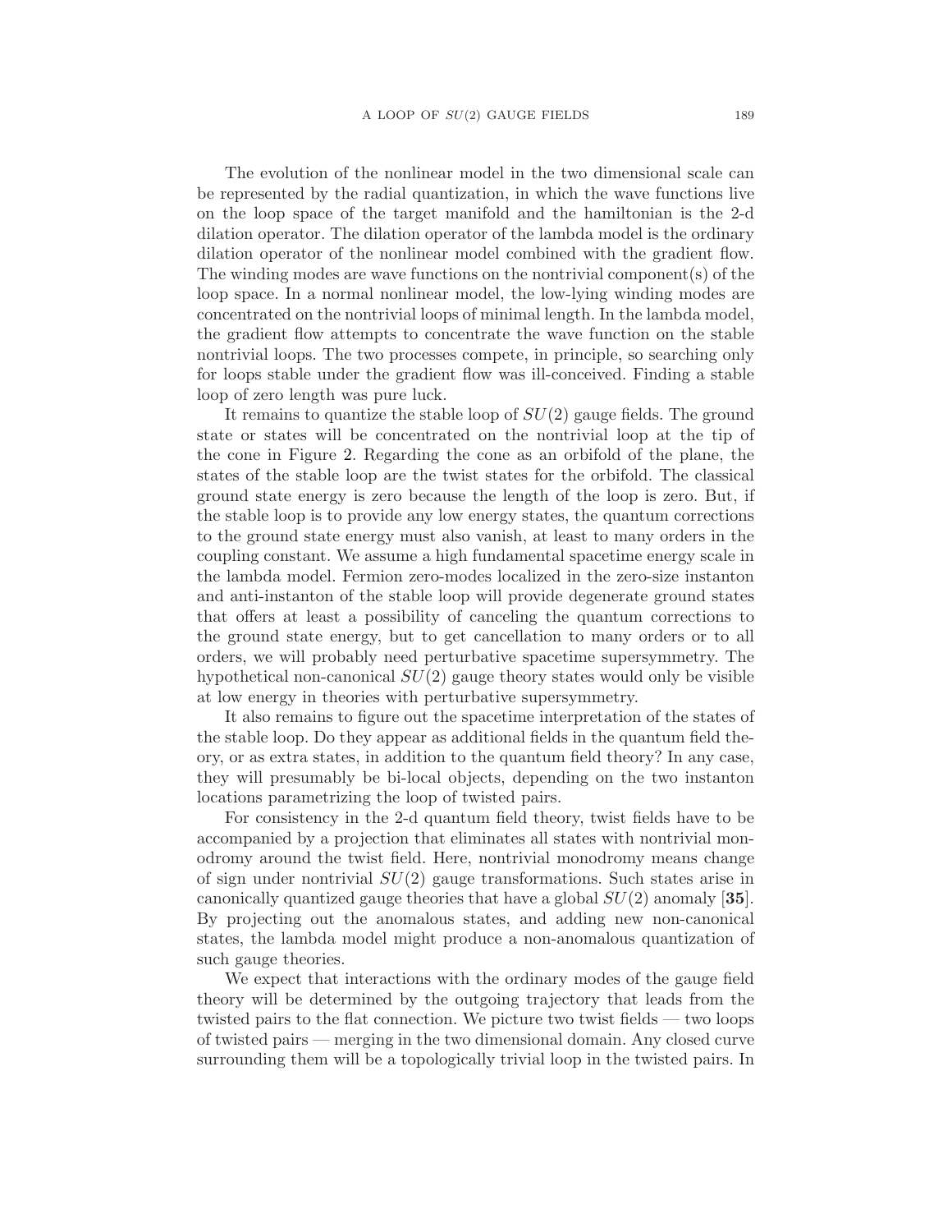The evolution of the nonlinear model in the two dimensional scale can be represented by the radial quantization, in which the wave functions live on the loop space of the target manifold and the hamiltonian is the 2-d dilation operator. The dilation operator of the lambda model is the ordinary dilation operator of the nonlinear model combined with the gradient flow. The winding modes are wave functions on the nontrivial component(s) of the loop space. In a normal nonlinear model, the low-lying winding modes are concentrated on the nontrivial loops of minimal length. In the lambda model, the gradient flow attempts to concentrate the wave function on the stable nontrivial loops. The two processes compete, in principle, so searching only for loops stable under the gradient flow was ill-conceived. Finding a stable loop of zero length was pure luck.

It remains to quantize the stable loop of $SU(2)$ gauge fields. The ground state or states will be concentrated on the nontrivial loop at the tip of the cone in Figure 2. Regarding the cone as an orbifold of the plane, the states of the stable loop are the twist states for the orbifold. The classical ground state energy is zero because the length of the loop is zero. But, if the stable loop is to provide any low energy states, the quantum corrections to the ground state energy must also vanish, at least to many orders in the coupling constant. We assume a high fundamental spacetime energy scale in the lambda model. Fermion zero-modes localized in the zero-size instanton and anti-instanton of the stable loop will provide degenerate ground states that offers at least a possibility of canceling the quantum corrections to the ground state energy, but to get cancellation to many orders or to all orders, we will probably need perturbative spacetime supersymmetry. The hypothetical non-canonical $SU(2)$ gauge theory states would only be visible at low energy in theories with perturbative supersymmetry.

It also remains to figure out the spacetime interpretation of the states of the stable loop. Do they appear as additional fields in the quantum field theory, or as extra states, in addition to the quantum field theory? In any case, they will presumably be bi-local objects, depending on the two instanton locations parametrizing the loop of twisted pairs.

For consistency in the 2-d quantum field theory, twist fields have to be accompanied by a projection that eliminates all states with nontrivial monodromy around the twist field. Here, nontrivial monodromy means change of sign under nontrivial $SU(2)$ gauge transformations. Such states arise in canonically quantized gauge theories that have a global $SU(2)$ anomaly [**35**]. By projecting out the anomalous states, and adding new non-canonical states, the lambda model might produce a non-anomalous quantization of such gauge theories.

We expect that interactions with the ordinary modes of the gauge field theory will be determined by the outgoing trajectory that leads from the twisted pairs to the flat connection. We picture two twist fields — two loops of twisted pairs — merging in the two dimensional domain. Any closed curve surrounding them will be a topologically trivial loop in the twisted pairs. In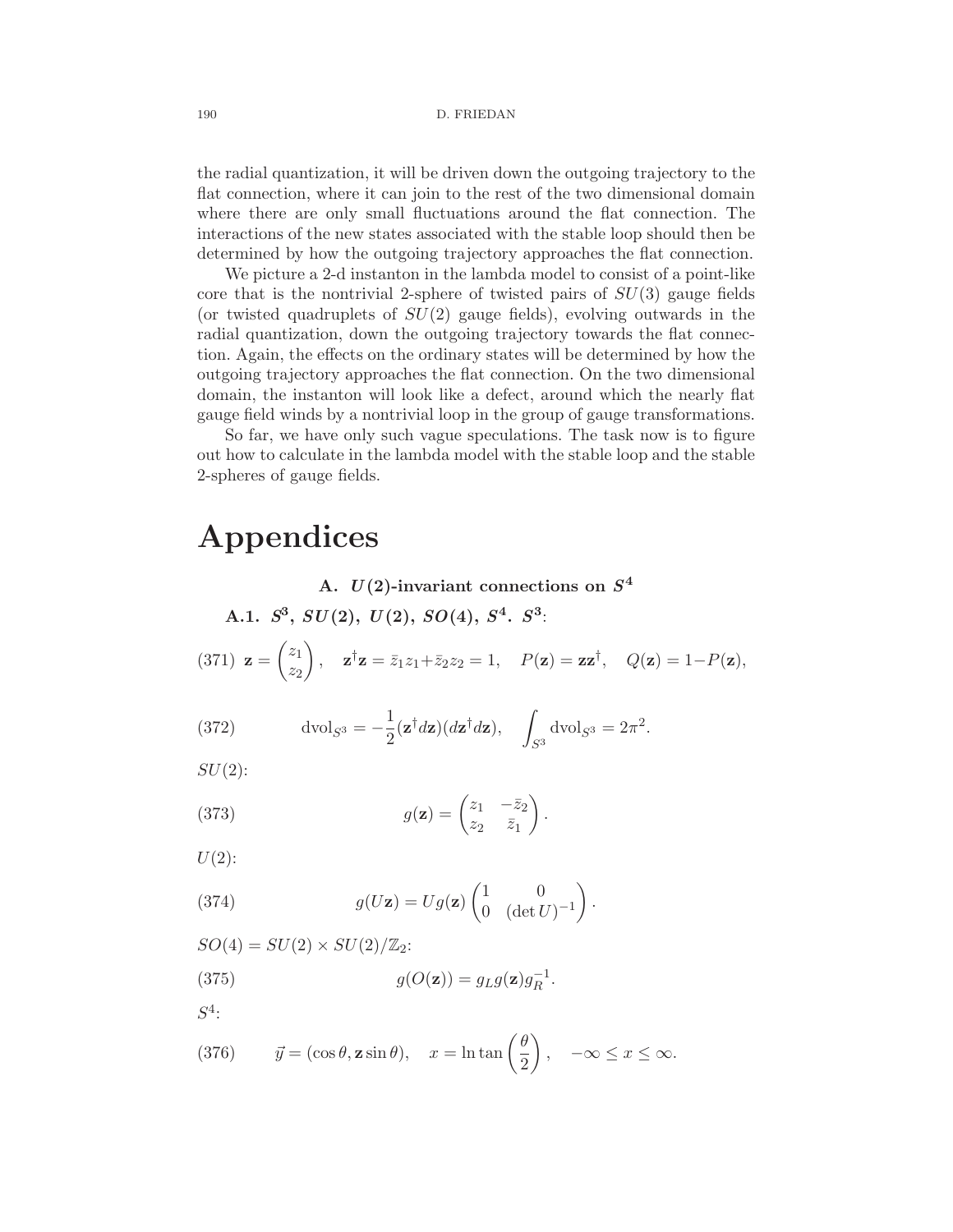the radial quantization, it will be driven down the outgoing trajectory to the flat connection, where it can join to the rest of the two dimensional domain where there are only small fluctuations around the flat connection. The interactions of the new states associated with the stable loop should then be determined by how the outgoing trajectory approaches the flat connection.

We picture a 2-d instanton in the lambda model to consist of a point-like core that is the nontrivial 2-sphere of twisted pairs of $SU(3)$ gauge fields (or twisted quadruplets of $SU(2)$ gauge fields), evolving outwards in the radial quantization, down the outgoing trajectory towards the flat connection. Again, the effects on the ordinary states will be determined by how the outgoing trajectory approaches the flat connection. On the two dimensional domain, the instanton will look like a defect, around which the nearly flat gauge field winds by a nontrivial loop in the group of gauge transformations.

So far, we have only such vague speculations. The task now is to figure out how to calculate in the lambda model with the stable loop and the stable 2-spheres of gauge fields.

# Appendices

## A. $U(2)$-invariant connections on $S^4$

### A.1. $S^3$, $SU(2)$, $U(2)$, $SO(4)$, $S^4$. $S^3$:

$$\mathbf{z} = \begin{pmatrix} z_1 \\ z_2 \end{pmatrix}, \quad \mathbf{z}^\dagger \mathbf{z} = \bar{z}_1 z_1 + \bar{z}_2 z_2 = 1, \quad P(\mathbf{z}) = \mathbf{z}\mathbf{z}^\dagger, \quad Q(\mathbf{z}) = 1 - P(\mathbf{z}), \tag{371}$$

$$\mathrm{dvol}_{S^3} = -\frac{1}{2}(\mathbf{z}^\dagger d\mathbf{z})(d\mathbf{z}^\dagger d\mathbf{z}), \quad \int_{S^3} \mathrm{dvol}_{S^3} = 2\pi^2. \tag{372}$$

$SU(2)$:

$$g(\mathbf{z}) = \begin{pmatrix} z_1 & -\bar{z}_2 \\ z_2 & \bar{z}_1 \end{pmatrix}. \tag{373}$$

$U(2)$:

$$g(U\mathbf{z}) = U g(\mathbf{z}) \begin{pmatrix} 1 & 0 \\ 0 & (\det U)^{-1} \end{pmatrix}. \tag{374}$$

$SO(4) = SU(2) \times SU(2)/\mathbb{Z}_2$:

$$g(O(\mathbf{z})) = g_L g(\mathbf{z}) g_R^{-1}. \tag{375}$$

$S^4$:

$$\vec{y} = (\cos\theta, \mathbf{z}\sin\theta), \quad x = \ln\tan\left(\frac{\theta}{2}\right), \quad -\infty \le x \le \infty. \tag{376}$$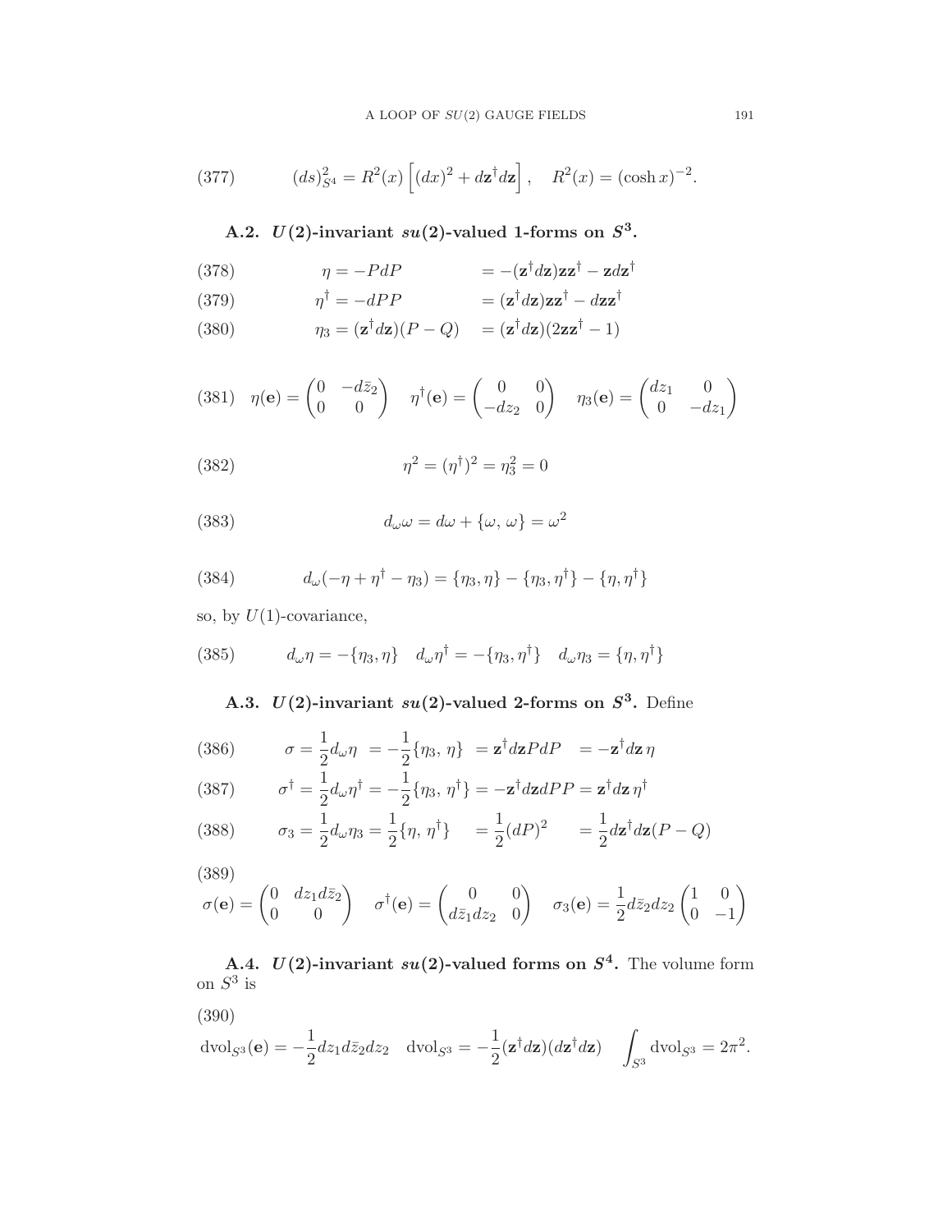$$(ds)^2_{S^4} = R^2(x)\left[(dx)^2 + d\mathbf{z}^\dagger d\mathbf{z}\right], \quad R^2(x) = (\cosh x)^{-2}. \tag{377}$$

### A.2. $U(2)$-invariant $su(2)$-valued 1-forms on $S^3$.

$$\eta = -PdP \qquad = -(\mathbf{z}^\dagger d\mathbf{z})\mathbf{z}\mathbf{z}^\dagger - \mathbf{z}d\mathbf{z}^\dagger \tag{378}$$

$$\eta^\dagger = -dPP \qquad = (\mathbf{z}^\dagger d\mathbf{z})\mathbf{z}\mathbf{z}^\dagger - d\mathbf{z}\mathbf{z}^\dagger \tag{379}$$

$$\eta_3 = (\mathbf{z}^\dagger d\mathbf{z})(P - Q) \quad = (\mathbf{z}^\dagger d\mathbf{z})(2\mathbf{z}\mathbf{z}^\dagger - 1) \tag{380}$$

$$\eta(\mathbf{e}) = \begin{pmatrix} 0 & -d\bar{z}_2 \\ 0 & 0 \end{pmatrix} \quad \eta^\dagger(\mathbf{e}) = \begin{pmatrix} 0 & 0 \\ -dz_2 & 0 \end{pmatrix} \quad \eta_3(\mathbf{e}) = \begin{pmatrix} dz_1 & 0 \\ 0 & -dz_1 \end{pmatrix} \tag{381}$$

$$\eta^2 = (\eta^\dagger)^2 = \eta_3^2 = 0 \tag{382}$$

$$d_\omega \omega = d\omega + \{\omega,\, \omega\} = \omega^2 \tag{383}$$

$$d_\omega(-\eta + \eta^\dagger - \eta_3) = \{\eta_3, \eta\} - \{\eta_3, \eta^\dagger\} - \{\eta, \eta^\dagger\} \tag{384}$$

so, by $U(1)$-covariance,

$$d_\omega \eta = -\{\eta_3, \eta\} \quad d_\omega \eta^\dagger = -\{\eta_3, \eta^\dagger\} \quad d_\omega \eta_3 = \{\eta, \eta^\dagger\} \tag{385}$$

### A.3. $U(2)$-invariant $su(2)$-valued 2-forms on $S^3$.

Define

$$\sigma = \frac{1}{2} d_\omega \eta \;= -\frac{1}{2}\{\eta_3,\, \eta\} \;= \mathbf{z}^\dagger d\mathbf{z} P dP \quad = -\mathbf{z}^\dagger d\mathbf{z}\, \eta \tag{386}$$

$$\sigma^\dagger = \frac{1}{2} d_\omega \eta^\dagger = -\frac{1}{2}\{\eta_3,\, \eta^\dagger\} = -\mathbf{z}^\dagger d\mathbf{z} dP P = \mathbf{z}^\dagger d\mathbf{z}\, \eta^\dagger \tag{387}$$

$$\sigma_3 = \frac{1}{2} d_\omega \eta_3 = \frac{1}{2}\{\eta,\, \eta^\dagger\} \quad = \frac{1}{2}(dP)^2 \quad = \frac{1}{2} d\mathbf{z}^\dagger d\mathbf{z}(P - Q) \tag{388}$$

$$\sigma(\mathbf{e}) = \begin{pmatrix} 0 & dz_1 d\bar{z}_2 \\ 0 & 0 \end{pmatrix} \quad \sigma^\dagger(\mathbf{e}) = \begin{pmatrix} 0 & 0 \\ d\bar{z}_1 dz_2 & 0 \end{pmatrix} \quad \sigma_3(\mathbf{e}) = \frac{1}{2} d\bar{z}_2 dz_2 \begin{pmatrix} 1 & 0 \\ 0 & -1 \end{pmatrix} \tag{389}$$

### A.4. $U(2)$-invariant $su(2)$-valued forms on $S^4$.

The volume form on $S^3$ is

$$\mathrm{dvol}_{S^3}(\mathbf{e}) = -\frac{1}{2} dz_1 d\bar{z}_2 dz_2 \quad \mathrm{dvol}_{S^3} = -\frac{1}{2}(\mathbf{z}^\dagger d\mathbf{z})(d\mathbf{z}^\dagger d\mathbf{z}) \quad \int_{S^3} \mathrm{dvol}_{S^3} = 2\pi^2. \tag{390}$$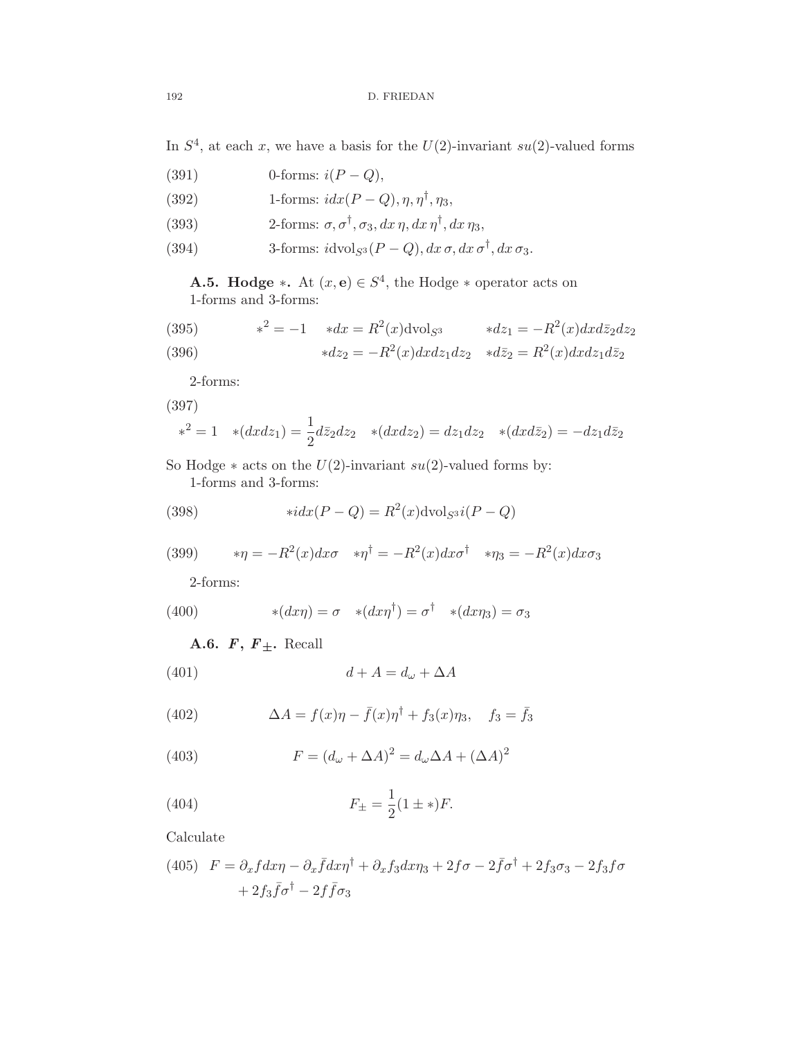In $S^4$, at each $x$, we have a basis for the $U(2)$-invariant $su(2)$-valued forms

$$\text{0-forms: } i(P-Q), \tag{391}$$

$$\text{1-forms: } idx(P-Q), \eta, \eta^\dagger, \eta_3, \tag{392}$$

$$\text{2-forms: } \sigma, \sigma^\dagger, \sigma_3, dx\,\eta, dx\,\eta^\dagger, dx\,\eta_3, \tag{393}$$

$$\text{3-forms: } i\text{dvol}_{S^3}(P-Q), dx\,\sigma, dx\,\sigma^\dagger, dx\,\sigma_3. \tag{394}$$

**A.5. Hodge $*$.** At $(x, \mathbf{e}) \in S^4$, the Hodge $*$ operator acts on 1-forms and 3-forms:

$$*^2 = -1 \quad *dx = R^2(x)\text{dvol}_{S^3} \qquad *dz_1 = -R^2(x)dxd\bar{z}_2dz_2 \tag{395}$$

$$*dz_2 = -R^2(x)dxdz_1dz_2 \quad *d\bar{z}_2 = R^2(x)dxdz_1d\bar{z}_2 \tag{396}$$

2-forms:

$$*^2 = 1 \quad *(dxdz_1) = \frac{1}{2}d\bar{z}_2dz_2 \quad *(dxdz_2) = dz_1dz_2 \quad *(dxd\bar{z}_2) = -dz_1d\bar{z}_2 \tag{397}$$

So Hodge $*$ acts on the $U(2)$-invariant $su(2)$-valued forms by:
1-forms and 3-forms:

$$*idx(P-Q) = R^2(x)\text{dvol}_{S^3}i(P-Q) \tag{398}$$

$$*\eta = -R^2(x)dx\sigma \quad *\eta^\dagger = -R^2(x)dx\sigma^\dagger \quad *\eta_3 = -R^2(x)dx\sigma_3 \tag{399}$$

2-forms:

$$*(dx\eta) = \sigma \quad *(dx\eta^\dagger) = \sigma^\dagger \quad *(dx\eta_3) = \sigma_3 \tag{400}$$

**A.6. $F$, $F_\pm$.** Recall

$$d + A = d_\omega + \Delta A \tag{401}$$

$$\Delta A = f(x)\eta - \bar{f}(x)\eta^\dagger + f_3(x)\eta_3, \quad f_3 = \bar{f}_3 \tag{402}$$

$$F = (d_\omega + \Delta A)^2 = d_\omega \Delta A + (\Delta A)^2 \tag{403}$$

$$F_\pm = \frac{1}{2}(1 \pm *)F. \tag{404}$$

Calculate

$$F = \partial_x f dx\eta - \partial_x \bar{f} dx\eta^\dagger + \partial_x f_3 dx\eta_3 + 2f\sigma - 2\bar{f}\sigma^\dagger + 2f_3\sigma_3 - 2f_3 f\sigma + 2f_3\bar{f}\sigma^\dagger - 2f\bar{f}\sigma_3 \tag{405}$$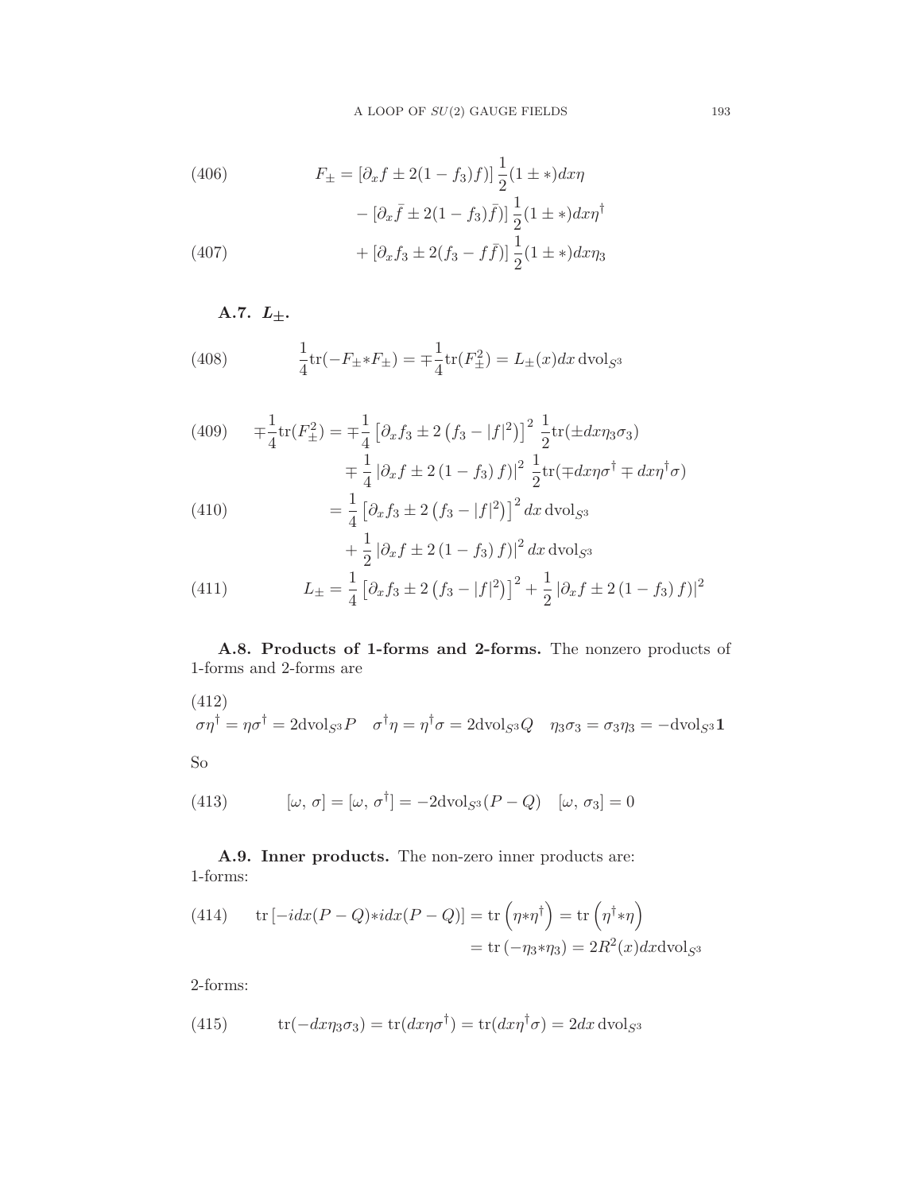$$
F_{\pm} = \left[\partial_x f \pm 2(1 - f_3) f\right] \frac{1}{2}(1 \pm *) dx\eta \tag{406}
$$

$$
- \left[\partial_x \bar{f} \pm 2(1 - f_3)\bar{f}\right] \frac{1}{2}(1 \pm *) dx\eta^\dagger
$$

$$
+ \left[\partial_x f_3 \pm 2(f_3 - f\bar{f})\right] \frac{1}{2}(1 \pm *) dx\eta_3 \tag{407}
$$

### A.7. $L_{\pm}$.

$$
\frac{1}{4}\mathrm{tr}(-F_{\pm} * F_{\pm}) = \mp\frac{1}{4}\mathrm{tr}(F_{\pm}^2) = L_{\pm}(x) dx \,\mathrm{dvol}_{S^3} \tag{408}
$$

$$
\mp\frac{1}{4}\mathrm{tr}(F_{\pm}^2) = \mp\frac{1}{4}\left[\partial_x f_3 \pm 2\left(f_3 - |f|^2\right)\right]^2 \frac{1}{2}\mathrm{tr}(\pm dx\eta_3\sigma_3) \tag{409}
$$

$$
\mp \frac{1}{4}\left|\partial_x f \pm 2\left(1 - f_3\right) f\right|^2 \frac{1}{2}\mathrm{tr}(\mp dx\eta\sigma^\dagger \mp dx\eta^\dagger\sigma)
$$

$$
= \frac{1}{4}\left[\partial_x f_3 \pm 2\left(f_3 - |f|^2\right)\right]^2 dx \,\mathrm{dvol}_{S^3} \tag{410}
$$

$$
+ \frac{1}{2}\left|\partial_x f \pm 2\left(1 - f_3\right) f\right|^2 dx \,\mathrm{dvol}_{S^3}
$$

$$
L_{\pm} = \frac{1}{4}\left[\partial_x f_3 \pm 2\left(f_3 - |f|^2\right)\right]^2 + \frac{1}{2}\left|\partial_x f \pm 2\left(1 - f_3\right) f\right|^2 \tag{411}
$$

**A.8. Products of 1-forms and 2-forms.** The nonzero products of 1-forms and 2-forms are

$$
\sigma\eta^\dagger = \eta\sigma^\dagger = 2\mathrm{dvol}_{S^3} P \quad \sigma^\dagger\eta = \eta^\dagger\sigma = 2\mathrm{dvol}_{S^3} Q \quad \eta_3\sigma_3 = \sigma_3\eta_3 = -\mathrm{dvol}_{S^3}\mathbf{1} \tag{412}
$$

So

$$
[\omega,\, \sigma] = [\omega,\, \sigma^\dagger] = -2\mathrm{dvol}_{S^3}(P - Q) \quad [\omega,\, \sigma_3] = 0 \tag{413}
$$

**A.9. Inner products.** The non-zero inner products are:
1-forms:

$$
\mathrm{tr}\left[-idx(P - Q) * idx(P - Q)\right] = \mathrm{tr}\left(\eta * \eta^\dagger\right) = \mathrm{tr}\left(\eta^\dagger * \eta\right) \tag{414}
$$

$$
= \mathrm{tr}\left(-\eta_3 * \eta_3\right) = 2R^2(x) dx \mathrm{dvol}_{S^3}
$$

2-forms:

$$
\mathrm{tr}(-dx\eta_3\sigma_3) = \mathrm{tr}(dx\eta\sigma^\dagger) = \mathrm{tr}(dx\eta^\dagger\sigma) = 2dx \,\mathrm{dvol}_{S^3} \tag{415}
$$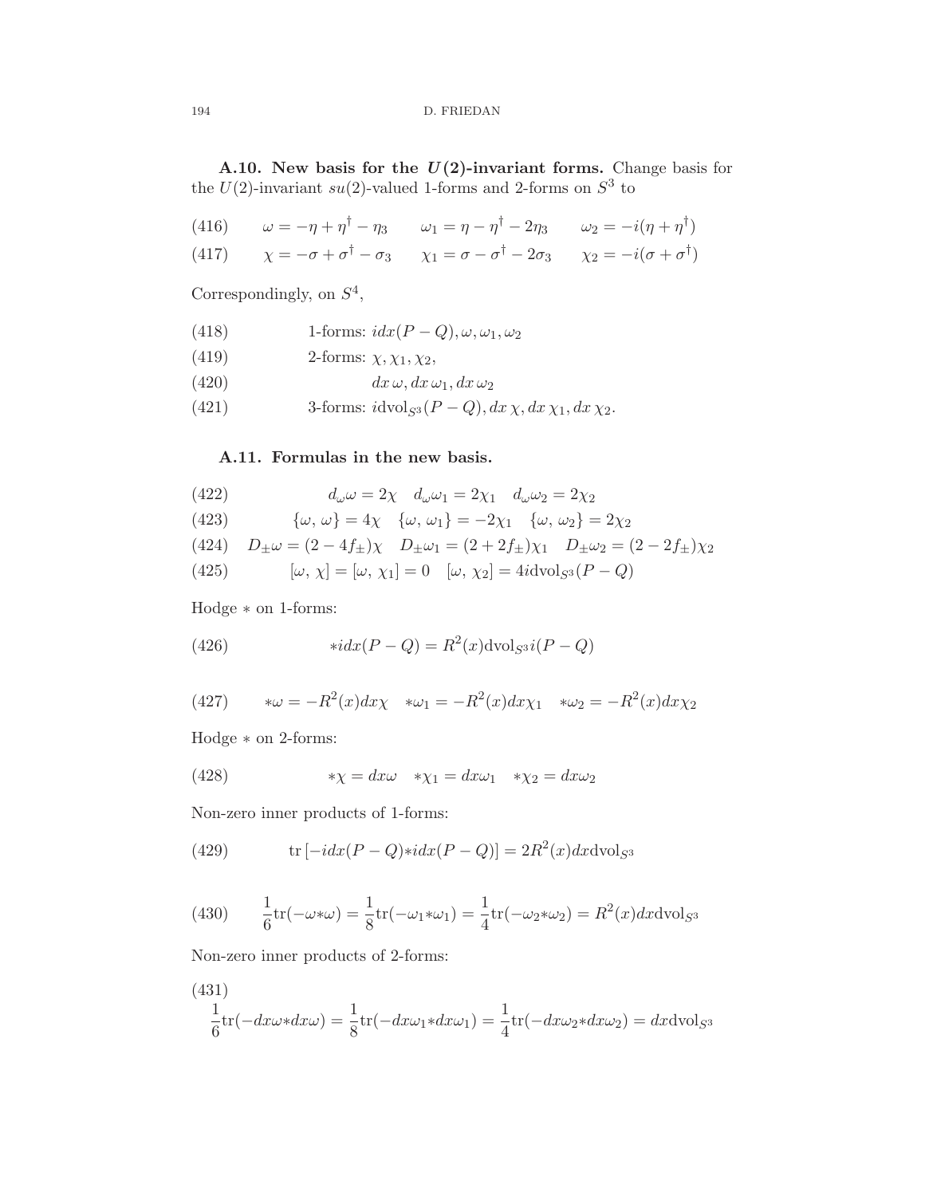**A.10. New basis for the $U(2)$-invariant forms.** Change basis for the $U(2)$-invariant $su(2)$-valued 1-forms and 2-forms on $S^3$ to

$$\omega = -\eta + \eta^\dagger - \eta_3 \qquad \omega_1 = \eta - \eta^\dagger - 2\eta_3 \qquad \omega_2 = -i(\eta + \eta^\dagger) \tag{416}$$

$$\chi = -\sigma + \sigma^\dagger - \sigma_3 \qquad \chi_1 = \sigma - \sigma^\dagger - 2\sigma_3 \qquad \chi_2 = -i(\sigma + \sigma^\dagger) \tag{417}$$

Correspondingly, on $S^4$,

$$\text{1-forms: } idx(P-Q), \omega, \omega_1, \omega_2 \tag{418}$$

$$\text{2-forms: } \chi, \chi_1, \chi_2, \tag{419}$$

$$dx\,\omega, dx\,\omega_1, dx\,\omega_2 \tag{420}$$

$$\text{3-forms: } i\mathrm{dvol}_{S^3}(P-Q), dx\,\chi, dx\,\chi_1, dx\,\chi_2. \tag{421}$$

**A.11. Formulas in the new basis.**

$$d_\omega\omega = 2\chi \quad d_\omega\omega_1 = 2\chi_1 \quad d_\omega\omega_2 = 2\chi_2 \tag{422}$$

$$\{\omega,\, \omega\} = 4\chi \quad \{\omega,\, \omega_1\} = -2\chi_1 \quad \{\omega,\, \omega_2\} = 2\chi_2 \tag{423}$$

$$D_\pm\omega = (2-4f_\pm)\chi \quad D_\pm\omega_1 = (2+2f_\pm)\chi_1 \quad D_\pm\omega_2 = (2-2f_\pm)\chi_2 \tag{424}$$

$$[\omega,\, \chi] = [\omega,\, \chi_1] = 0 \quad [\omega,\, \chi_2] = 4i\mathrm{dvol}_{S^3}(P-Q) \tag{425}$$

Hodge $*$ on 1-forms:

$$*idx(P-Q) = R^2(x)\mathrm{dvol}_{S^3}i(P-Q) \tag{426}$$

$$*\omega = -R^2(x)dx\chi \quad *\omega_1 = -R^2(x)dx\chi_1 \quad *\omega_2 = -R^2(x)dx\chi_2 \tag{427}$$

Hodge $*$ on 2-forms:

$$*\chi = dx\omega \quad *\chi_1 = dx\omega_1 \quad *\chi_2 = dx\omega_2 \tag{428}$$

Non-zero inner products of 1-forms:

$$\mathrm{tr}\left[-idx(P-Q)*idx(P-Q)\right] = 2R^2(x)dx\mathrm{dvol}_{S^3} \tag{429}$$

$$\frac{1}{6}\mathrm{tr}(-\omega*\omega) = \frac{1}{8}\mathrm{tr}(-\omega_1*\omega_1) = \frac{1}{4}\mathrm{tr}(-\omega_2*\omega_2) = R^2(x)dx\mathrm{dvol}_{S^3} \tag{430}$$

Non-zero inner products of 2-forms:

$$\frac{1}{6}\mathrm{tr}(-dx\omega*dx\omega) = \frac{1}{8}\mathrm{tr}(-dx\omega_1*dx\omega_1) = \frac{1}{4}\mathrm{tr}(-dx\omega_2*dx\omega_2) = dx\mathrm{dvol}_{S^3} \tag{431}$$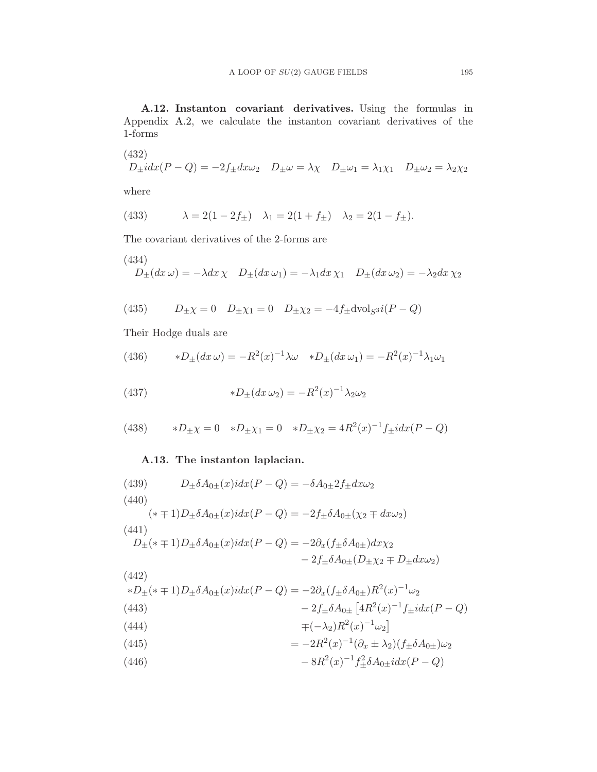**A.12. Instanton covariant derivatives.** Using the formulas in Appendix A.2, we calculate the instanton covariant derivatives of the 1-forms

$$D_\pm i dx(P-Q) = -2f_\pm dx\omega_2 \quad D_\pm\omega = \lambda\chi \quad D_\pm\omega_1 = \lambda_1\chi_1 \quad D_\pm\omega_2 = \lambda_2\chi_2 \tag{432}$$

where

$$\lambda = 2(1-2f_\pm) \quad \lambda_1 = 2(1+f_\pm) \quad \lambda_2 = 2(1-f_\pm). \tag{433}$$

The covariant derivatives of the 2-forms are

$$D_\pm(dx\,\omega) = -\lambda dx\,\chi \quad D_\pm(dx\,\omega_1) = -\lambda_1 dx\,\chi_1 \quad D_\pm(dx\,\omega_2) = -\lambda_2 dx\,\chi_2 \tag{434}$$

$$D_\pm\chi = 0 \quad D_\pm\chi_1 = 0 \quad D_\pm\chi_2 = -4f_\pm \mathrm{dvol}_{S^3} i(P-Q) \tag{435}$$

Their Hodge duals are

$$*D_\pm(dx\,\omega) = -R^2(x)^{-1}\lambda\omega \quad *D_\pm(dx\,\omega_1) = -R^2(x)^{-1}\lambda_1\omega_1 \tag{436}$$

$$*D_\pm(dx\,\omega_2) = -R^2(x)^{-1}\lambda_2\omega_2 \tag{437}$$

$$*D_\pm\chi = 0 \quad *D_\pm\chi_1 = 0 \quad *D_\pm\chi_2 = 4R^2(x)^{-1}f_\pm i dx(P-Q) \tag{438}$$

**A.13. The instanton laplacian.**

$$D_\pm\delta A_{0\pm}(x) i dx(P-Q) = -\delta A_{0\pm}2f_\pm dx\omega_2 \tag{439}$$

$$(*\mp 1)D_\pm\delta A_{0\pm}(x) i dx(P-Q) = -2f_\pm\delta A_{0\pm}(\chi_2 \mp dx\omega_2) \tag{440}$$

$$\begin{aligned} D_\pm(*\mp 1)D_\pm\delta A_{0\pm}(x) i dx(P-Q) &= -2\partial_x(f_\pm\delta A_{0\pm})dx\chi_2 \\ &\quad - 2f_\pm\delta A_{0\pm}(D_\pm\chi_2 \mp D_\pm dx\omega_2) \end{aligned} \tag{441}$$

$$\begin{aligned} *D_\pm(*\mp 1)D_\pm\delta A_{0\pm}(x) i dx(P-Q) &= -2\partial_x(f_\pm\delta A_{0\pm})R^2(x)^{-1}\omega_2 && (442)\\ &\quad - 2f_\pm\delta A_{0\pm}\left[4R^2(x)^{-1}f_\pm i dx(P-Q)\right. && (443)\\ &\quad \left.\mp(-\lambda_2)R^2(x)^{-1}\omega_2\right] && (444)\\ &= -2R^2(x)^{-1}(\partial_x \pm \lambda_2)(f_\pm\delta A_{0\pm})\omega_2 && (445)\\ &\quad - 8R^2(x)^{-1}f_\pm^2\delta A_{0\pm} i dx(P-Q) && (446) \end{aligned}$$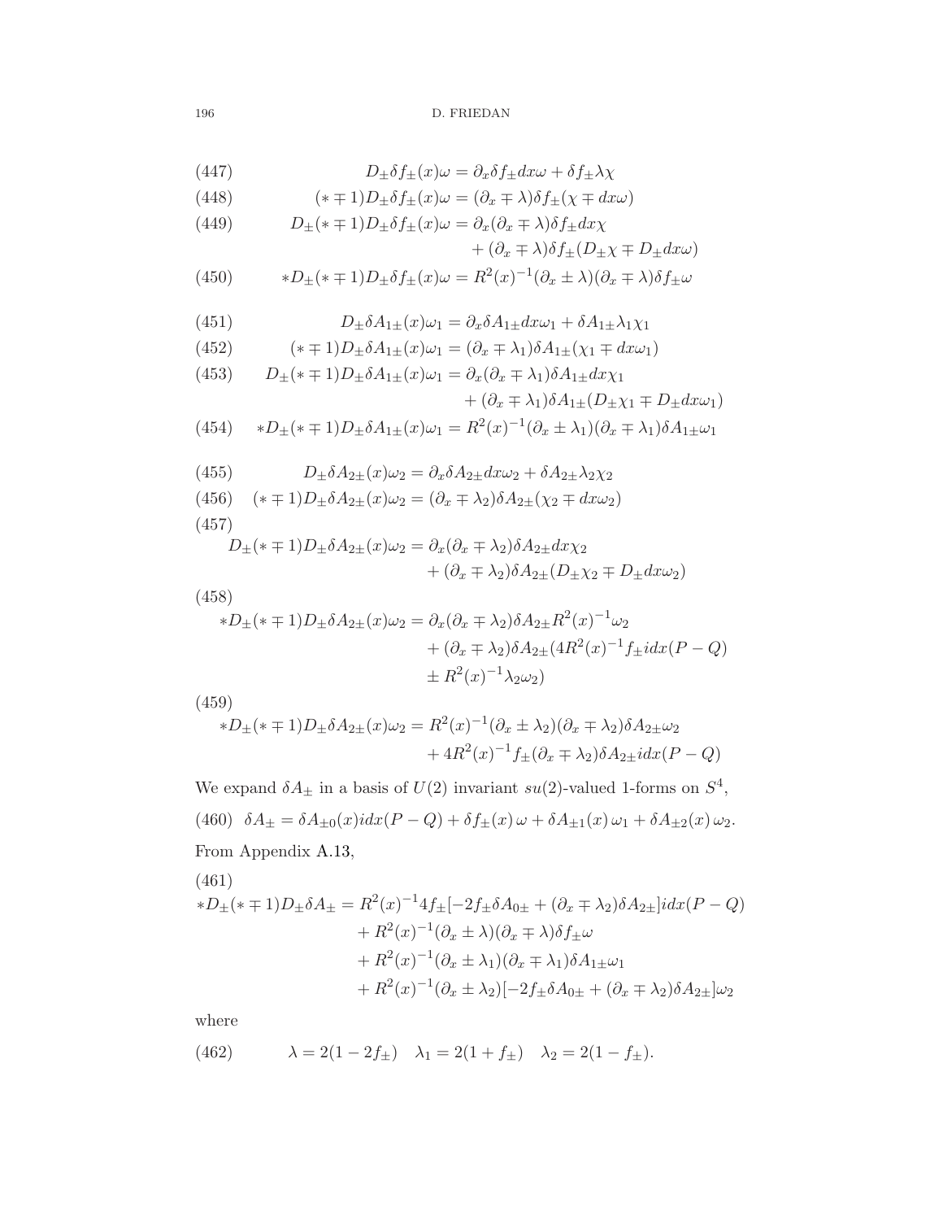$$D_\pm \delta f_\pm(x)\omega = \partial_x \delta f_\pm dx\omega + \delta f_\pm \lambda \chi \tag{447}$$

$$(*\mp 1) D_\pm \delta f_\pm(x)\omega = (\partial_x \mp \lambda)\delta f_\pm (\chi \mp dx\omega) \tag{448}$$

$$\begin{aligned} D_\pm (*\mp 1) D_\pm \delta f_\pm(x)\omega &= \partial_x(\partial_x \mp \lambda)\delta f_\pm dx\chi \\ &\quad + (\partial_x \mp \lambda)\delta f_\pm (D_\pm \chi \mp D_\pm dx\omega) \end{aligned} \tag{449}$$

$$*D_\pm (*\mp 1) D_\pm \delta f_\pm(x)\omega = R^2(x)^{-1}(\partial_x \pm \lambda)(\partial_x \mp \lambda)\delta f_\pm \omega \tag{450}$$

$$D_\pm \delta A_{1\pm}(x)\omega_1 = \partial_x \delta A_{1\pm} dx\omega_1 + \delta A_{1\pm}\lambda_1 \chi_1 \tag{451}$$

$$(*\mp 1) D_\pm \delta A_{1\pm}(x)\omega_1 = (\partial_x \mp \lambda_1)\delta A_{1\pm}(\chi_1 \mp dx\omega_1) \tag{452}$$

$$\begin{aligned} D_\pm (*\mp 1) D_\pm \delta A_{1\pm}(x)\omega_1 &= \partial_x(\partial_x \mp \lambda_1)\delta A_{1\pm} dx\chi_1 \\ &\quad + (\partial_x \mp \lambda_1)\delta A_{1\pm}(D_\pm \chi_1 \mp D_\pm dx\omega_1) \end{aligned} \tag{453}$$

$$*D_\pm (*\mp 1) D_\pm \delta A_{1\pm}(x)\omega_1 = R^2(x)^{-1}(\partial_x \pm \lambda_1)(\partial_x \mp \lambda_1)\delta A_{1\pm}\omega_1 \tag{454}$$

$$D_\pm \delta A_{2\pm}(x)\omega_2 = \partial_x \delta A_{2\pm} dx\omega_2 + \delta A_{2\pm}\lambda_2 \chi_2 \tag{455}$$

$$(*\mp 1) D_\pm \delta A_{2\pm}(x)\omega_2 = (\partial_x \mp \lambda_2)\delta A_{2\pm}(\chi_2 \mp dx\omega_2) \tag{456}$$

$$\begin{aligned} D_\pm (*\mp 1) D_\pm \delta A_{2\pm}(x)\omega_2 &= \partial_x(\partial_x \mp \lambda_2)\delta A_{2\pm} dx\chi_2 \\ &\quad + (\partial_x \mp \lambda_2)\delta A_{2\pm}(D_\pm \chi_2 \mp D_\pm dx\omega_2) \end{aligned} \tag{457}$$

$$\begin{aligned} *D_\pm (*\mp 1) D_\pm \delta A_{2\pm}(x)\omega_2 &= \partial_x(\partial_x \mp \lambda_2)\delta A_{2\pm} R^2(x)^{-1}\omega_2 \\ &\quad + (\partial_x \mp \lambda_2)\delta A_{2\pm}(4R^2(x)^{-1} f_\pm i dx(P-Q) \\ &\quad \pm R^2(x)^{-1}\lambda_2\omega_2) \end{aligned} \tag{458}$$

$$\begin{aligned} *D_\pm (*\mp 1) D_\pm \delta A_{2\pm}(x)\omega_2 &= R^2(x)^{-1}(\partial_x \pm \lambda_2)(\partial_x \mp \lambda_2)\delta A_{2\pm}\omega_2 \\ &\quad + 4R^2(x)^{-1} f_\pm (\partial_x \mp \lambda_2)\delta A_{2\pm} i dx(P-Q) \end{aligned} \tag{459}$$

We expand $\delta A_\pm$ in a basis of $U(2)$ invariant $su(2)$-valued 1-forms on $S^4$,

$$\delta A_\pm = \delta A_{\pm 0}(x) i dx(P-Q) + \delta f_\pm(x)\,\omega + \delta A_{\pm 1}(x)\,\omega_1 + \delta A_{\pm 2}(x)\,\omega_2. \tag{460}$$

From Appendix A.13,

$$\begin{aligned} *D_\pm (*\mp 1) D_\pm \delta A_\pm &= R^2(x)^{-1} 4 f_\pm [-2f_\pm \delta A_{0\pm} + (\partial_x \mp \lambda_2)\delta A_{2\pm}] i dx(P-Q) \\ &\quad + R^2(x)^{-1}(\partial_x \pm \lambda)(\partial_x \mp \lambda)\delta f_\pm \omega \\ &\quad + R^2(x)^{-1}(\partial_x \pm \lambda_1)(\partial_x \mp \lambda_1)\delta A_{1\pm}\omega_1 \\ &\quad + R^2(x)^{-1}(\partial_x \pm \lambda_2)[-2f_\pm \delta A_{0\pm} + (\partial_x \mp \lambda_2)\delta A_{2\pm}]\omega_2 \end{aligned} \tag{461}$$

where

$$\lambda = 2(1-2f_\pm) \quad \lambda_1 = 2(1+f_\pm) \quad \lambda_2 = 2(1-f_\pm). \tag{462}$$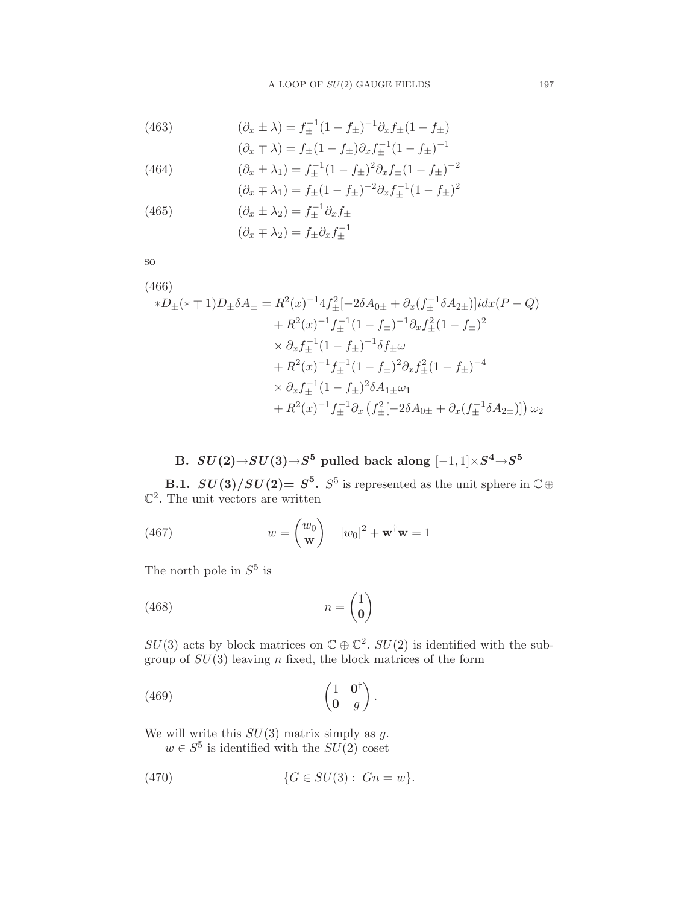$$
\begin{aligned}
&(463) && (\partial_x \pm \lambda) = f_\pm^{-1}(1-f_\pm)^{-1}\partial_x f_\pm (1-f_\pm) \\
& && (\partial_x \mp \lambda) = f_\pm (1-f_\pm)\partial_x f_\pm^{-1}(1-f_\pm)^{-1} \\
&(464) && (\partial_x \pm \lambda_1) = f_\pm^{-1}(1-f_\pm)^{2}\partial_x f_\pm (1-f_\pm)^{-2} \\
& && (\partial_x \mp \lambda_1) = f_\pm (1-f_\pm)^{-2}\partial_x f_\pm^{-1}(1-f_\pm)^{2} \\
&(465) && (\partial_x \pm \lambda_2) = f_\pm^{-1}\partial_x f_\pm \\
& && (\partial_x \mp \lambda_2) = f_\pm \partial_x f_\pm^{-1}
\end{aligned}
$$

so

(466)

$$
\begin{aligned}
*D_\pm(*\mp 1)D_\pm \delta A_\pm = {} & R^2(x)^{-1} 4 f_\pm^2[-2\delta A_{0\pm} + \partial_x(f_\pm^{-1}\delta A_{2\pm})] i dx (P-Q) \\
& + R^2(x)^{-1} f_\pm^{-1}(1-f_\pm)^{-1}\partial_x f_\pm^2 (1-f_\pm)^2 \\
& \times \partial_x f_\pm^{-1}(1-f_\pm)^{-1}\delta f_\pm \omega \\
& + R^2(x)^{-1} f_\pm^{-1}(1-f_\pm)^{2}\partial_x f_\pm^2 (1-f_\pm)^{-4} \\
& \times \partial_x f_\pm^{-1}(1-f_\pm)^{2}\delta A_{1\pm}\omega_1 \\
& + R^2(x)^{-1} f_\pm^{-1}\partial_x\left(f_\pm^2[-2\delta A_{0\pm} + \partial_x(f_\pm^{-1}\delta A_{2\pm})]\right)\omega_2
\end{aligned}
$$

## B. $SU(2)\to SU(3)\to S^5$ pulled back along $[-1,1]\times S^4\to S^5$

**B.1. $SU(3)/SU(2)= S^5$.** $S^5$ is represented as the unit sphere in $\mathbb{C}\oplus\mathbb{C}^2$. The unit vectors are written

$$
w = \begin{pmatrix} w_0 \\ \mathbf{w} \end{pmatrix} \quad |w_0|^2 + \mathbf{w}^\dagger \mathbf{w} = 1 \tag{467}
$$

The north pole in $S^5$ is

$$
n = \begin{pmatrix} 1 \\ \mathbf{0} \end{pmatrix} \tag{468}
$$

$SU(3)$ acts by block matrices on $\mathbb{C}\oplus\mathbb{C}^2$. $SU(2)$ is identified with the subgroup of $SU(3)$ leaving $n$ fixed, the block matrices of the form

$$
\begin{pmatrix} 1 & \mathbf{0}^\dagger \\ \mathbf{0} & g \end{pmatrix}. \tag{469}
$$

We will write this $SU(3)$ matrix simply as $g$.

$w\in S^5$ is identified with the $SU(2)$ coset

$$
\{G\in SU(3):\ Gn = w\}. \tag{470}
$$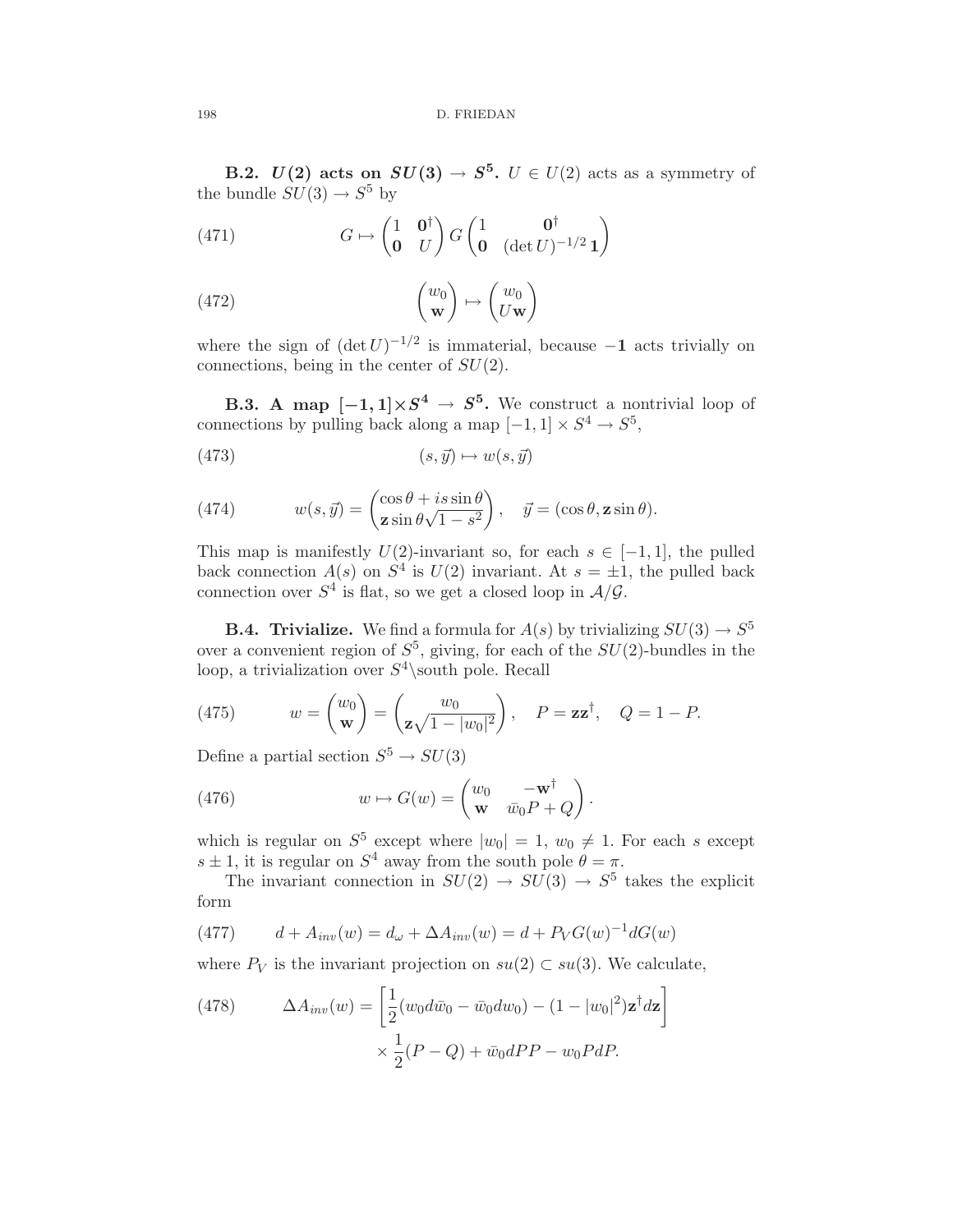**B.2. $U(2)$ acts on $SU(3) \to S^5$.** $U \in U(2)$ acts as a symmetry of the bundle $SU(3) \to S^5$ by

$$G \mapsto \begin{pmatrix} 1 & \mathbf{0}^\dagger \\ \mathbf{0} & U \end{pmatrix} G \begin{pmatrix} 1 & \mathbf{0}^\dagger \\ \mathbf{0} & (\det U)^{-1/2}\,\mathbf{1} \end{pmatrix} \tag{471}$$

$$\begin{pmatrix} w_0 \\ \mathbf{w} \end{pmatrix} \mapsto \begin{pmatrix} w_0 \\ U\mathbf{w} \end{pmatrix} \tag{472}$$

where the sign of $(\det U)^{-1/2}$ is immaterial, because $-\mathbf{1}$ acts trivially on connections, being in the center of $SU(2)$.

**B.3. A map $[-1,1]\times S^4 \to S^5$.** We construct a nontrivial loop of connections by pulling back along a map $[-1,1] \times S^4 \to S^5$,

$$(s, \vec{y}) \mapsto w(s, \vec{y}) \tag{473}$$

$$w(s,\vec{y}) = \begin{pmatrix} \cos\theta + is\sin\theta \\ \mathbf{z}\sin\theta\sqrt{1-s^2} \end{pmatrix}, \quad \vec{y} = (\cos\theta, \mathbf{z}\sin\theta). \tag{474}$$

This map is manifestly $U(2)$-invariant so, for each $s \in [-1,1]$, the pulled back connection $A(s)$ on $S^4$ is $U(2)$ invariant. At $s = \pm 1$, the pulled back connection over $S^4$ is flat, so we get a closed loop in $\mathcal{A}/\mathcal{G}$.

**B.4. Trivialize.** We find a formula for $A(s)$ by trivializing $SU(3) \to S^5$ over a convenient region of $S^5$, giving, for each of the $SU(2)$-bundles in the loop, a trivialization over $S^4\backslash$south pole. Recall

$$w = \begin{pmatrix} w_0 \\ \mathbf{w} \end{pmatrix} = \begin{pmatrix} w_0 \\ \mathbf{z}\sqrt{1-|w_0|^2} \end{pmatrix}, \quad P = \mathbf{z}\mathbf{z}^\dagger, \quad Q = 1 - P. \tag{475}$$

Define a partial section $S^5 \to SU(3)$

$$w \mapsto G(w) = \begin{pmatrix} w_0 & -\mathbf{w}^\dagger \\ \mathbf{w} & \bar{w}_0 P + Q \end{pmatrix}. \tag{476}$$

which is regular on $S^5$ except where $|w_0| = 1$, $w_0 \neq 1$. For each $s$ except $s \pm 1$, it is regular on $S^4$ away from the south pole $\theta = \pi$.

The invariant connection in $SU(2) \to SU(3) \to S^5$ takes the explicit form

$$d + A_{inv}(w) = d_\omega + \Delta A_{inv}(w) = d + P_V G(w)^{-1} dG(w) \tag{477}$$

where $P_V$ is the invariant projection on $su(2) \subset su(3)$. We calculate,

$$\begin{aligned} \Delta A_{inv}(w) = &\left[\frac{1}{2}(w_0 d\bar{w}_0 - \bar{w}_0 dw_0) - (1-|w_0|^2)\mathbf{z}^\dagger d\mathbf{z}\right] \\ &\times \frac{1}{2}(P - Q) + \bar{w}_0 dPP - w_0 PdP. \end{aligned} \tag{478}$$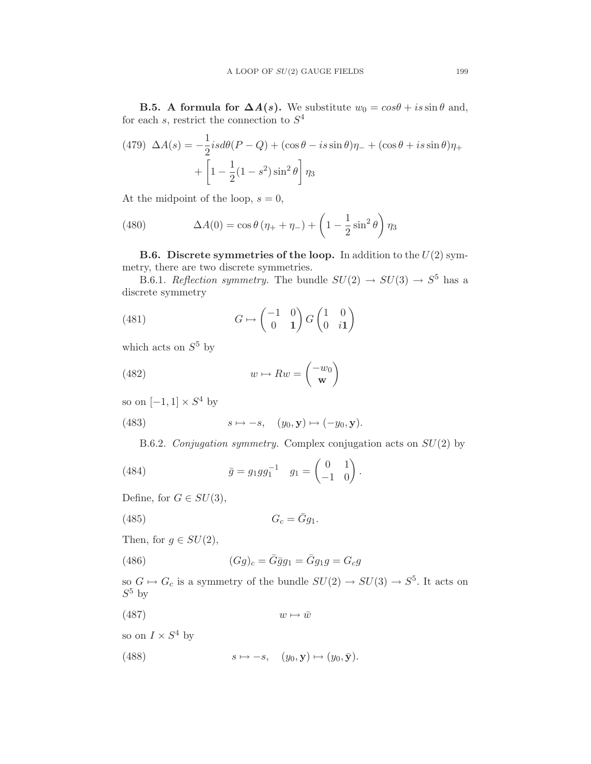**B.5. A formula for $\Delta A(s)$.** We substitute $w_0 = cos\theta + is\sin\theta$ and, for each $s$, restrict the connection to $S^4$

$$\Delta A(s) = -\frac{1}{2}isd\theta(P-Q) + (\cos\theta - is\sin\theta)\eta_- + (\cos\theta + is\sin\theta)\eta_+ + \left[1 - \frac{1}{2}(1-s^2)\sin^2\theta\right]\eta_3 \tag{479}$$

At the midpoint of the loop, $s = 0$,

$$\Delta A(0) = \cos\theta\,(\eta_+ + \eta_-) + \left(1 - \frac{1}{2}\sin^2\theta\right)\eta_3 \tag{480}$$

**B.6. Discrete symmetries of the loop.** In addition to the $U(2)$ symmetry, there are two discrete symmetries.

B.6.1. *Reflection symmetry.* The bundle $SU(2) \to SU(3) \to S^5$ has a discrete symmetry

$$G \mapsto \begin{pmatrix} -1 & 0 \\ 0 & \mathbf{1} \end{pmatrix} G \begin{pmatrix} 1 & 0 \\ 0 & i\mathbf{1} \end{pmatrix} \tag{481}$$

which acts on $S^5$ by

$$w \mapsto Rw = \begin{pmatrix} -w_0 \\ \mathbf{w} \end{pmatrix} \tag{482}$$

so on $[-1,1] \times S^4$ by

$$s \mapsto -s, \quad (y_0, \mathbf{y}) \mapsto (-y_0, \mathbf{y}). \tag{483}$$

B.6.2. *Conjugation symmetry.* Complex conjugation acts on $SU(2)$ by

$$\bar{g} = g_1 g g_1^{-1} \quad g_1 = \begin{pmatrix} 0 & 1 \\ -1 & 0 \end{pmatrix}. \tag{484}$$

Define, for $G \in SU(3)$,

$$G_c = \bar{G} g_1. \tag{485}$$

Then, for $g \in SU(2)$,

$$(Gg)_c = \bar{G}\bar{g}g_1 = \bar{G}g_1 g = G_c g \tag{486}$$

so $G \mapsto G_c$ is a symmetry of the bundle $SU(2) \to SU(3) \to S^5$. It acts on $S^5$ by

$$w \mapsto \bar{w} \tag{487}$$

so on $I \times S^4$ by

$$s \mapsto -s, \quad (y_0, \mathbf{y}) \mapsto (y_0, \bar{\mathbf{y}}). \tag{488}$$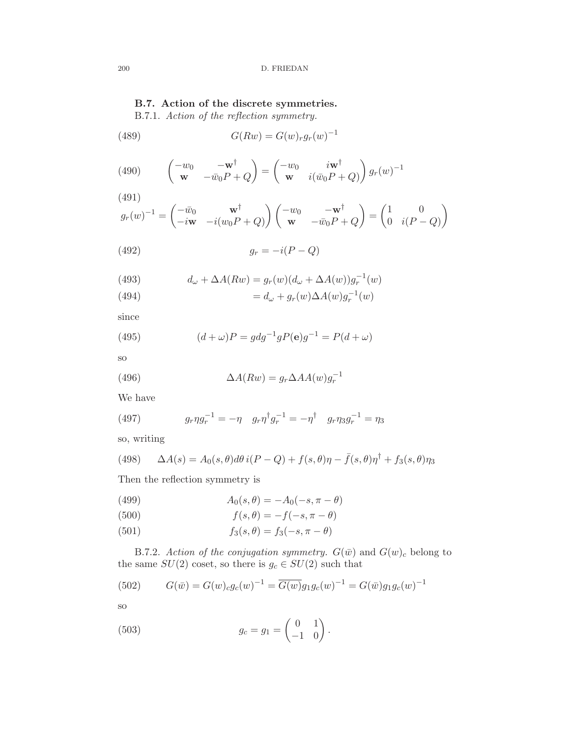### B.7. Action of the discrete symmetries.

B.7.1. *Action of the reflection symmetry.*

$$G(Rw) = G(w)_r g_r(w)^{-1} \tag{489}$$

$$\begin{pmatrix} -w_0 & -\mathbf{w}^\dagger \\ \mathbf{w} & -\bar{w}_0 P + Q \end{pmatrix} = \begin{pmatrix} -w_0 & i\mathbf{w}^\dagger \\ \mathbf{w} & i(\bar{w}_0 P + Q) \end{pmatrix} g_r(w)^{-1} \tag{490}$$

$$g_r(w)^{-1} = \begin{pmatrix} -\bar{w}_0 & \mathbf{w}^\dagger \\ -i\mathbf{w} & -i(w_0 P + Q) \end{pmatrix} \begin{pmatrix} -w_0 & -\mathbf{w}^\dagger \\ \mathbf{w} & -\bar{w}_0 P + Q \end{pmatrix} = \begin{pmatrix} 1 & 0 \\ 0 & i(P-Q) \end{pmatrix} \tag{491}$$

$$g_r = -i(P-Q) \tag{492}$$

$$d_\omega + \Delta A(Rw) = g_r(w)(d_\omega + \Delta A(w))g_r^{-1}(w) \tag{493}$$

$$= d_\omega + g_r(w)\Delta A(w) g_r^{-1}(w) \tag{494}$$

since

$$(d+\omega)P = g d g^{-1} g P(\mathbf{e}) g^{-1} = P(d+\omega) \tag{495}$$

so

$$\Delta A(Rw) = g_r \Delta A A(w) g_r^{-1} \tag{496}$$

We have

$$g_r \eta g_r^{-1} = -\eta \quad g_r \eta^\dagger g_r^{-1} = -\eta^\dagger \quad g_r \eta_3 g_r^{-1} = \eta_3 \tag{497}$$

so, writing

$$\Delta A(s) = A_0(s,\theta) d\theta \, i(P-Q) + f(s,\theta)\eta - \bar{f}(s,\theta)\eta^\dagger + f_3(s,\theta)\eta_3 \tag{498}$$

Then the reflection symmetry is

$$A_0(s,\theta) = -A_0(-s, \pi - \theta) \tag{499}$$

$$f(s,\theta) = -f(-s, \pi-\theta) \tag{500}$$

$$f_3(s,\theta) = f_3(-s, \pi - \theta) \tag{501}$$

B.7.2. *Action of the conjugation symmetry.* $G(\bar{w})$ and $G(w)_c$ belong to the same $SU(2)$ coset, so there is $g_c \in SU(2)$ such that

$$G(\bar{w}) = G(w)_c g_c(w)^{-1} = \overline{G(w)} g_1 g_c(w)^{-1} = G(\bar{w}) g_1 g_c(w)^{-1} \tag{502}$$

so

$$g_c = g_1 = \begin{pmatrix} 0 & 1 \\ -1 & 0 \end{pmatrix}. \tag{503}$$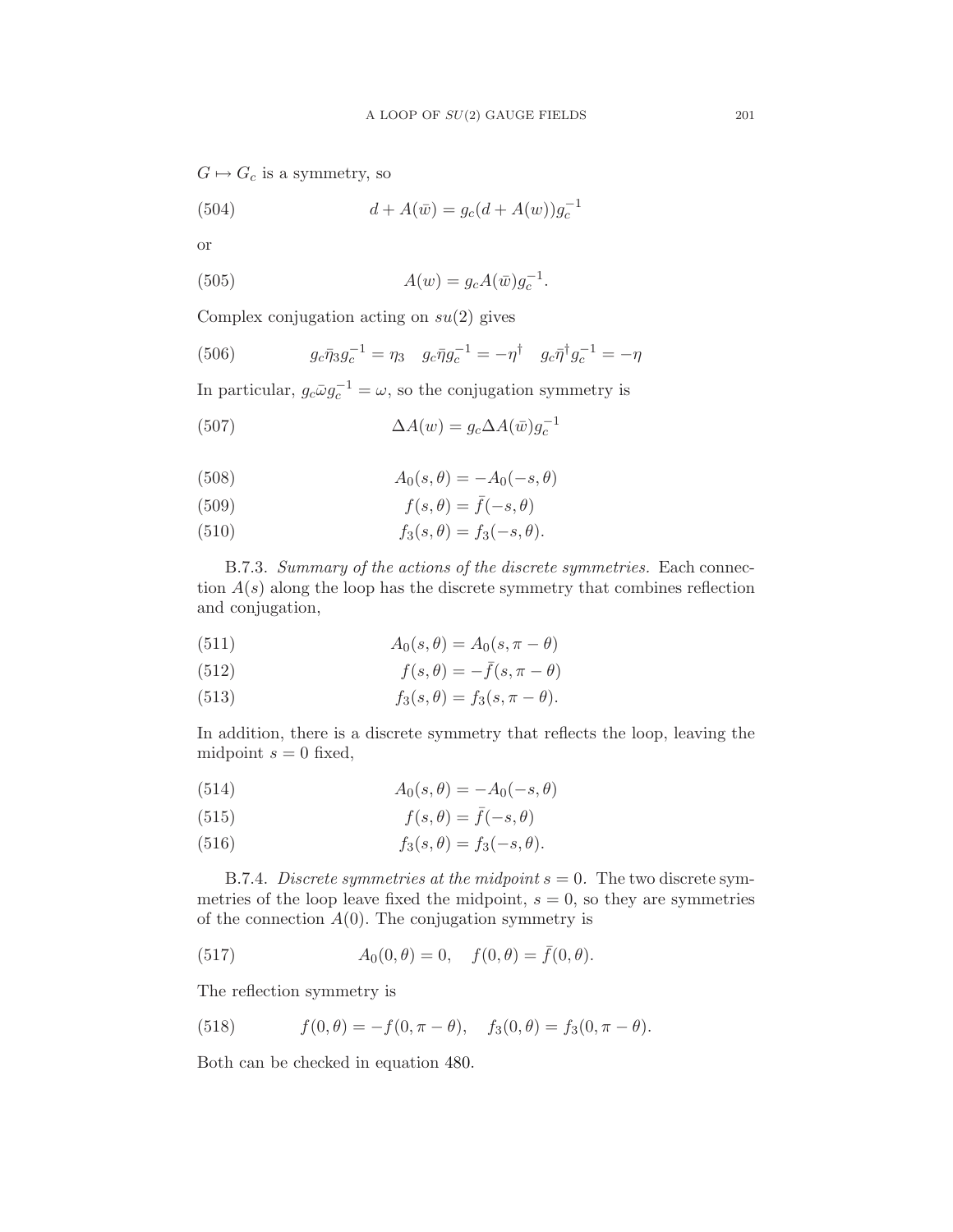$G \mapsto G_c$ is a symmetry, so

$$d + A(\bar{w}) = g_c(d + A(w))g_c^{-1} \tag{504}$$

or

$$A(w) = g_c A(\bar{w}) g_c^{-1}. \tag{505}$$

Complex conjugation acting on $su(2)$ gives

$$g_c \bar{\eta}_3 g_c^{-1} = \eta_3 \quad g_c \bar{\eta} g_c^{-1} = -\eta^\dagger \quad g_c \bar{\eta}^\dagger g_c^{-1} = -\eta \tag{506}$$

In particular, $g_c \bar{\omega} g_c^{-1} = \omega$, so the conjugation symmetry is

$$\Delta A(w) = g_c \Delta A(\bar{w}) g_c^{-1} \tag{507}$$

$$A_0(s, \theta) = -A_0(-s, \theta) \tag{508}$$

$$f(s, \theta) = \bar{f}(-s, \theta) \tag{509}$$

$$f_3(s, \theta) = f_3(-s, \theta). \tag{510}$$

B.7.3. *Summary of the actions of the discrete symmetries.* Each connection $A(s)$ along the loop has the discrete symmetry that combines reflection and conjugation,

$$A_0(s, \theta) = A_0(s, \pi - \theta) \tag{511}$$

$$f(s, \theta) = -\bar{f}(s, \pi - \theta) \tag{512}$$

$$f_3(s, \theta) = f_3(s, \pi - \theta). \tag{513}$$

In addition, there is a discrete symmetry that reflects the loop, leaving the midpoint $s = 0$ fixed,

$$A_0(s, \theta) = -A_0(-s, \theta) \tag{514}$$

$$f(s, \theta) = \bar{f}(-s, \theta) \tag{515}$$

$$f_3(s, \theta) = f_3(-s, \theta). \tag{516}$$

B.7.4. *Discrete symmetries at the midpoint $s = 0$.* The two discrete symmetries of the loop leave fixed the midpoint, $s = 0$, so they are symmetries of the connection $A(0)$. The conjugation symmetry is

$$A_0(0, \theta) = 0, \quad f(0, \theta) = \bar{f}(0, \theta). \tag{517}$$

The reflection symmetry is

$$f(0, \theta) = -f(0, \pi - \theta), \quad f_3(0, \theta) = f_3(0, \pi - \theta). \tag{518}$$

Both can be checked in equation 480.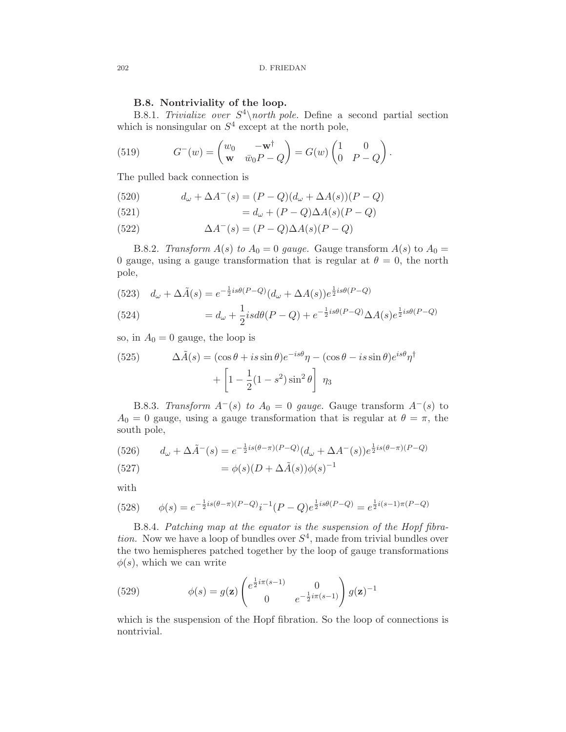### B.8. Nontriviality of the loop.

B.8.1. *Trivialize over $S^4\backslash$north pole.* Define a second partial section which is nonsingular on $S^4$ except at the north pole,

$$G^-(w) = \begin{pmatrix} w_0 & -\mathbf{w}^\dagger \\ \mathbf{w} & \bar{w}_0 P - Q \end{pmatrix} = G(w) \begin{pmatrix} 1 & 0 \\ 0 & P-Q \end{pmatrix}. \tag{519}$$

The pulled back connection is

$$d_\omega + \Delta A^-(s) = (P-Q)(d_\omega + \Delta A(s))(P-Q) \tag{520}$$

$$= d_\omega + (P-Q)\Delta A(s)(P-Q) \tag{521}$$

$$\Delta A^-(s) = (P-Q)\Delta A(s)(P-Q) \tag{522}$$

B.8.2. *Transform $A(s)$ to $A_0 = 0$ gauge.* Gauge transform $A(s)$ to $A_0 = 0$ gauge, using a gauge transformation that is regular at $\theta = 0$, the north pole,

$$d_\omega + \Delta\tilde{A}(s) = e^{-\frac{1}{2}is\theta(P-Q)}(d_\omega + \Delta A(s))e^{\frac{1}{2}is\theta(P-Q)} \tag{523}$$

$$= d_\omega + \frac{1}{2}isd\theta(P-Q) + e^{-\frac{1}{2}is\theta(P-Q)}\Delta A(s)e^{\frac{1}{2}is\theta(P-Q)} \tag{524}$$

so, in $A_0 = 0$ gauge, the loop is

$$\Delta\tilde{A}(s) = (\cos\theta + is\sin\theta)e^{-is\theta}\eta - (\cos\theta - is\sin\theta)e^{is\theta}\eta^\dagger + \left[1 - \frac{1}{2}(1-s^2)\sin^2\theta\right]\ \eta_3 \tag{525}$$

B.8.3. *Transform $A^-(s)$ to $A_0 = 0$ gauge.* Gauge transform $A^-(s)$ to $A_0 = 0$ gauge, using a gauge transformation that is regular at $\theta = \pi$, the south pole,

$$d_\omega + \Delta\tilde{A}^-(s) = e^{-\frac{1}{2}is(\theta-\pi)(P-Q)}(d_\omega + \Delta A^-(s))e^{\frac{1}{2}is(\theta-\pi)(P-Q)} \tag{526}$$

$$= \phi(s)(D + \Delta\tilde{A}(s))\phi(s)^{-1} \tag{527}$$

with

$$\phi(s) = e^{-\frac{1}{2}is(\theta-\pi)(P-Q)}i^{-1}(P-Q)e^{\frac{1}{2}is\theta(P-Q)} = e^{\frac{1}{2}i(s-1)\pi(P-Q)} \tag{528}$$

B.8.4. *Patching map at the equator is the suspension of the Hopf fibration.* Now we have a loop of bundles over $S^4$, made from trivial bundles over the two hemispheres patched together by the loop of gauge transformations $\phi(s)$, which we can write

$$\phi(s) = g(\mathbf{z}) \begin{pmatrix} e^{\frac{1}{2}i\pi(s-1)} & 0 \\ 0 & e^{-\frac{1}{2}i\pi(s-1)} \end{pmatrix} g(\mathbf{z})^{-1} \tag{529}$$

which is the suspension of the Hopf fibration. So the loop of connections is nontrivial.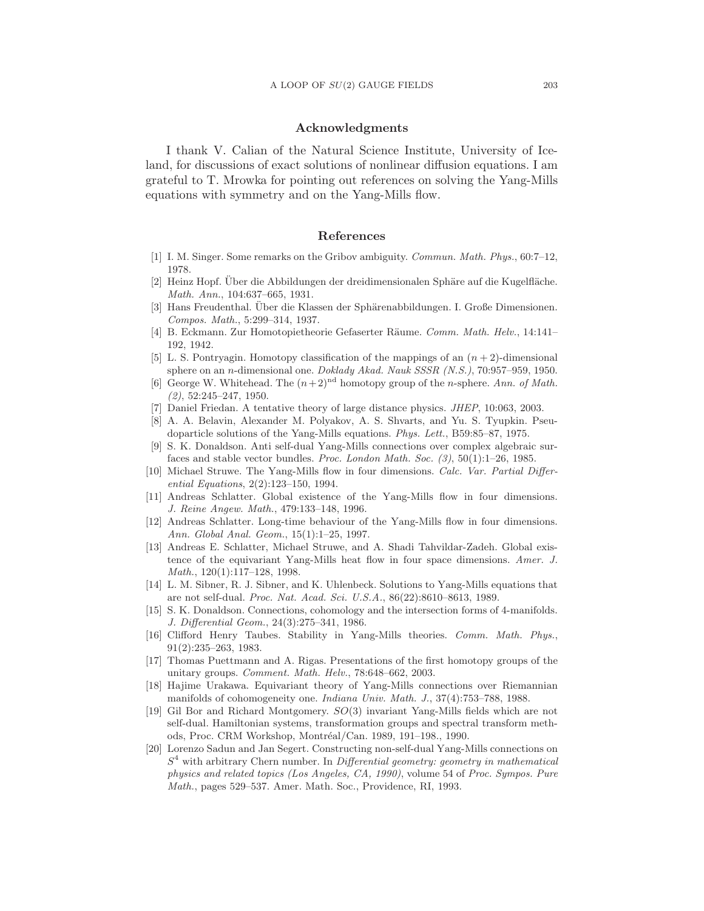## Acknowledgments

I thank V. Calian of the Natural Science Institute, University of Iceland, for discussions of exact solutions of nonlinear diffusion equations. I am grateful to T. Mrowka for pointing out references on solving the Yang-Mills equations with symmetry and on the Yang-Mills flow.

## References

[1] I. M. Singer. Some remarks on the Gribov ambiguity. *Commun. Math. Phys.*, 60:7–12, 1978.

[2] Heinz Hopf. Über die Abbildungen der dreidimensionalen Sphäre auf die Kugelfläche. *Math. Ann.*, 104:637–665, 1931.

[3] Hans Freudenthal. Über die Klassen der Sphärenabbildungen. I. Große Dimensionen. *Compos. Math.*, 5:299–314, 1937.

[4] B. Eckmann. Zur Homotopietheorie Gefaserter Räume. *Comm. Math. Helv.*, 14:141–192, 1942.

[5] L. S. Pontryagin. Homotopy classification of the mappings of an $(n+2)$-dimensional sphere on an $n$-dimensional one. *Doklady Akad. Nauk SSSR (N.S.)*, 70:957–959, 1950.

[6] George W. Whitehead. The $(n+2)^{\text{nd}}$ homotopy group of the $n$-sphere. *Ann. of Math. (2)*, 52:245–247, 1950.

[7] Daniel Friedan. A tentative theory of large distance physics. *JHEP*, 10:063, 2003.

[8] A. A. Belavin, Alexander M. Polyakov, A. S. Shvarts, and Yu. S. Tyupkin. Pseudoparticle solutions of the Yang-Mills equations. *Phys. Lett.*, B59:85–87, 1975.

[9] S. K. Donaldson. Anti self-dual Yang-Mills connections over complex algebraic surfaces and stable vector bundles. *Proc. London Math. Soc. (3)*, 50(1):1–26, 1985.

[10] Michael Struwe. The Yang-Mills flow in four dimensions. *Calc. Var. Partial Differential Equations*, 2(2):123–150, 1994.

[11] Andreas Schlatter. Global existence of the Yang-Mills flow in four dimensions. *J. Reine Angew. Math.*, 479:133–148, 1996.

[12] Andreas Schlatter. Long-time behaviour of the Yang-Mills flow in four dimensions. *Ann. Global Anal. Geom.*, 15(1):1–25, 1997.

[13] Andreas E. Schlatter, Michael Struwe, and A. Shadi Tahvildar-Zadeh. Global existence of the equivariant Yang-Mills heat flow in four space dimensions. *Amer. J. Math.*, 120(1):117–128, 1998.

[14] L. M. Sibner, R. J. Sibner, and K. Uhlenbeck. Solutions to Yang-Mills equations that are not self-dual. *Proc. Nat. Acad. Sci. U.S.A.*, 86(22):8610–8613, 1989.

[15] S. K. Donaldson. Connections, cohomology and the intersection forms of 4-manifolds. *J. Differential Geom.*, 24(3):275–341, 1986.

[16] Clifford Henry Taubes. Stability in Yang-Mills theories. *Comm. Math. Phys.*, 91(2):235–263, 1983.

[17] Thomas Puettmann and A. Rigas. Presentations of the first homotopy groups of the unitary groups. *Comment. Math. Helv.*, 78:648–662, 2003.

[18] Hajime Urakawa. Equivariant theory of Yang-Mills connections over Riemannian manifolds of cohomogeneity one. *Indiana Univ. Math. J.*, 37(4):753–788, 1988.

[19] Gil Bor and Richard Montgomery. $SO(3)$ invariant Yang-Mills fields which are not self-dual. Hamiltonian systems, transformation groups and spectral transform methods, Proc. CRM Workshop, Montréal/Can. 1989, 191–198., 1990.

[20] Lorenzo Sadun and Jan Segert. Constructing non-self-dual Yang-Mills connections on $S^4$ with arbitrary Chern number. In *Differential geometry: geometry in mathematical physics and related topics (Los Angeles, CA, 1990)*, volume 54 of *Proc. Sympos. Pure Math.*, pages 529–537. Amer. Math. Soc., Providence, RI, 1993.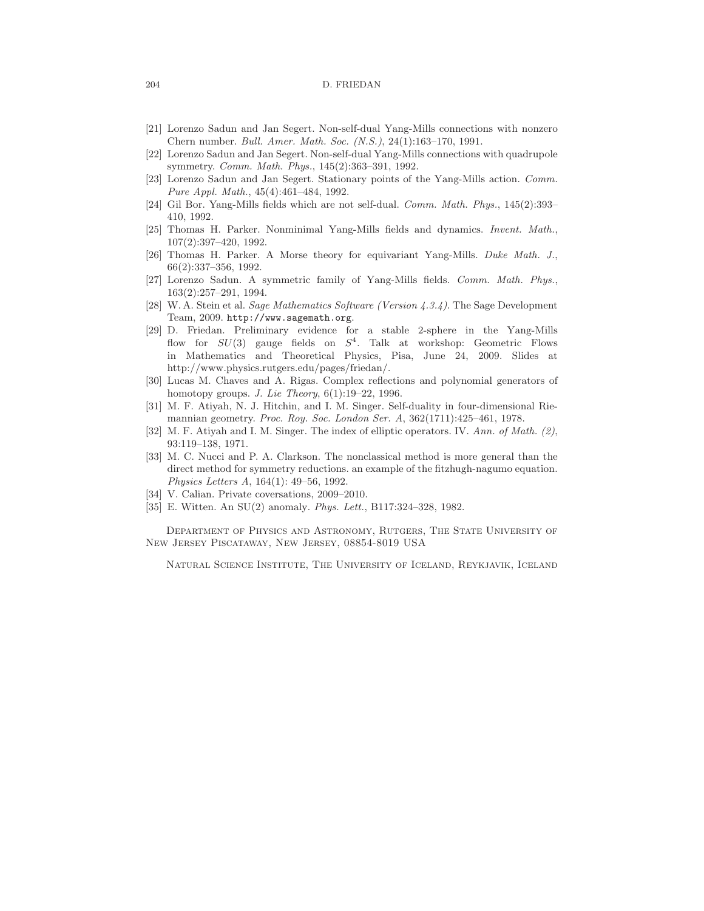[21] Lorenzo Sadun and Jan Segert. Non-self-dual Yang-Mills connections with nonzero Chern number. *Bull. Amer. Math. Soc. (N.S.)*, 24(1):163–170, 1991.

[22] Lorenzo Sadun and Jan Segert. Non-self-dual Yang-Mills connections with quadrupole symmetry. *Comm. Math. Phys.*, 145(2):363–391, 1992.

[23] Lorenzo Sadun and Jan Segert. Stationary points of the Yang-Mills action. *Comm. Pure Appl. Math.*, 45(4):461–484, 1992.

[24] Gil Bor. Yang-Mills fields which are not self-dual. *Comm. Math. Phys.*, 145(2):393–410, 1992.

[25] Thomas H. Parker. Nonminimal Yang-Mills fields and dynamics. *Invent. Math.*, 107(2):397–420, 1992.

[26] Thomas H. Parker. A Morse theory for equivariant Yang-Mills. *Duke Math. J.*, 66(2):337–356, 1992.

[27] Lorenzo Sadun. A symmetric family of Yang-Mills fields. *Comm. Math. Phys.*, 163(2):257–291, 1994.

[28] W. A. Stein et al. *Sage Mathematics Software (Version 4.3.4)*. The Sage Development Team, 2009. `http://www.sagemath.org`.

[29] D. Friedan. Preliminary evidence for a stable 2-sphere in the Yang-Mills flow for $SU(3)$ gauge fields on $S^4$. Talk at workshop: Geometric Flows in Mathematics and Theoretical Physics, Pisa, June 24, 2009. Slides at http://www.physics.rutgers.edu/pages/friedan/.

[30] Lucas M. Chaves and A. Rigas. Complex reflections and polynomial generators of homotopy groups. *J. Lie Theory*, 6(1):19–22, 1996.

[31] M. F. Atiyah, N. J. Hitchin, and I. M. Singer. Self-duality in four-dimensional Riemannian geometry. *Proc. Roy. Soc. London Ser. A*, 362(1711):425–461, 1978.

[32] M. F. Atiyah and I. M. Singer. The index of elliptic operators. IV. *Ann. of Math. (2)*, 93:119–138, 1971.

[33] M. C. Nucci and P. A. Clarkson. The nonclassical method is more general than the direct method for symmetry reductions. an example of the fitzhugh-nagumo equation. *Physics Letters A*, 164(1): 49–56, 1992.

[34] V. Calian. Private coversations, 2009–2010.

[35] E. Witten. An SU(2) anomaly. *Phys. Lett.*, B117:324–328, 1982.

Department of Physics and Astronomy, Rutgers, The State University of New Jersey Piscataway, New Jersey, 08854-8019 USA

Natural Science Institute, The University of Iceland, Reykjavik, Iceland